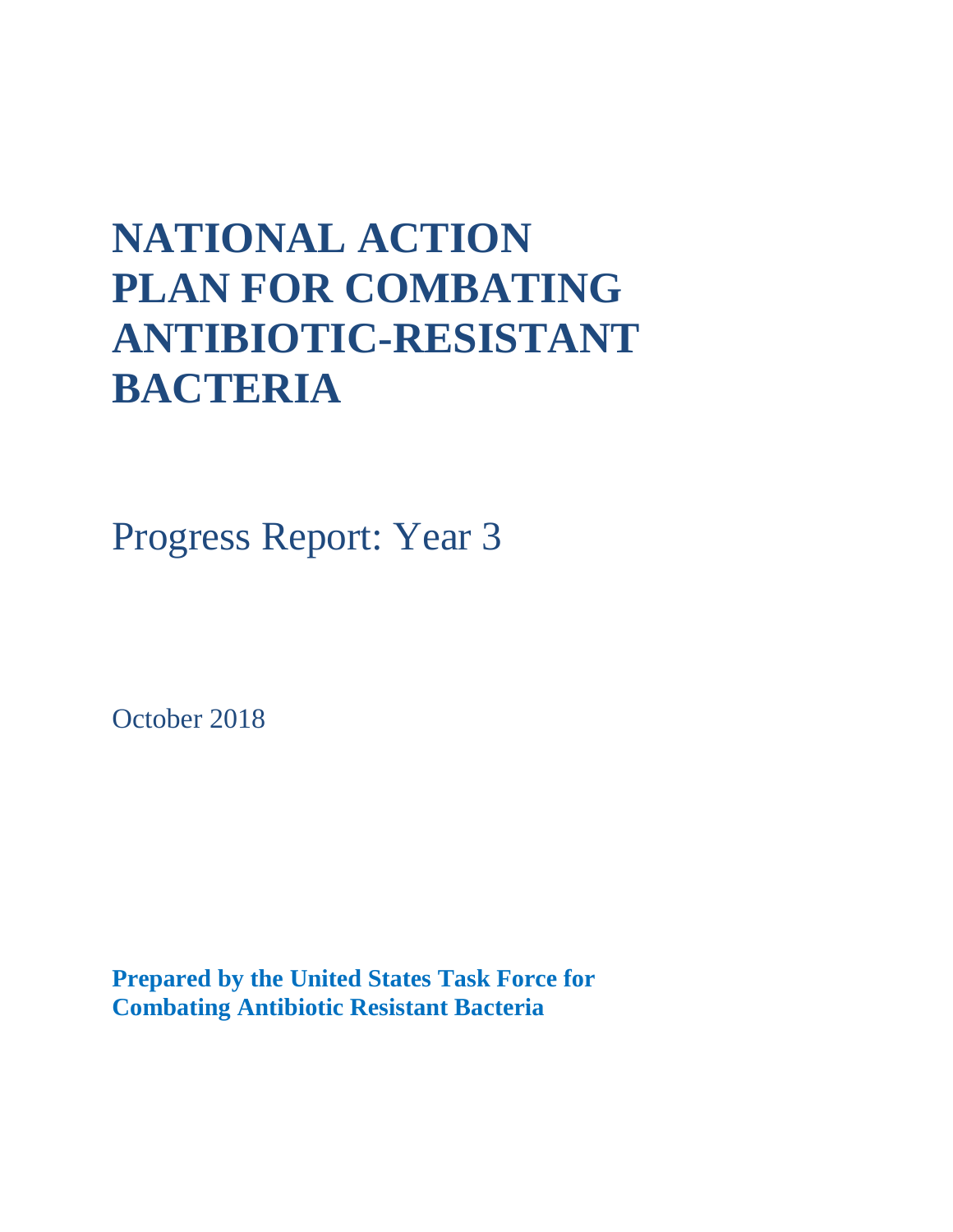# NATIONAL ACTION PLAN FOR COMBATING ANTIBIOTIC-RESISTANT BACTERIA

## Progress Report: Year 3

October 2018

**Prepared by the United States Task Force for Combating Antibiotic Resistant Bacteria**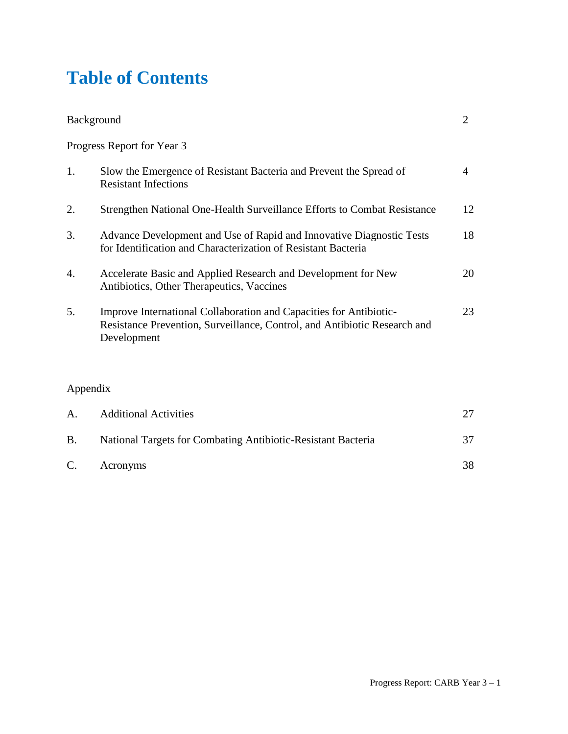# Table of Contents

| | | |
|---|---|---|
| Background | | 2 |
| Progress Report for Year 3 | | |
| 1. | Slow the Emergence of Resistant Bacteria and Prevent the Spread of Resistant Infections | 4 |
| 2. | Strengthen National One-Health Surveillance Efforts to Combat Resistance | 12 |
| 3. | Advance Development and Use of Rapid and Innovative Diagnostic Tests for Identification and Characterization of Resistant Bacteria | 18 |
| 4. | Accelerate Basic and Applied Research and Development for New Antibiotics, Other Therapeutics, Vaccines | 20 |
| 5. | Improve International Collaboration and Capacities for Antibiotic-Resistance Prevention, Surveillance, Control, and Antibiotic Research and Development | 23 |
| Appendix | | |
| A. | Additional Activities | 27 |
| B. | National Targets for Combating Antibiotic-Resistant Bacteria | 37 |
| C. | Acronyms | 38 |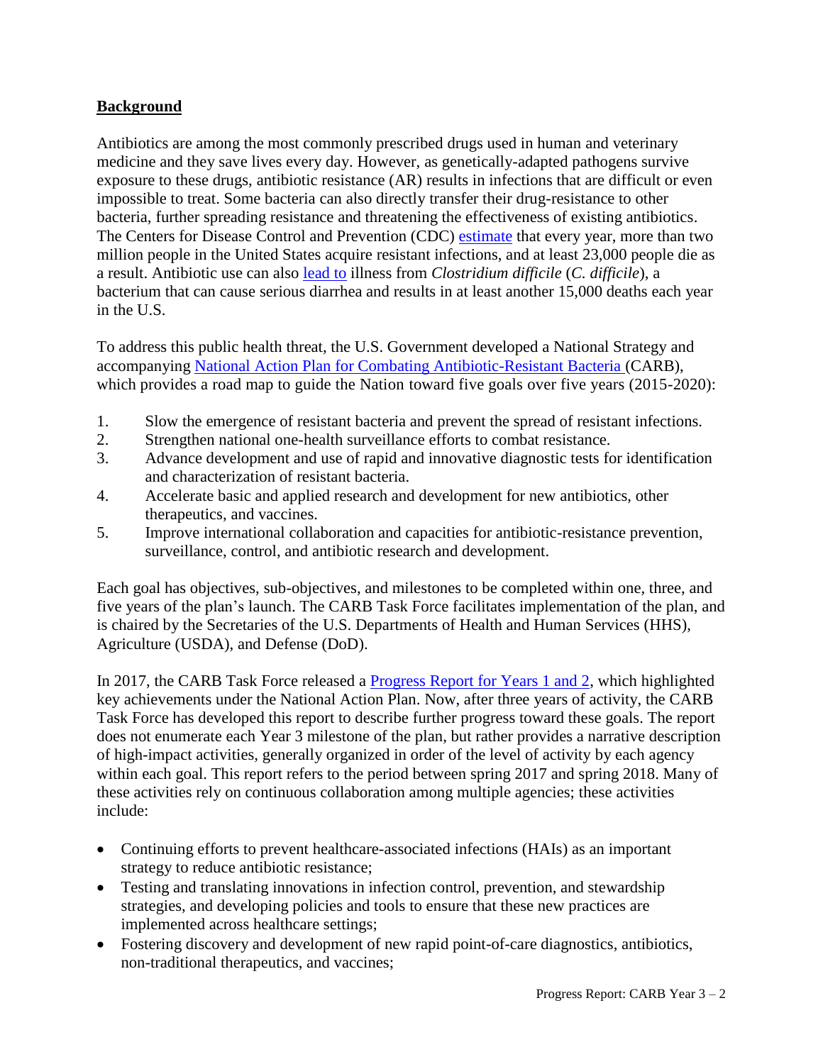## **Background**

Antibiotics are among the most commonly prescribed drugs used in human and veterinary medicine and they save lives every day. However, as genetically-adapted pathogens survive exposure to these drugs, antibiotic resistance (AR) results in infections that are difficult or even impossible to treat. Some bacteria can also directly transfer their drug-resistance to other bacteria, further spreading resistance and threatening the effectiveness of existing antibiotics. The Centers for Disease Control and Prevention (CDC) estimate that every year, more than two million people in the United States acquire resistant infections, and at least 23,000 people die as a result. Antibiotic use can also lead to illness from *Clostridium difficile* (*C. difficile*), a bacterium that can cause serious diarrhea and results in at least another 15,000 deaths each year in the U.S.

To address this public health threat, the U.S. Government developed a National Strategy and accompanying National Action Plan for Combating Antibiotic-Resistant Bacteria (CARB), which provides a road map to guide the Nation toward five goals over five years (2015-2020):

1. Slow the emergence of resistant bacteria and prevent the spread of resistant infections.
2. Strengthen national one-health surveillance efforts to combat resistance.
3. Advance development and use of rapid and innovative diagnostic tests for identification and characterization of resistant bacteria.
4. Accelerate basic and applied research and development for new antibiotics, other therapeutics, and vaccines.
5. Improve international collaboration and capacities for antibiotic-resistance prevention, surveillance, control, and antibiotic research and development.

Each goal has objectives, sub-objectives, and milestones to be completed within one, three, and five years of the plan's launch. The CARB Task Force facilitates implementation of the plan, and is chaired by the Secretaries of the U.S. Departments of Health and Human Services (HHS), Agriculture (USDA), and Defense (DoD).

In 2017, the CARB Task Force released a Progress Report for Years 1 and 2, which highlighted key achievements under the National Action Plan. Now, after three years of activity, the CARB Task Force has developed this report to describe further progress toward these goals. The report does not enumerate each Year 3 milestone of the plan, but rather provides a narrative description of high-impact activities, generally organized in order of the level of activity by each agency within each goal. This report refers to the period between spring 2017 and spring 2018. Many of these activities rely on continuous collaboration among multiple agencies; these activities include:

- Continuing efforts to prevent healthcare-associated infections (HAIs) as an important strategy to reduce antibiotic resistance;
- Testing and translating innovations in infection control, prevention, and stewardship strategies, and developing policies and tools to ensure that these new practices are implemented across healthcare settings;
- Fostering discovery and development of new rapid point-of-care diagnostics, antibiotics, non-traditional therapeutics, and vaccines;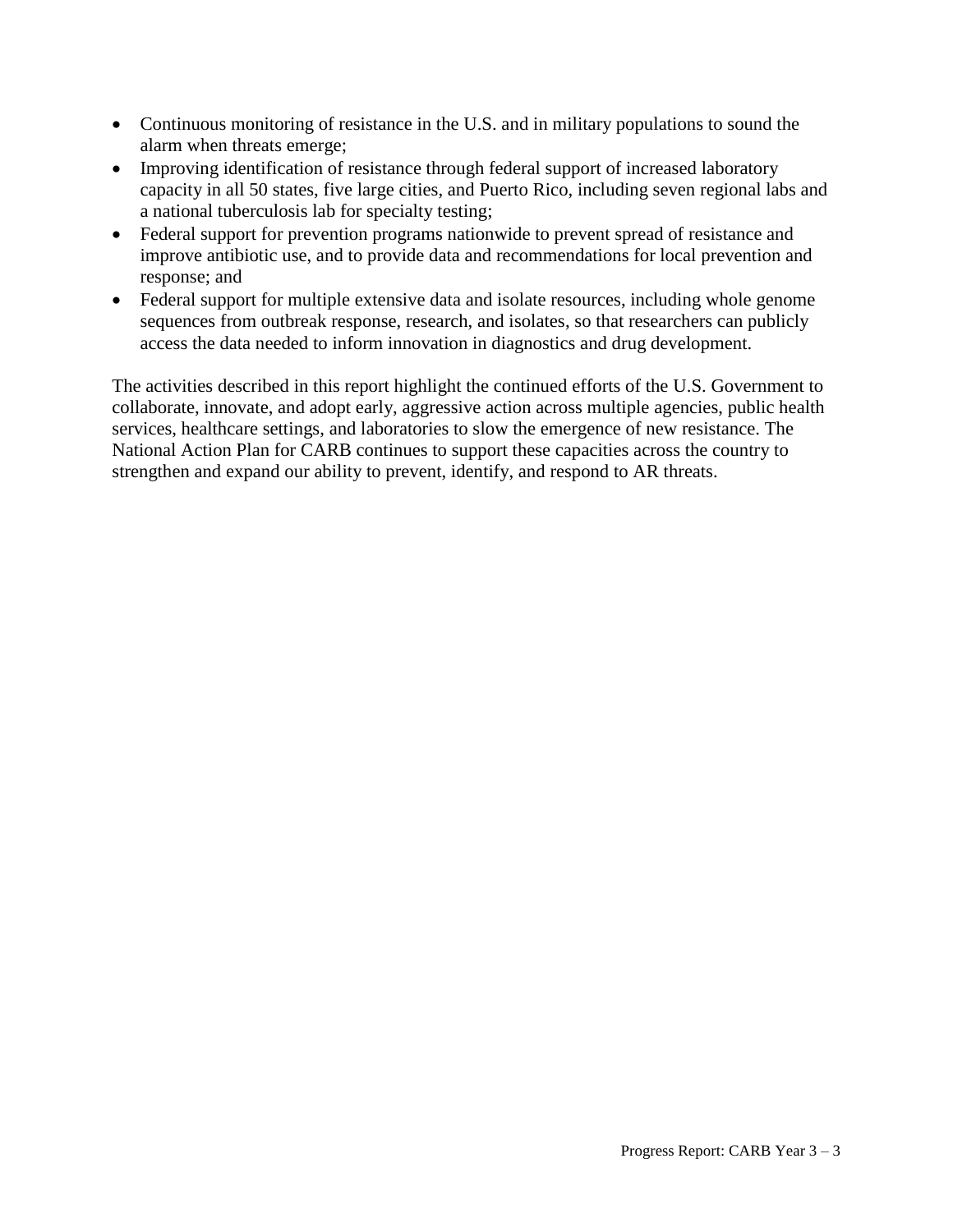- Continuous monitoring of resistance in the U.S. and in military populations to sound the alarm when threats emerge;
- Improving identification of resistance through federal support of increased laboratory capacity in all 50 states, five large cities, and Puerto Rico, including seven regional labs and a national tuberculosis lab for specialty testing;
- Federal support for prevention programs nationwide to prevent spread of resistance and improve antibiotic use, and to provide data and recommendations for local prevention and response; and
- Federal support for multiple extensive data and isolate resources, including whole genome sequences from outbreak response, research, and isolates, so that researchers can publicly access the data needed to inform innovation in diagnostics and drug development.

The activities described in this report highlight the continued efforts of the U.S. Government to collaborate, innovate, and adopt early, aggressive action across multiple agencies, public health services, healthcare settings, and laboratories to slow the emergence of new resistance. The National Action Plan for CARB continues to support these capacities across the country to strengthen and expand our ability to prevent, identify, and respond to AR threats.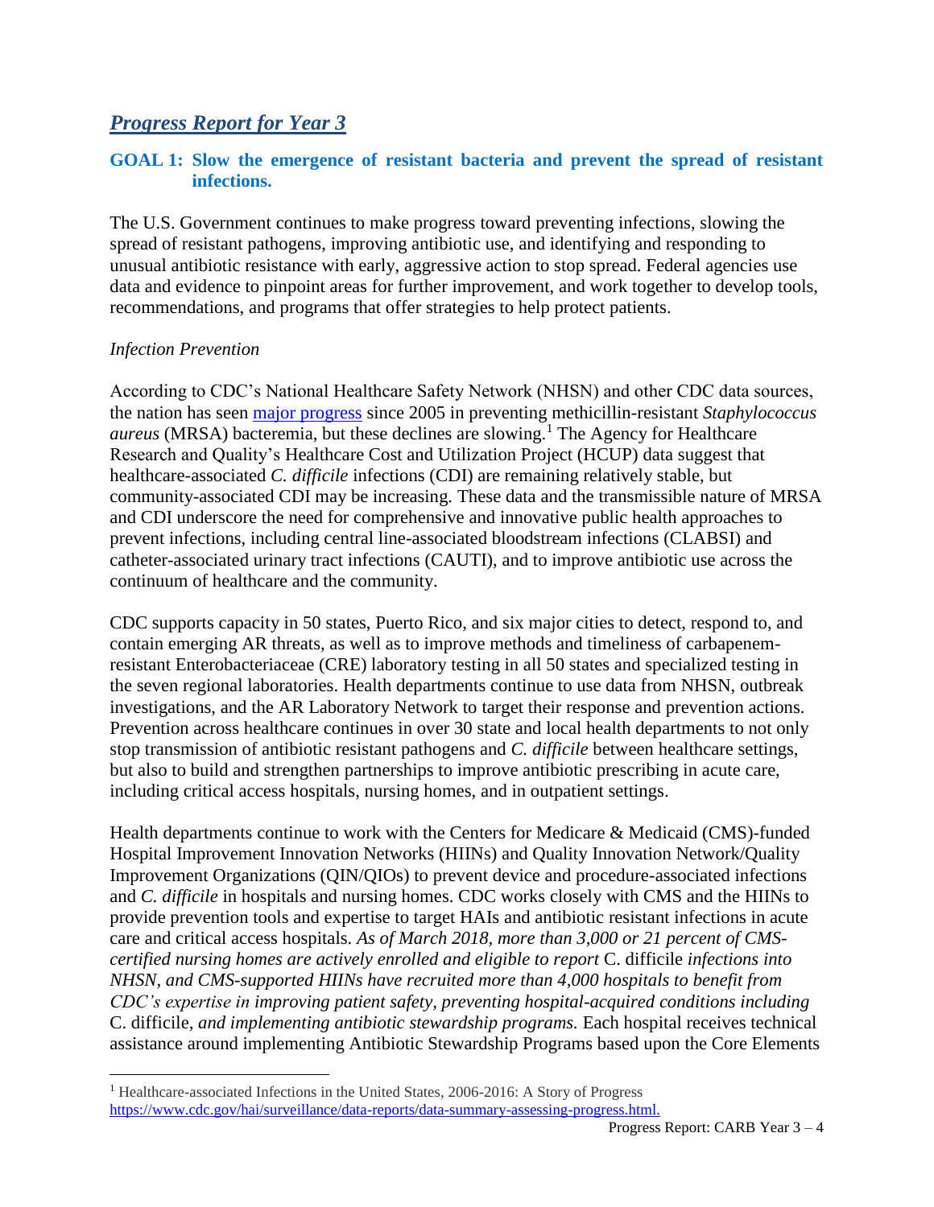## *Progress Report for Year 3*

### GOAL 1: Slow the emergence of resistant bacteria and prevent the spread of resistant infections.

The U.S. Government continues to make progress toward preventing infections, slowing the spread of resistant pathogens, improving antibiotic use, and identifying and responding to unusual antibiotic resistance with early, aggressive action to stop spread. Federal agencies use data and evidence to pinpoint areas for further improvement, and work together to develop tools, recommendations, and programs that offer strategies to help protect patients.

*Infection Prevention*

According to CDC's National Healthcare Safety Network (NHSN) and other CDC data sources, the nation has seen major progress since 2005 in preventing methicillin-resistant *Staphylococcus aureus* (MRSA) bacteremia, but these declines are slowing.[1] The Agency for Healthcare Research and Quality's Healthcare Cost and Utilization Project (HCUP) data suggest that healthcare-associated *C. difficile* infections (CDI) are remaining relatively stable, but community-associated CDI may be increasing. These data and the transmissible nature of MRSA and CDI underscore the need for comprehensive and innovative public health approaches to prevent infections, including central line-associated bloodstream infections (CLABSI) and catheter-associated urinary tract infections (CAUTI), and to improve antibiotic use across the continuum of healthcare and the community.

CDC supports capacity in 50 states, Puerto Rico, and six major cities to detect, respond to, and contain emerging AR threats, as well as to improve methods and timeliness of carbapenem-resistant Enterobacteriaceae (CRE) laboratory testing in all 50 states and specialized testing in the seven regional laboratories. Health departments continue to use data from NHSN, outbreak investigations, and the AR Laboratory Network to target their response and prevention actions. Prevention across healthcare continues in over 30 state and local health departments to not only stop transmission of antibiotic resistant pathogens and *C. difficile* between healthcare settings, but also to build and strengthen partnerships to improve antibiotic prescribing in acute care, including critical access hospitals, nursing homes, and in outpatient settings.

Health departments continue to work with the Centers for Medicare & Medicaid (CMS)-funded Hospital Improvement Innovation Networks (HIINs) and Quality Innovation Network/Quality Improvement Organizations (QIN/QIOs) to prevent device and procedure-associated infections and *C. difficile* in hospitals and nursing homes. CDC works closely with CMS and the HIINs to provide prevention tools and expertise to target HAIs and antibiotic resistant infections in acute care and critical access hospitals. *As of March 2018, more than 3,000 or 21 percent of CMS-certified nursing homes are actively enrolled and eligible to report* C. difficile *infections into NHSN, and CMS-supported HIINs have recruited more than 4,000 hospitals to benefit from CDC's expertise in improving patient safety, preventing hospital-acquired conditions including* C. difficile*, and implementing antibiotic stewardship programs.* Each hospital receives technical assistance around implementing Antibiotic Stewardship Programs based upon the Core Elements

[1] Healthcare-associated Infections in the United States, 2006-2016: A Story of Progress https://www.cdc.gov/hai/surveillance/data-reports/data-summary-assessing-progress.html.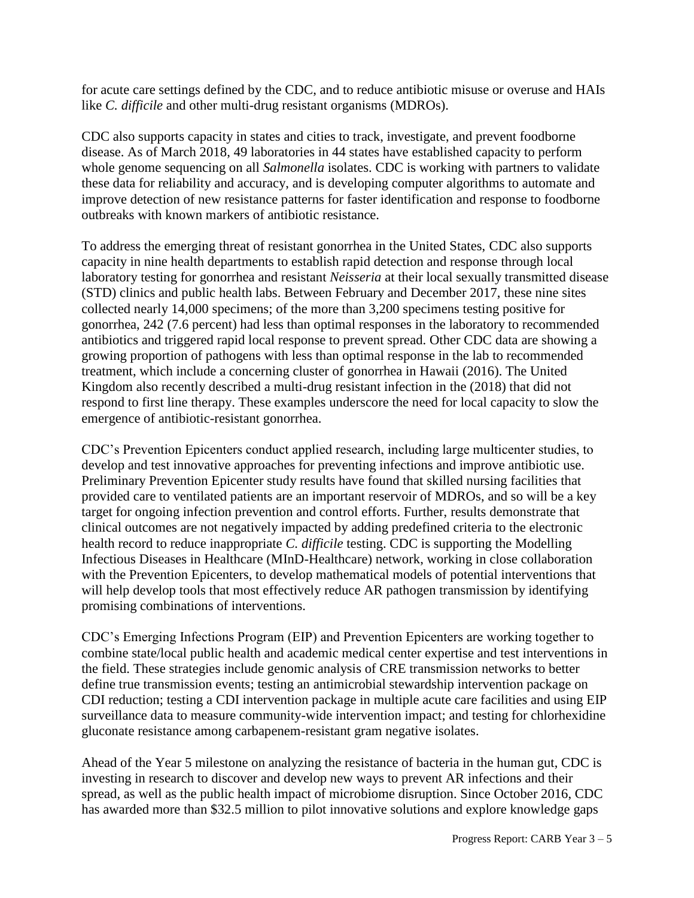for acute care settings defined by the CDC, and to reduce antibiotic misuse or overuse and HAIs like *C. difficile* and other multi-drug resistant organisms (MDROs).

CDC also supports capacity in states and cities to track, investigate, and prevent foodborne disease. As of March 2018, 49 laboratories in 44 states have established capacity to perform whole genome sequencing on all *Salmonella* isolates. CDC is working with partners to validate these data for reliability and accuracy, and is developing computer algorithms to automate and improve detection of new resistance patterns for faster identification and response to foodborne outbreaks with known markers of antibiotic resistance.

To address the emerging threat of resistant gonorrhea in the United States, CDC also supports capacity in nine health departments to establish rapid detection and response through local laboratory testing for gonorrhea and resistant *Neisseria* at their local sexually transmitted disease (STD) clinics and public health labs. Between February and December 2017, these nine sites collected nearly 14,000 specimens; of the more than 3,200 specimens testing positive for gonorrhea, 242 (7.6 percent) had less than optimal responses in the laboratory to recommended antibiotics and triggered rapid local response to prevent spread. Other CDC data are showing a growing proportion of pathogens with less than optimal response in the lab to recommended treatment, which include a concerning cluster of gonorrhea in Hawaii (2016). The United Kingdom also recently described a multi-drug resistant infection in the (2018) that did not respond to first line therapy. These examples underscore the need for local capacity to slow the emergence of antibiotic-resistant gonorrhea.

CDC's Prevention Epicenters conduct applied research, including large multicenter studies, to develop and test innovative approaches for preventing infections and improve antibiotic use. Preliminary Prevention Epicenter study results have found that skilled nursing facilities that provided care to ventilated patients are an important reservoir of MDROs, and so will be a key target for ongoing infection prevention and control efforts. Further, results demonstrate that clinical outcomes are not negatively impacted by adding predefined criteria to the electronic health record to reduce inappropriate *C. difficile* testing. CDC is supporting the Modelling Infectious Diseases in Healthcare (MInD-Healthcare) network, working in close collaboration with the Prevention Epicenters, to develop mathematical models of potential interventions that will help develop tools that most effectively reduce AR pathogen transmission by identifying promising combinations of interventions.

CDC's Emerging Infections Program (EIP) and Prevention Epicenters are working together to combine state/local public health and academic medical center expertise and test interventions in the field. These strategies include genomic analysis of CRE transmission networks to better define true transmission events; testing an antimicrobial stewardship intervention package on CDI reduction; testing a CDI intervention package in multiple acute care facilities and using EIP surveillance data to measure community-wide intervention impact; and testing for chlorhexidine gluconate resistance among carbapenem-resistant gram negative isolates.

Ahead of the Year 5 milestone on analyzing the resistance of bacteria in the human gut, CDC is investing in research to discover and develop new ways to prevent AR infections and their spread, as well as the public health impact of microbiome disruption. Since October 2016, CDC has awarded more than $32.5 million to pilot innovative solutions and explore knowledge gaps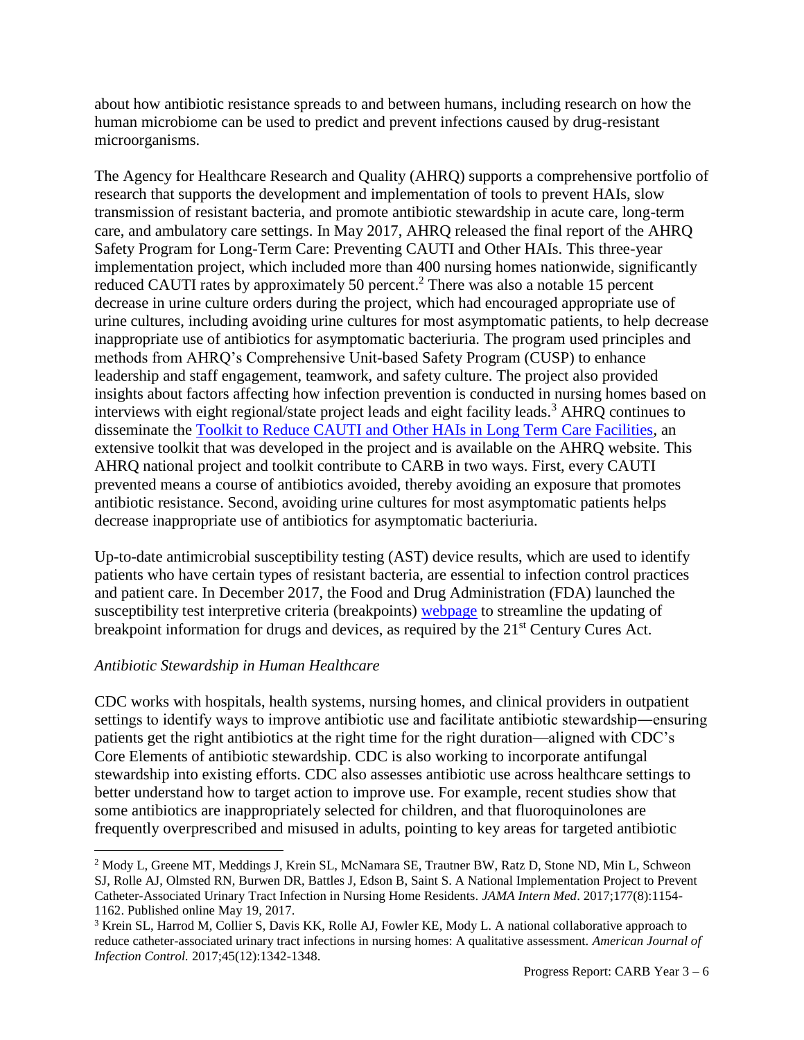about how antibiotic resistance spreads to and between humans, including research on how the human microbiome can be used to predict and prevent infections caused by drug-resistant microorganisms.

The Agency for Healthcare Research and Quality (AHRQ) supports a comprehensive portfolio of research that supports the development and implementation of tools to prevent HAIs, slow transmission of resistant bacteria, and promote antibiotic stewardship in acute care, long-term care, and ambulatory care settings. In May 2017, AHRQ released the final report of the AHRQ Safety Program for Long-Term Care: Preventing CAUTI and Other HAIs. This three-year implementation project, which included more than 400 nursing homes nationwide, significantly reduced CAUTI rates by approximately 50 percent.[2] There was also a notable 15 percent decrease in urine culture orders during the project, which had encouraged appropriate use of urine cultures, including avoiding urine cultures for most asymptomatic patients, to help decrease inappropriate use of antibiotics for asymptomatic bacteriuria. The program used principles and methods from AHRQ's Comprehensive Unit-based Safety Program (CUSP) to enhance leadership and staff engagement, teamwork, and safety culture. The project also provided insights about factors affecting how infection prevention is conducted in nursing homes based on interviews with eight regional/state project leads and eight facility leads.[3] AHRQ continues to disseminate the Toolkit to Reduce CAUTI and Other HAIs in Long Term Care Facilities, an extensive toolkit that was developed in the project and is available on the AHRQ website. This AHRQ national project and toolkit contribute to CARB in two ways. First, every CAUTI prevented means a course of antibiotics avoided, thereby avoiding an exposure that promotes antibiotic resistance. Second, avoiding urine cultures for most asymptomatic patients helps decrease inappropriate use of antibiotics for asymptomatic bacteriuria.

Up-to-date antimicrobial susceptibility testing (AST) device results, which are used to identify patients who have certain types of resistant bacteria, are essential to infection control practices and patient care. In December 2017, the Food and Drug Administration (FDA) launched the susceptibility test interpretive criteria (breakpoints) webpage to streamline the updating of breakpoint information for drugs and devices, as required by the 21st Century Cures Act.

*Antibiotic Stewardship in Human Healthcare*

CDC works with hospitals, health systems, nursing homes, and clinical providers in outpatient settings to identify ways to improve antibiotic use and facilitate antibiotic stewardship―ensuring patients get the right antibiotics at the right time for the right duration—aligned with CDC's Core Elements of antibiotic stewardship. CDC is also working to incorporate antifungal stewardship into existing efforts. CDC also assesses antibiotic use across healthcare settings to better understand how to target action to improve use. For example, recent studies show that some antibiotics are inappropriately selected for children, and that fluoroquinolones are frequently overprescribed and misused in adults, pointing to key areas for targeted antibiotic

---

[2] Mody L, Greene MT, Meddings J, Krein SL, McNamara SE, Trautner BW, Ratz D, Stone ND, Min L, Schweon SJ, Rolle AJ, Olmsted RN, Burwen DR, Battles J, Edson B, Saint S. A National Implementation Project to Prevent Catheter-Associated Urinary Tract Infection in Nursing Home Residents. *JAMA Intern Med*. 2017;177(8):1154-1162. Published online May 19, 2017.

[3] Krein SL, Harrod M, Collier S, Davis KK, Rolle AJ, Fowler KE, Mody L. A national collaborative approach to reduce catheter-associated urinary tract infections in nursing homes: A qualitative assessment. *American Journal of Infection Control.* 2017;45(12):1342-1348.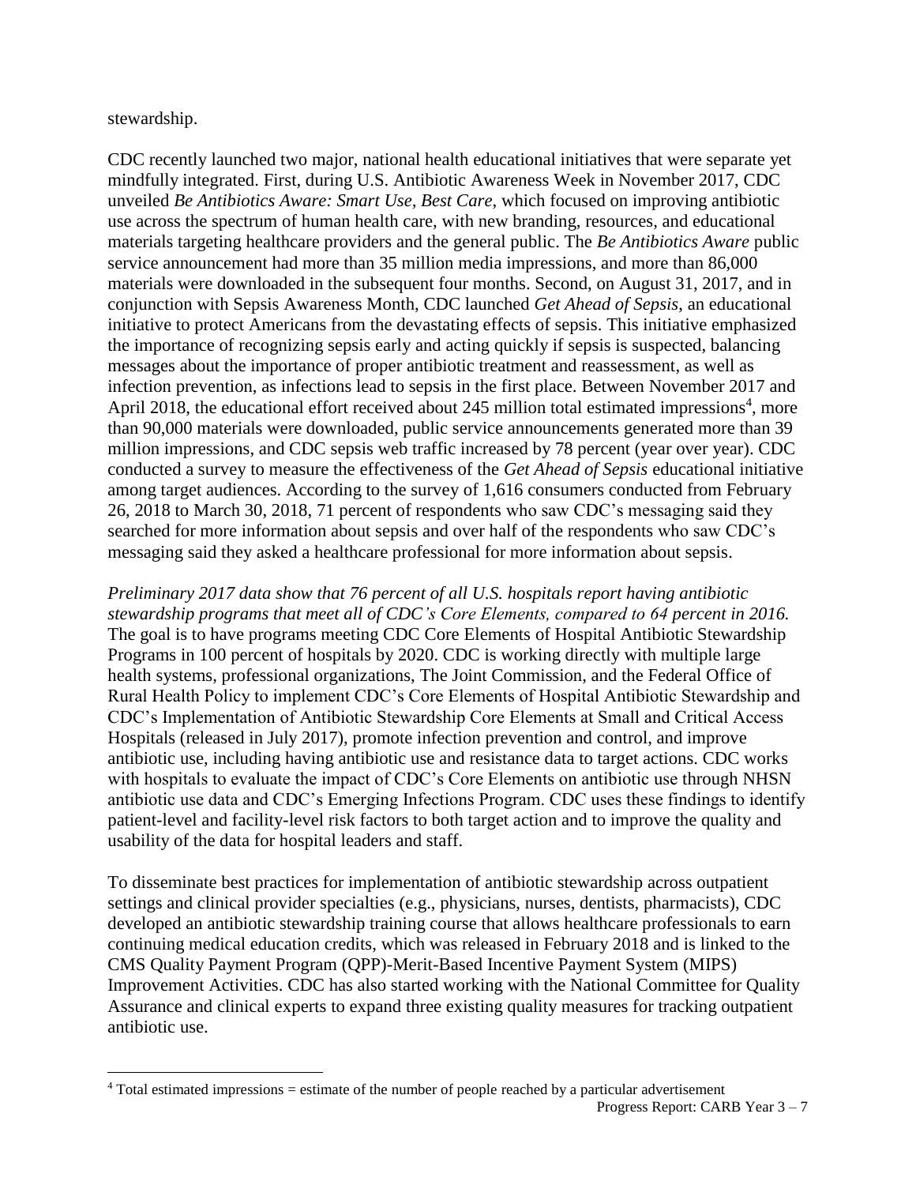stewardship.

CDC recently launched two major, national health educational initiatives that were separate yet mindfully integrated. First, during U.S. Antibiotic Awareness Week in November 2017, CDC unveiled *Be Antibiotics Aware: Smart Use, Best Care*, which focused on improving antibiotic use across the spectrum of human health care, with new branding, resources, and educational materials targeting healthcare providers and the general public. The *Be Antibiotics Aware* public service announcement had more than 35 million media impressions, and more than 86,000 materials were downloaded in the subsequent four months. Second, on August 31, 2017, and in conjunction with Sepsis Awareness Month, CDC launched *Get Ahead of Sepsis*, an educational initiative to protect Americans from the devastating effects of sepsis. This initiative emphasized the importance of recognizing sepsis early and acting quickly if sepsis is suspected, balancing messages about the importance of proper antibiotic treatment and reassessment, as well as infection prevention, as infections lead to sepsis in the first place. Between November 2017 and April 2018, the educational effort received about 245 million total estimated impressions[4], more than 90,000 materials were downloaded, public service announcements generated more than 39 million impressions, and CDC sepsis web traffic increased by 78 percent (year over year). CDC conducted a survey to measure the effectiveness of the *Get Ahead of Sepsis* educational initiative among target audiences. According to the survey of 1,616 consumers conducted from February 26, 2018 to March 30, 2018, 71 percent of respondents who saw CDC's messaging said they searched for more information about sepsis and over half of the respondents who saw CDC's messaging said they asked a healthcare professional for more information about sepsis.

*Preliminary 2017 data show that 76 percent of all U.S. hospitals report having antibiotic stewardship programs that meet all of CDC's Core Elements, compared to 64 percent in 2016.* The goal is to have programs meeting CDC Core Elements of Hospital Antibiotic Stewardship Programs in 100 percent of hospitals by 2020. CDC is working directly with multiple large health systems, professional organizations, The Joint Commission, and the Federal Office of Rural Health Policy to implement CDC's Core Elements of Hospital Antibiotic Stewardship and CDC's Implementation of Antibiotic Stewardship Core Elements at Small and Critical Access Hospitals (released in July 2017), promote infection prevention and control, and improve antibiotic use, including having antibiotic use and resistance data to target actions. CDC works with hospitals to evaluate the impact of CDC's Core Elements on antibiotic use through NHSN antibiotic use data and CDC's Emerging Infections Program. CDC uses these findings to identify patient-level and facility-level risk factors to both target action and to improve the quality and usability of the data for hospital leaders and staff.

To disseminate best practices for implementation of antibiotic stewardship across outpatient settings and clinical provider specialties (e.g., physicians, nurses, dentists, pharmacists), CDC developed an antibiotic stewardship training course that allows healthcare professionals to earn continuing medical education credits, which was released in February 2018 and is linked to the CMS Quality Payment Program (QPP)-Merit-Based Incentive Payment System (MIPS) Improvement Activities. CDC has also started working with the National Committee for Quality Assurance and clinical experts to expand three existing quality measures for tracking outpatient antibiotic use.

[4] Total estimated impressions = estimate of the number of people reached by a particular advertisement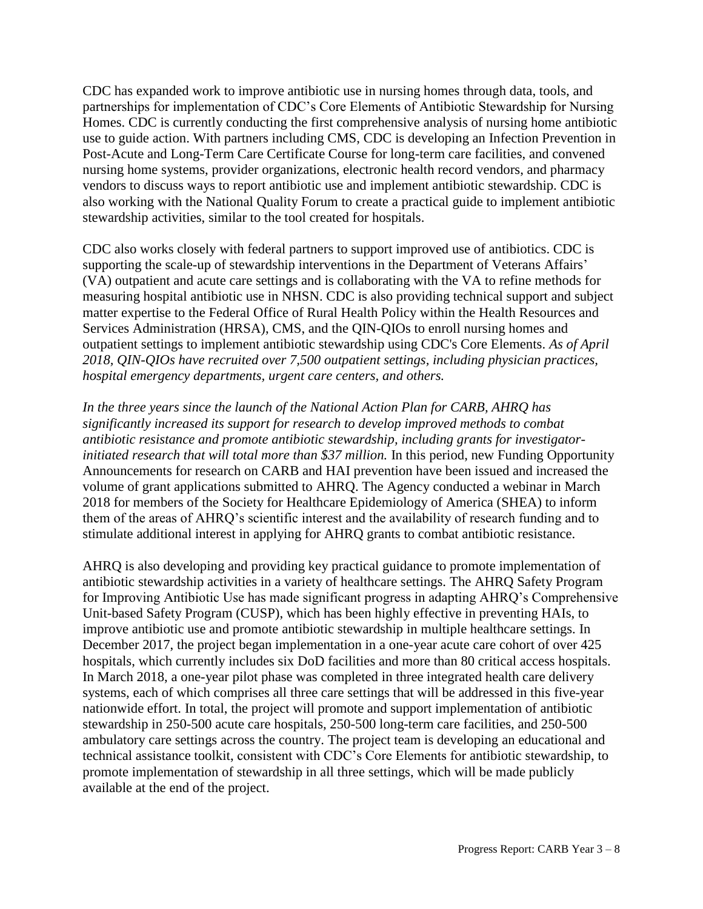CDC has expanded work to improve antibiotic use in nursing homes through data, tools, and partnerships for implementation of CDC's Core Elements of Antibiotic Stewardship for Nursing Homes. CDC is currently conducting the first comprehensive analysis of nursing home antibiotic use to guide action. With partners including CMS, CDC is developing an Infection Prevention in Post-Acute and Long-Term Care Certificate Course for long-term care facilities, and convened nursing home systems, provider organizations, electronic health record vendors, and pharmacy vendors to discuss ways to report antibiotic use and implement antibiotic stewardship. CDC is also working with the National Quality Forum to create a practical guide to implement antibiotic stewardship activities, similar to the tool created for hospitals.

CDC also works closely with federal partners to support improved use of antibiotics. CDC is supporting the scale-up of stewardship interventions in the Department of Veterans Affairs' (VA) outpatient and acute care settings and is collaborating with the VA to refine methods for measuring hospital antibiotic use in NHSN. CDC is also providing technical support and subject matter expertise to the Federal Office of Rural Health Policy within the Health Resources and Services Administration (HRSA), CMS, and the QIN-QIOs to enroll nursing homes and outpatient settings to implement antibiotic stewardship using CDC's Core Elements. *As of April 2018, QIN-QIOs have recruited over 7,500 outpatient settings, including physician practices, hospital emergency departments, urgent care centers, and others.*

*In the three years since the launch of the National Action Plan for CARB, AHRQ has significantly increased its support for research to develop improved methods to combat antibiotic resistance and promote antibiotic stewardship, including grants for investigator-initiated research that will total more than $37 million.* In this period, new Funding Opportunity Announcements for research on CARB and HAI prevention have been issued and increased the volume of grant applications submitted to AHRQ. The Agency conducted a webinar in March 2018 for members of the Society for Healthcare Epidemiology of America (SHEA) to inform them of the areas of AHRQ's scientific interest and the availability of research funding and to stimulate additional interest in applying for AHRQ grants to combat antibiotic resistance.

AHRQ is also developing and providing key practical guidance to promote implementation of antibiotic stewardship activities in a variety of healthcare settings. The AHRQ Safety Program for Improving Antibiotic Use has made significant progress in adapting AHRQ's Comprehensive Unit-based Safety Program (CUSP), which has been highly effective in preventing HAIs, to improve antibiotic use and promote antibiotic stewardship in multiple healthcare settings. In December 2017, the project began implementation in a one-year acute care cohort of over 425 hospitals, which currently includes six DoD facilities and more than 80 critical access hospitals. In March 2018, a one-year pilot phase was completed in three integrated health care delivery systems, each of which comprises all three care settings that will be addressed in this five-year nationwide effort. In total, the project will promote and support implementation of antibiotic stewardship in 250-500 acute care hospitals, 250-500 long-term care facilities, and 250-500 ambulatory care settings across the country. The project team is developing an educational and technical assistance toolkit, consistent with CDC's Core Elements for antibiotic stewardship, to promote implementation of stewardship in all three settings, which will be made publicly available at the end of the project.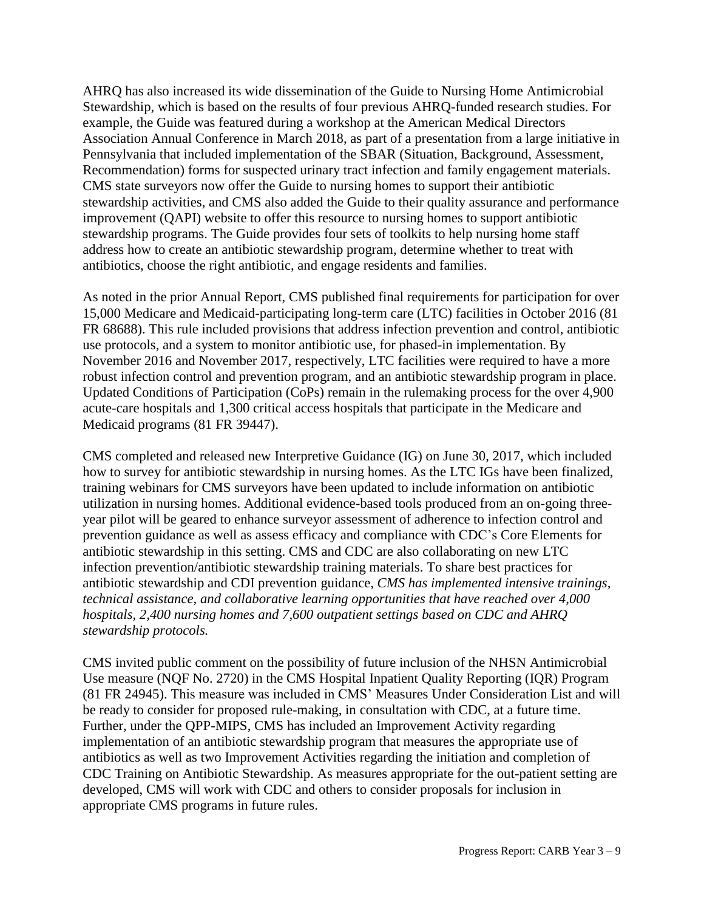AHRQ has also increased its wide dissemination of the Guide to Nursing Home Antimicrobial Stewardship, which is based on the results of four previous AHRQ-funded research studies. For example, the Guide was featured during a workshop at the American Medical Directors Association Annual Conference in March 2018, as part of a presentation from a large initiative in Pennsylvania that included implementation of the SBAR (Situation, Background, Assessment, Recommendation) forms for suspected urinary tract infection and family engagement materials. CMS state surveyors now offer the Guide to nursing homes to support their antibiotic stewardship activities, and CMS also added the Guide to their quality assurance and performance improvement (QAPI) website to offer this resource to nursing homes to support antibiotic stewardship programs. The Guide provides four sets of toolkits to help nursing home staff address how to create an antibiotic stewardship program, determine whether to treat with antibiotics, choose the right antibiotic, and engage residents and families.

As noted in the prior Annual Report, CMS published final requirements for participation for over 15,000 Medicare and Medicaid-participating long-term care (LTC) facilities in October 2016 (81 FR 68688). This rule included provisions that address infection prevention and control, antibiotic use protocols, and a system to monitor antibiotic use, for phased-in implementation. By November 2016 and November 2017, respectively, LTC facilities were required to have a more robust infection control and prevention program, and an antibiotic stewardship program in place. Updated Conditions of Participation (CoPs) remain in the rulemaking process for the over 4,900 acute-care hospitals and 1,300 critical access hospitals that participate in the Medicare and Medicaid programs (81 FR 39447).

CMS completed and released new Interpretive Guidance (IG) on June 30, 2017, which included how to survey for antibiotic stewardship in nursing homes. As the LTC IGs have been finalized, training webinars for CMS surveyors have been updated to include information on antibiotic utilization in nursing homes. Additional evidence-based tools produced from an on-going three-year pilot will be geared to enhance surveyor assessment of adherence to infection control and prevention guidance as well as assess efficacy and compliance with CDC's Core Elements for antibiotic stewardship in this setting. CMS and CDC are also collaborating on new LTC infection prevention/antibiotic stewardship training materials. To share best practices for antibiotic stewardship and CDI prevention guidance, *CMS has implemented intensive trainings, technical assistance, and collaborative learning opportunities that have reached over 4,000 hospitals, 2,400 nursing homes and 7,600 outpatient settings based on CDC and AHRQ stewardship protocols.*

CMS invited public comment on the possibility of future inclusion of the NHSN Antimicrobial Use measure (NQF No. 2720) in the CMS Hospital Inpatient Quality Reporting (IQR) Program (81 FR 24945). This measure was included in CMS' Measures Under Consideration List and will be ready to consider for proposed rule-making, in consultation with CDC, at a future time. Further, under the QPP-MIPS, CMS has included an Improvement Activity regarding implementation of an antibiotic stewardship program that measures the appropriate use of antibiotics as well as two Improvement Activities regarding the initiation and completion of CDC Training on Antibiotic Stewardship. As measures appropriate for the out-patient setting are developed, CMS will work with CDC and others to consider proposals for inclusion in appropriate CMS programs in future rules.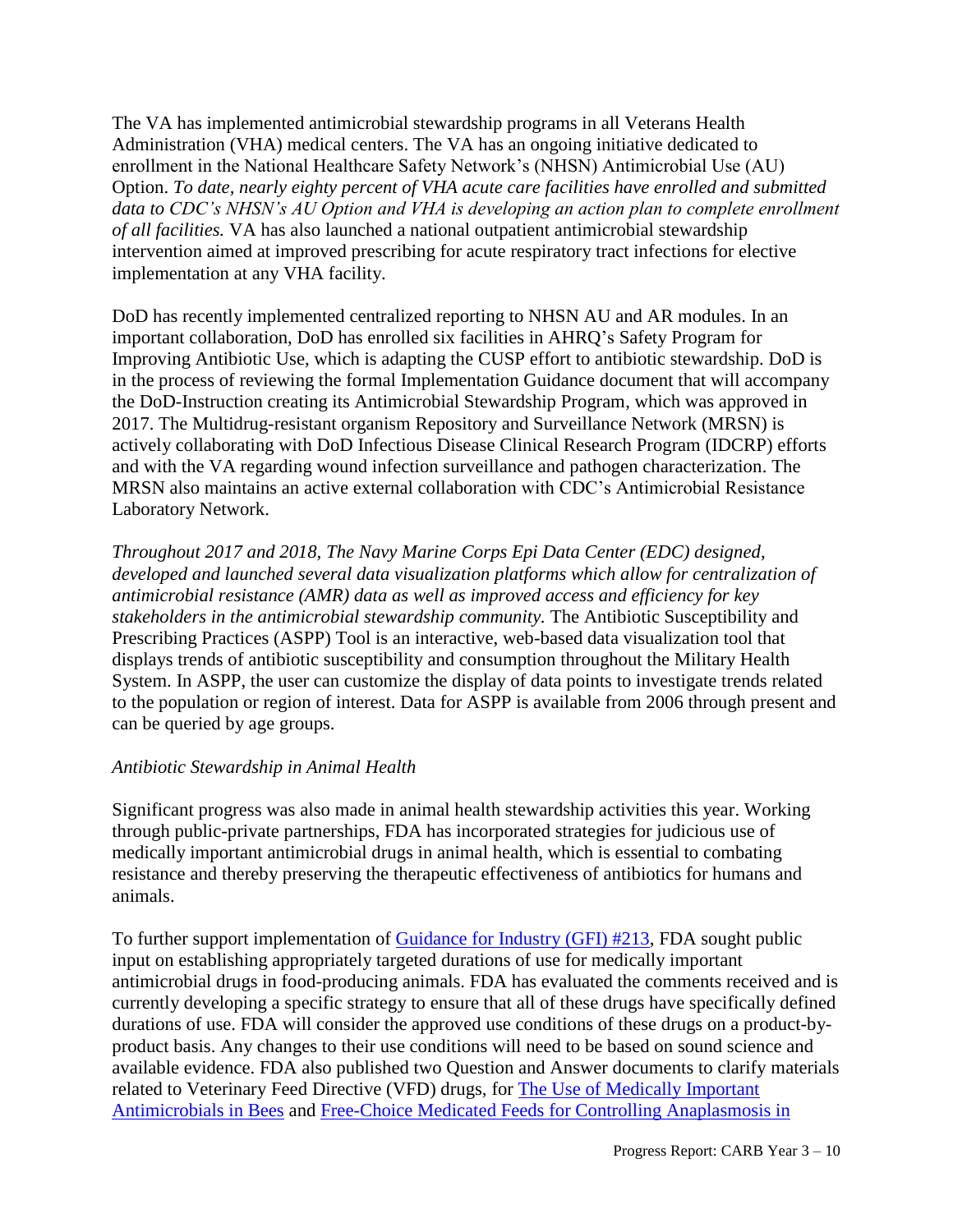The VA has implemented antimicrobial stewardship programs in all Veterans Health Administration (VHA) medical centers. The VA has an ongoing initiative dedicated to enrollment in the National Healthcare Safety Network's (NHSN) Antimicrobial Use (AU) Option. *To date, nearly eighty percent of VHA acute care facilities have enrolled and submitted data to CDC's NHSN's AU Option and VHA is developing an action plan to complete enrollment of all facilities.* VA has also launched a national outpatient antimicrobial stewardship intervention aimed at improved prescribing for acute respiratory tract infections for elective implementation at any VHA facility.

DoD has recently implemented centralized reporting to NHSN AU and AR modules. In an important collaboration, DoD has enrolled six facilities in AHRQ's Safety Program for Improving Antibiotic Use, which is adapting the CUSP effort to antibiotic stewardship. DoD is in the process of reviewing the formal Implementation Guidance document that will accompany the DoD-Instruction creating its Antimicrobial Stewardship Program, which was approved in 2017. The Multidrug-resistant organism Repository and Surveillance Network (MRSN) is actively collaborating with DoD Infectious Disease Clinical Research Program (IDCRP) efforts and with the VA regarding wound infection surveillance and pathogen characterization. The MRSN also maintains an active external collaboration with CDC's Antimicrobial Resistance Laboratory Network.

*Throughout 2017 and 2018, The Navy Marine Corps Epi Data Center (EDC) designed, developed and launched several data visualization platforms which allow for centralization of antimicrobial resistance (AMR) data as well as improved access and efficiency for key stakeholders in the antimicrobial stewardship community.* The Antibiotic Susceptibility and Prescribing Practices (ASPP) Tool is an interactive, web-based data visualization tool that displays trends of antibiotic susceptibility and consumption throughout the Military Health System. In ASPP, the user can customize the display of data points to investigate trends related to the population or region of interest. Data for ASPP is available from 2006 through present and can be queried by age groups.

*Antibiotic Stewardship in Animal Health*

Significant progress was also made in animal health stewardship activities this year. Working through public-private partnerships, FDA has incorporated strategies for judicious use of medically important antimicrobial drugs in animal health, which is essential to combating resistance and thereby preserving the therapeutic effectiveness of antibiotics for humans and animals.

To further support implementation of Guidance for Industry (GFI) #213, FDA sought public input on establishing appropriately targeted durations of use for medically important antimicrobial drugs in food-producing animals. FDA has evaluated the comments received and is currently developing a specific strategy to ensure that all of these drugs have specifically defined durations of use. FDA will consider the approved use conditions of these drugs on a product-by-product basis. Any changes to their use conditions will need to be based on sound science and available evidence. FDA also published two Question and Answer documents to clarify materials related to Veterinary Feed Directive (VFD) drugs, for The Use of Medically Important Antimicrobials in Bees and Free-Choice Medicated Feeds for Controlling Anaplasmosis in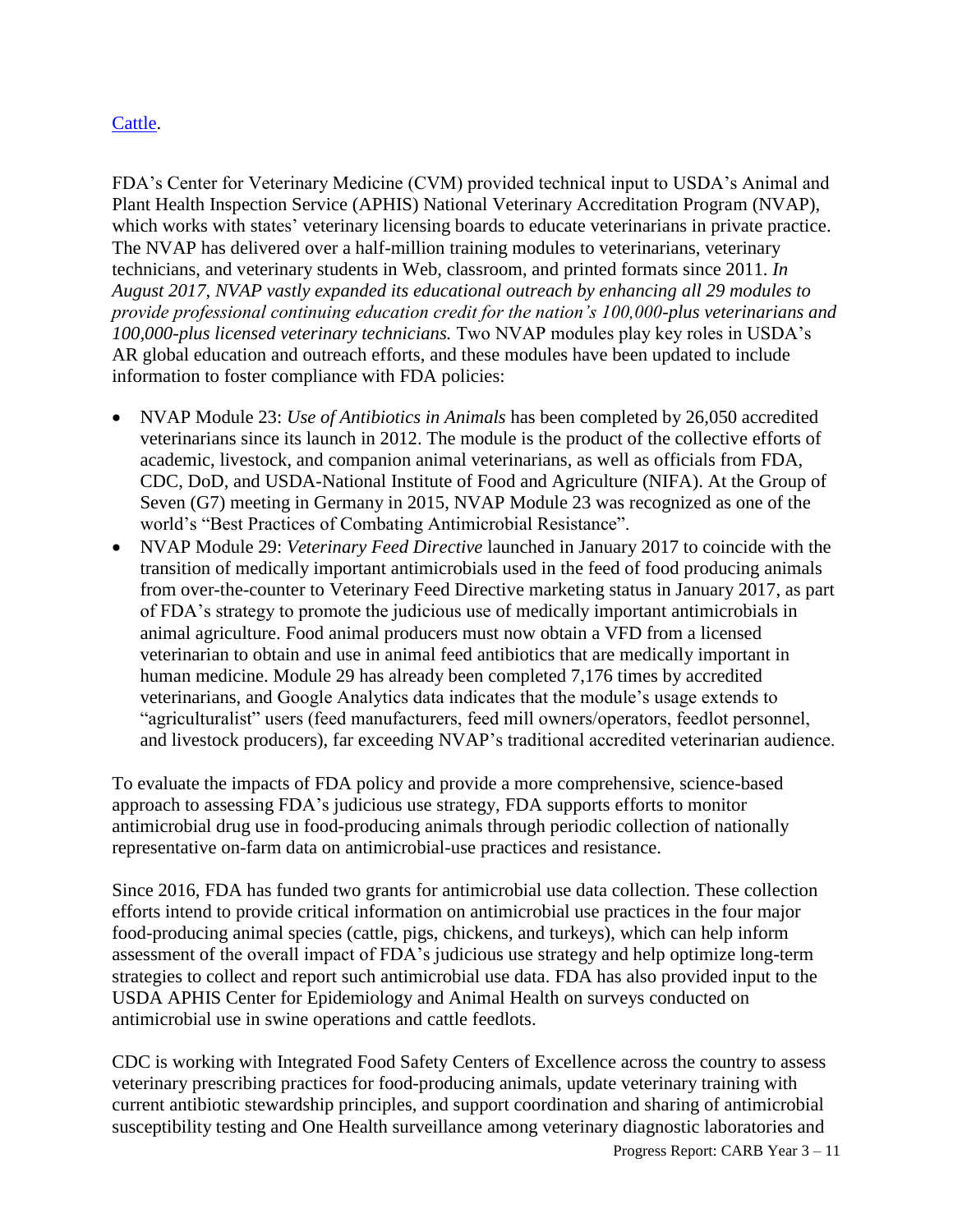Cattle.

FDA's Center for Veterinary Medicine (CVM) provided technical input to USDA's Animal and Plant Health Inspection Service (APHIS) National Veterinary Accreditation Program (NVAP), which works with states' veterinary licensing boards to educate veterinarians in private practice. The NVAP has delivered over a half-million training modules to veterinarians, veterinary technicians, and veterinary students in Web, classroom, and printed formats since 2011. *In August 2017, NVAP vastly expanded its educational outreach by enhancing all 29 modules to provide professional continuing education credit for the nation's 100,000-plus veterinarians and 100,000-plus licensed veterinary technicians.* Two NVAP modules play key roles in USDA's AR global education and outreach efforts, and these modules have been updated to include information to foster compliance with FDA policies:

- NVAP Module 23: *Use of Antibiotics in Animals* has been completed by 26,050 accredited veterinarians since its launch in 2012. The module is the product of the collective efforts of academic, livestock, and companion animal veterinarians, as well as officials from FDA, CDC, DoD, and USDA-National Institute of Food and Agriculture (NIFA). At the Group of Seven (G7) meeting in Germany in 2015, NVAP Module 23 was recognized as one of the world's "Best Practices of Combating Antimicrobial Resistance".
- NVAP Module 29: *Veterinary Feed Directive* launched in January 2017 to coincide with the transition of medically important antimicrobials used in the feed of food producing animals from over-the-counter to Veterinary Feed Directive marketing status in January 2017, as part of FDA's strategy to promote the judicious use of medically important antimicrobials in animal agriculture. Food animal producers must now obtain a VFD from a licensed veterinarian to obtain and use in animal feed antibiotics that are medically important in human medicine. Module 29 has already been completed 7,176 times by accredited veterinarians, and Google Analytics data indicates that the module's usage extends to "agriculturalist" users (feed manufacturers, feed mill owners/operators, feedlot personnel, and livestock producers), far exceeding NVAP's traditional accredited veterinarian audience.

To evaluate the impacts of FDA policy and provide a more comprehensive, science-based approach to assessing FDA's judicious use strategy, FDA supports efforts to monitor antimicrobial drug use in food-producing animals through periodic collection of nationally representative on-farm data on antimicrobial-use practices and resistance.

Since 2016, FDA has funded two grants for antimicrobial use data collection. These collection efforts intend to provide critical information on antimicrobial use practices in the four major food-producing animal species (cattle, pigs, chickens, and turkeys), which can help inform assessment of the overall impact of FDA's judicious use strategy and help optimize long-term strategies to collect and report such antimicrobial use data. FDA has also provided input to the USDA APHIS Center for Epidemiology and Animal Health on surveys conducted on antimicrobial use in swine operations and cattle feedlots.

CDC is working with Integrated Food Safety Centers of Excellence across the country to assess veterinary prescribing practices for food-producing animals, update veterinary training with current antibiotic stewardship principles, and support coordination and sharing of antimicrobial susceptibility testing and One Health surveillance among veterinary diagnostic laboratories and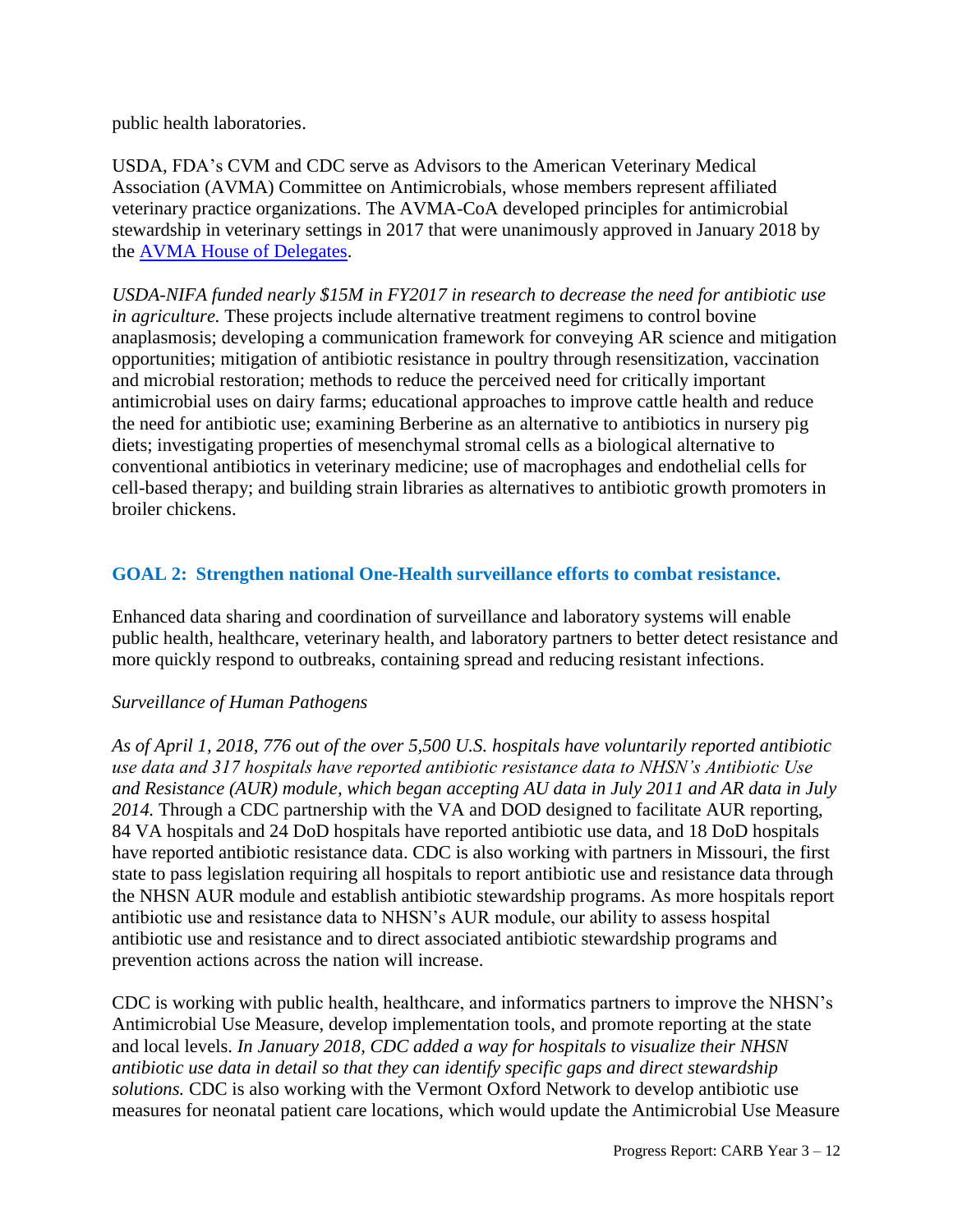public health laboratories.

USDA, FDA's CVM and CDC serve as Advisors to the American Veterinary Medical Association (AVMA) Committee on Antimicrobials, whose members represent affiliated veterinary practice organizations. The AVMA-CoA developed principles for antimicrobial stewardship in veterinary settings in 2017 that were unanimously approved in January 2018 by the [AVMA House of Delegates](AVMA House of Delegates).

*USDA-NIFA funded nearly $15M in FY2017 in research to decrease the need for antibiotic use in agriculture.* These projects include alternative treatment regimens to control bovine anaplasmosis; developing a communication framework for conveying AR science and mitigation opportunities; mitigation of antibiotic resistance in poultry through resensitization, vaccination and microbial restoration; methods to reduce the perceived need for critically important antimicrobial uses on dairy farms; educational approaches to improve cattle health and reduce the need for antibiotic use; examining Berberine as an alternative to antibiotics in nursery pig diets; investigating properties of mesenchymal stromal cells as a biological alternative to conventional antibiotics in veterinary medicine; use of macrophages and endothelial cells for cell-based therapy; and building strain libraries as alternatives to antibiotic growth promoters in broiler chickens.

## GOAL 2: Strengthen national One-Health surveillance efforts to combat resistance.

Enhanced data sharing and coordination of surveillance and laboratory systems will enable public health, healthcare, veterinary health, and laboratory partners to better detect resistance and more quickly respond to outbreaks, containing spread and reducing resistant infections.

*Surveillance of Human Pathogens*

*As of April 1, 2018, 776 out of the over 5,500 U.S. hospitals have voluntarily reported antibiotic use data and 317 hospitals have reported antibiotic resistance data to NHSN's Antibiotic Use and Resistance (AUR) module, which began accepting AU data in July 2011 and AR data in July 2014.* Through a CDC partnership with the VA and DOD designed to facilitate AUR reporting, 84 VA hospitals and 24 DoD hospitals have reported antibiotic use data, and 18 DoD hospitals have reported antibiotic resistance data. CDC is also working with partners in Missouri, the first state to pass legislation requiring all hospitals to report antibiotic use and resistance data through the NHSN AUR module and establish antibiotic stewardship programs. As more hospitals report antibiotic use and resistance data to NHSN's AUR module, our ability to assess hospital antibiotic use and resistance and to direct associated antibiotic stewardship programs and prevention actions across the nation will increase.

CDC is working with public health, healthcare, and informatics partners to improve the NHSN's Antimicrobial Use Measure, develop implementation tools, and promote reporting at the state and local levels. *In January 2018, CDC added a way for hospitals to visualize their NHSN antibiotic use data in detail so that they can identify specific gaps and direct stewardship solutions.* CDC is also working with the Vermont Oxford Network to develop antibiotic use measures for neonatal patient care locations, which would update the Antimicrobial Use Measure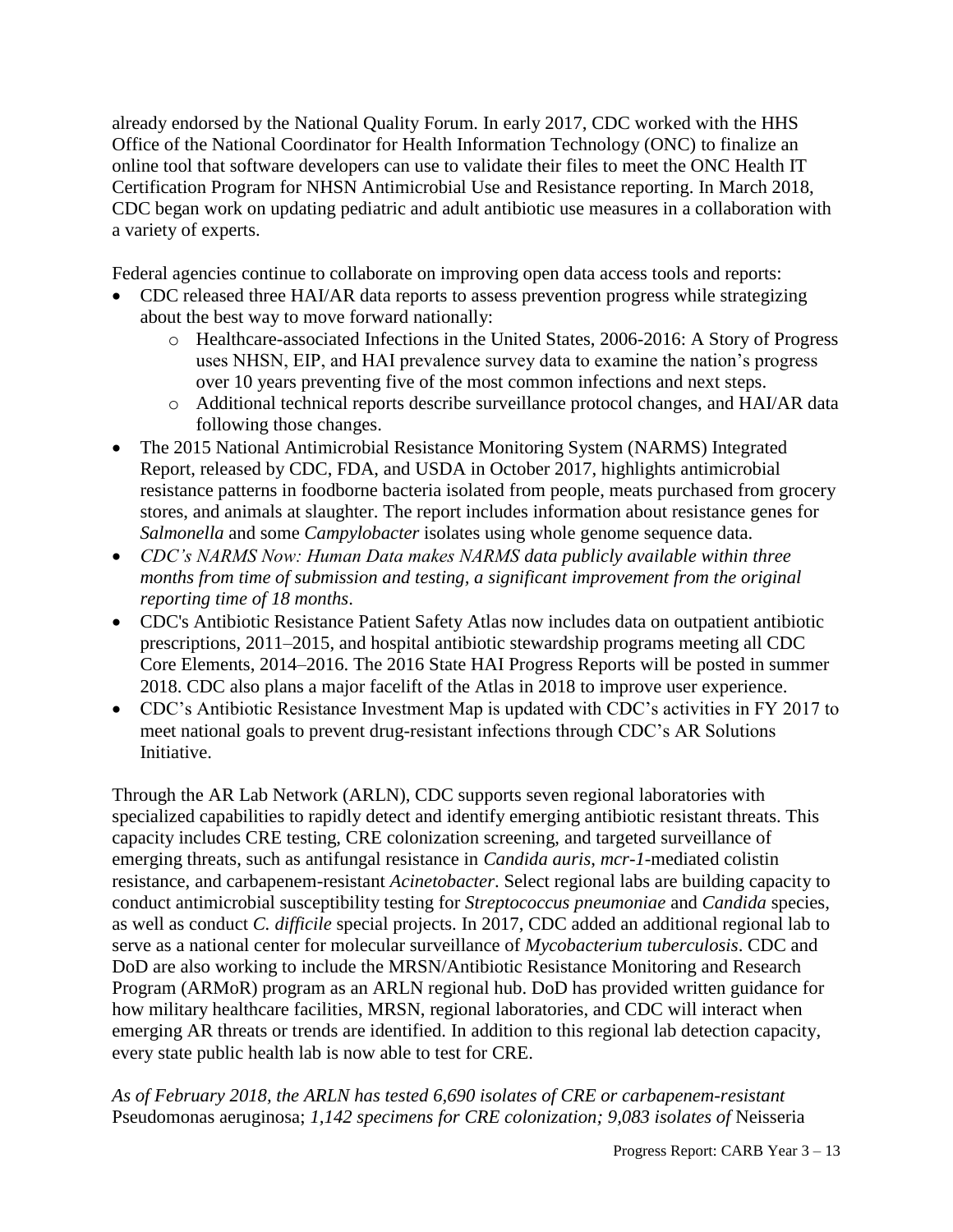already endorsed by the National Quality Forum. In early 2017, CDC worked with the HHS Office of the National Coordinator for Health Information Technology (ONC) to finalize an online tool that software developers can use to validate their files to meet the ONC Health IT Certification Program for NHSN Antimicrobial Use and Resistance reporting. In March 2018, CDC began work on updating pediatric and adult antibiotic use measures in a collaboration with a variety of experts.

Federal agencies continue to collaborate on improving open data access tools and reports:

- CDC released three HAI/AR data reports to assess prevention progress while strategizing about the best way to move forward nationally:
  - Healthcare-associated Infections in the United States, 2006-2016: A Story of Progress uses NHSN, EIP, and HAI prevalence survey data to examine the nation's progress over 10 years preventing five of the most common infections and next steps.
  - Additional technical reports describe surveillance protocol changes, and HAI/AR data following those changes.
- The 2015 National Antimicrobial Resistance Monitoring System (NARMS) Integrated Report, released by CDC, FDA, and USDA in October 2017, highlights antimicrobial resistance patterns in foodborne bacteria isolated from people, meats purchased from grocery stores, and animals at slaughter. The report includes information about resistance genes for *Salmonella* and some *Campylobacter* isolates using whole genome sequence data.
- *CDC's NARMS Now: Human Data makes NARMS data publicly available within three months from time of submission and testing, a significant improvement from the original reporting time of 18 months*.
- CDC's Antibiotic Resistance Patient Safety Atlas now includes data on outpatient antibiotic prescriptions, 2011–2015, and hospital antibiotic stewardship programs meeting all CDC Core Elements, 2014–2016. The 2016 State HAI Progress Reports will be posted in summer 2018. CDC also plans a major facelift of the Atlas in 2018 to improve user experience.
- CDC's Antibiotic Resistance Investment Map is updated with CDC's activities in FY 2017 to meet national goals to prevent drug-resistant infections through CDC's AR Solutions Initiative.

Through the AR Lab Network (ARLN), CDC supports seven regional laboratories with specialized capabilities to rapidly detect and identify emerging antibiotic resistant threats. This capacity includes CRE testing, CRE colonization screening, and targeted surveillance of emerging threats, such as antifungal resistance in *Candida auris*, *mcr-1*-mediated colistin resistance, and carbapenem-resistant *Acinetobacter*. Select regional labs are building capacity to conduct antimicrobial susceptibility testing for *Streptococcus pneumoniae* and *Candida* species, as well as conduct *C. difficile* special projects. In 2017, CDC added an additional regional lab to serve as a national center for molecular surveillance of *Mycobacterium tuberculosis*. CDC and DoD are also working to include the MRSN/Antibiotic Resistance Monitoring and Research Program (ARMoR) program as an ARLN regional hub. DoD has provided written guidance for how military healthcare facilities, MRSN, regional laboratories, and CDC will interact when emerging AR threats or trends are identified. In addition to this regional lab detection capacity, every state public health lab is now able to test for CRE.

*As of February 2018, the ARLN has tested 6,690 isolates of CRE or carbapenem-resistant* Pseudomonas aeruginosa; *1,142 specimens for CRE colonization; 9,083 isolates of* Neisseria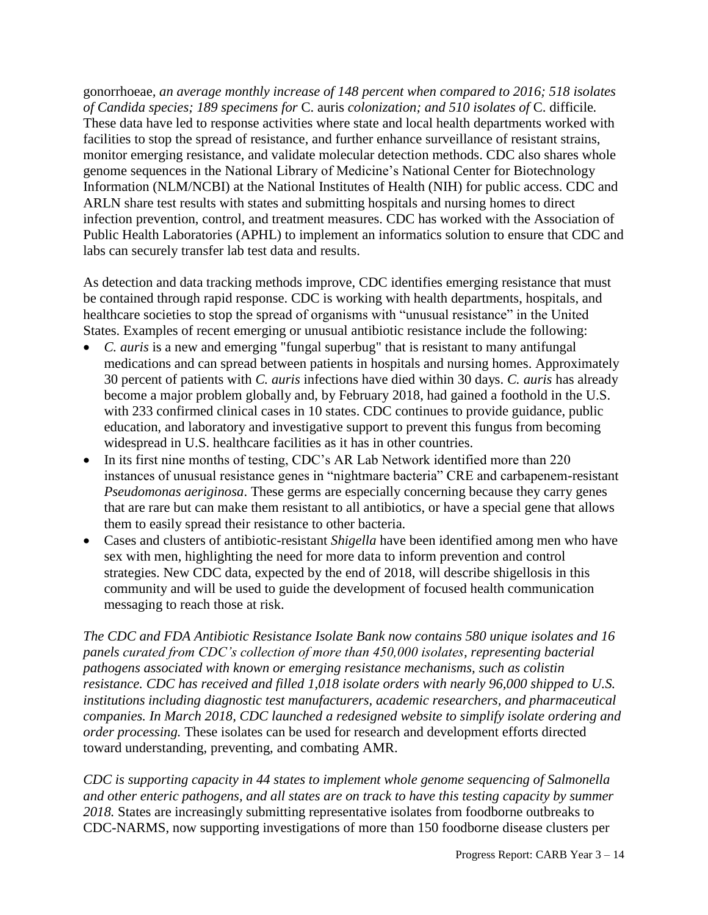gonorrhoeae*, an average monthly increase of 148 percent when compared to 2016; 518 isolates of Candida species; 189 specimens for* C. auris *colonization; and 510 isolates of* C. difficile*.* These data have led to response activities where state and local health departments worked with facilities to stop the spread of resistance, and further enhance surveillance of resistant strains, monitor emerging resistance, and validate molecular detection methods. CDC also shares whole genome sequences in the National Library of Medicine's National Center for Biotechnology Information (NLM/NCBI) at the National Institutes of Health (NIH) for public access. CDC and ARLN share test results with states and submitting hospitals and nursing homes to direct infection prevention, control, and treatment measures. CDC has worked with the Association of Public Health Laboratories (APHL) to implement an informatics solution to ensure that CDC and labs can securely transfer lab test data and results.

As detection and data tracking methods improve, CDC identifies emerging resistance that must be contained through rapid response. CDC is working with health departments, hospitals, and healthcare societies to stop the spread of organisms with "unusual resistance" in the United States. Examples of recent emerging or unusual antibiotic resistance include the following:

- *C. auris* is a new and emerging "fungal superbug" that is resistant to many antifungal medications and can spread between patients in hospitals and nursing homes. Approximately 30 percent of patients with *C. auris* infections have died within 30 days. *C. auris* has already become a major problem globally and, by February 2018, had gained a foothold in the U.S. with 233 confirmed clinical cases in 10 states. CDC continues to provide guidance, public education, and laboratory and investigative support to prevent this fungus from becoming widespread in U.S. healthcare facilities as it has in other countries.
- In its first nine months of testing, CDC's AR Lab Network identified more than 220 instances of unusual resistance genes in "nightmare bacteria" CRE and carbapenem-resistant *Pseudomonas aeriginosa*. These germs are especially concerning because they carry genes that are rare but can make them resistant to all antibiotics, or have a special gene that allows them to easily spread their resistance to other bacteria.
- Cases and clusters of antibiotic-resistant *Shigella* have been identified among men who have sex with men, highlighting the need for more data to inform prevention and control strategies. New CDC data, expected by the end of 2018, will describe shigellosis in this community and will be used to guide the development of focused health communication messaging to reach those at risk.

*The CDC and FDA Antibiotic Resistance Isolate Bank now contains 580 unique isolates and 16 panels curated from CDC's collection of more than 450,000 isolates, representing bacterial pathogens associated with known or emerging resistance mechanisms, such as colistin resistance. CDC has received and filled 1,018 isolate orders with nearly 96,000 shipped to U.S. institutions including diagnostic test manufacturers, academic researchers, and pharmaceutical companies. In March 2018, CDC launched a redesigned website to simplify isolate ordering and order processing.* These isolates can be used for research and development efforts directed toward understanding, preventing, and combating AMR.

*CDC is supporting capacity in 44 states to implement whole genome sequencing of Salmonella and other enteric pathogens, and all states are on track to have this testing capacity by summer 2018.* States are increasingly submitting representative isolates from foodborne outbreaks to CDC-NARMS, now supporting investigations of more than 150 foodborne disease clusters per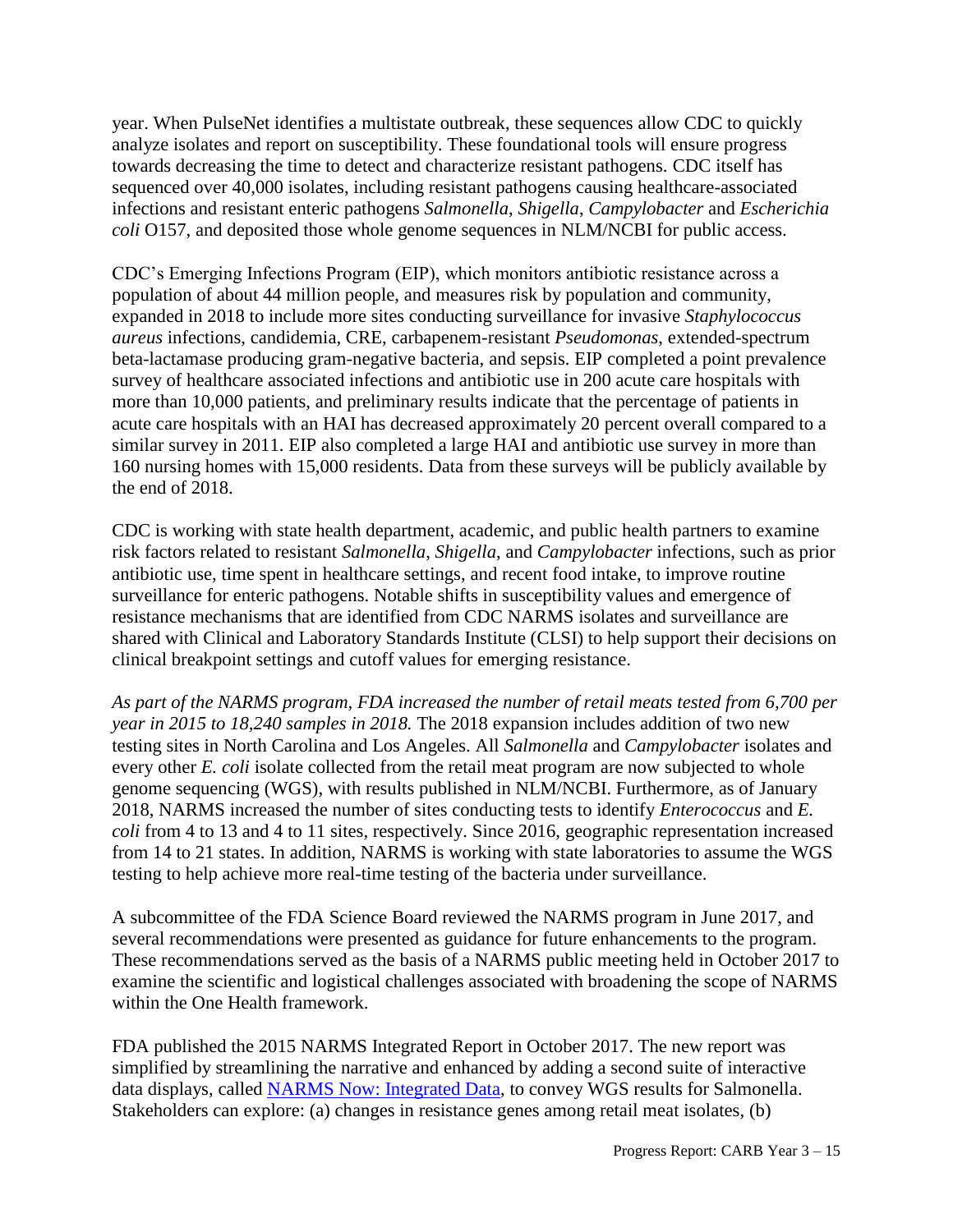year. When PulseNet identifies a multistate outbreak, these sequences allow CDC to quickly analyze isolates and report on susceptibility. These foundational tools will ensure progress towards decreasing the time to detect and characterize resistant pathogens. CDC itself has sequenced over 40,000 isolates, including resistant pathogens causing healthcare-associated infections and resistant enteric pathogens *Salmonella*, *Shigella*, *Campylobacter* and *Escherichia coli* O157, and deposited those whole genome sequences in NLM/NCBI for public access.

CDC's Emerging Infections Program (EIP), which monitors antibiotic resistance across a population of about 44 million people, and measures risk by population and community, expanded in 2018 to include more sites conducting surveillance for invasive *Staphylococcus aureus* infections, candidemia, CRE, carbapenem-resistant *Pseudomonas*, extended-spectrum beta-lactamase producing gram-negative bacteria, and sepsis. EIP completed a point prevalence survey of healthcare associated infections and antibiotic use in 200 acute care hospitals with more than 10,000 patients, and preliminary results indicate that the percentage of patients in acute care hospitals with an HAI has decreased approximately 20 percent overall compared to a similar survey in 2011. EIP also completed a large HAI and antibiotic use survey in more than 160 nursing homes with 15,000 residents. Data from these surveys will be publicly available by the end of 2018.

CDC is working with state health department, academic, and public health partners to examine risk factors related to resistant *Salmonella*, *Shigella*, and *Campylobacter* infections, such as prior antibiotic use, time spent in healthcare settings, and recent food intake, to improve routine surveillance for enteric pathogens. Notable shifts in susceptibility values and emergence of resistance mechanisms that are identified from CDC NARMS isolates and surveillance are shared with Clinical and Laboratory Standards Institute (CLSI) to help support their decisions on clinical breakpoint settings and cutoff values for emerging resistance.

*As part of the NARMS program, FDA increased the number of retail meats tested from 6,700 per year in 2015 to 18,240 samples in 2018.* The 2018 expansion includes addition of two new testing sites in North Carolina and Los Angeles. All *Salmonella* and *Campylobacter* isolates and every other *E. coli* isolate collected from the retail meat program are now subjected to whole genome sequencing (WGS), with results published in NLM/NCBI. Furthermore, as of January 2018, NARMS increased the number of sites conducting tests to identify *Enterococcus* and *E. coli* from 4 to 13 and 4 to 11 sites, respectively. Since 2016, geographic representation increased from 14 to 21 states. In addition, NARMS is working with state laboratories to assume the WGS testing to help achieve more real-time testing of the bacteria under surveillance.

A subcommittee of the FDA Science Board reviewed the NARMS program in June 2017, and several recommendations were presented as guidance for future enhancements to the program. These recommendations served as the basis of a NARMS public meeting held in October 2017 to examine the scientific and logistical challenges associated with broadening the scope of NARMS within the One Health framework.

FDA published the 2015 NARMS Integrated Report in October 2017. The new report was simplified by streamlining the narrative and enhanced by adding a second suite of interactive data displays, called [NARMS Now: Integrated Data](), to convey WGS results for Salmonella. Stakeholders can explore: (a) changes in resistance genes among retail meat isolates, (b)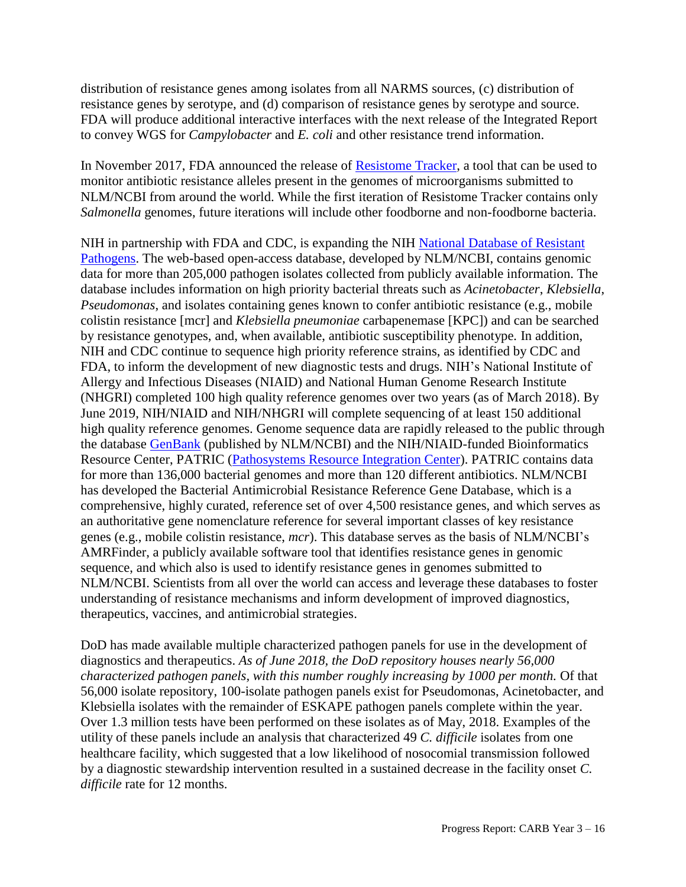distribution of resistance genes among isolates from all NARMS sources, (c) distribution of resistance genes by serotype, and (d) comparison of resistance genes by serotype and source. FDA will produce additional interactive interfaces with the next release of the Integrated Report to convey WGS for *Campylobacter* and *E. coli* and other resistance trend information.

In November 2017, FDA announced the release of Resistome Tracker, a tool that can be used to monitor antibiotic resistance alleles present in the genomes of microorganisms submitted to NLM/NCBI from around the world. While the first iteration of Resistome Tracker contains only *Salmonella* genomes, future iterations will include other foodborne and non-foodborne bacteria.

NIH in partnership with FDA and CDC, is expanding the NIH National Database of Resistant Pathogens. The web-based open-access database, developed by NLM/NCBI, contains genomic data for more than 205,000 pathogen isolates collected from publicly available information. The database includes information on high priority bacterial threats such as *Acinetobacter*, *Klebsiella*, *Pseudomonas*, and isolates containing genes known to confer antibiotic resistance (e.g., mobile colistin resistance [mcr] and *Klebsiella pneumoniae* carbapenemase [KPC]) and can be searched by resistance genotypes, and, when available, antibiotic susceptibility phenotype. In addition, NIH and CDC continue to sequence high priority reference strains, as identified by CDC and FDA, to inform the development of new diagnostic tests and drugs. NIH's National Institute of Allergy and Infectious Diseases (NIAID) and National Human Genome Research Institute (NHGRI) completed 100 high quality reference genomes over two years (as of March 2018). By June 2019, NIH/NIAID and NIH/NHGRI will complete sequencing of at least 150 additional high quality reference genomes. Genome sequence data are rapidly released to the public through the database GenBank (published by NLM/NCBI) and the NIH/NIAID-funded Bioinformatics Resource Center, PATRIC (Pathosystems Resource Integration Center). PATRIC contains data for more than 136,000 bacterial genomes and more than 120 different antibiotics. NLM/NCBI has developed the Bacterial Antimicrobial Resistance Reference Gene Database, which is a comprehensive, highly curated, reference set of over 4,500 resistance genes, and which serves as an authoritative gene nomenclature reference for several important classes of key resistance genes (e.g., mobile colistin resistance, *mcr*). This database serves as the basis of NLM/NCBI's AMRFinder, a publicly available software tool that identifies resistance genes in genomic sequence, and which also is used to identify resistance genes in genomes submitted to NLM/NCBI. Scientists from all over the world can access and leverage these databases to foster understanding of resistance mechanisms and inform development of improved diagnostics, therapeutics, vaccines, and antimicrobial strategies.

DoD has made available multiple characterized pathogen panels for use in the development of diagnostics and therapeutics. *As of June 2018, the DoD repository houses nearly 56,000 characterized pathogen panels, with this number roughly increasing by 1000 per month.* Of that 56,000 isolate repository, 100-isolate pathogen panels exist for Pseudomonas, Acinetobacter, and Klebsiella isolates with the remainder of ESKAPE pathogen panels complete within the year. Over 1.3 million tests have been performed on these isolates as of May, 2018. Examples of the utility of these panels include an analysis that characterized 49 *C. difficile* isolates from one healthcare facility, which suggested that a low likelihood of nosocomial transmission followed by a diagnostic stewardship intervention resulted in a sustained decrease in the facility onset *C. difficile* rate for 12 months.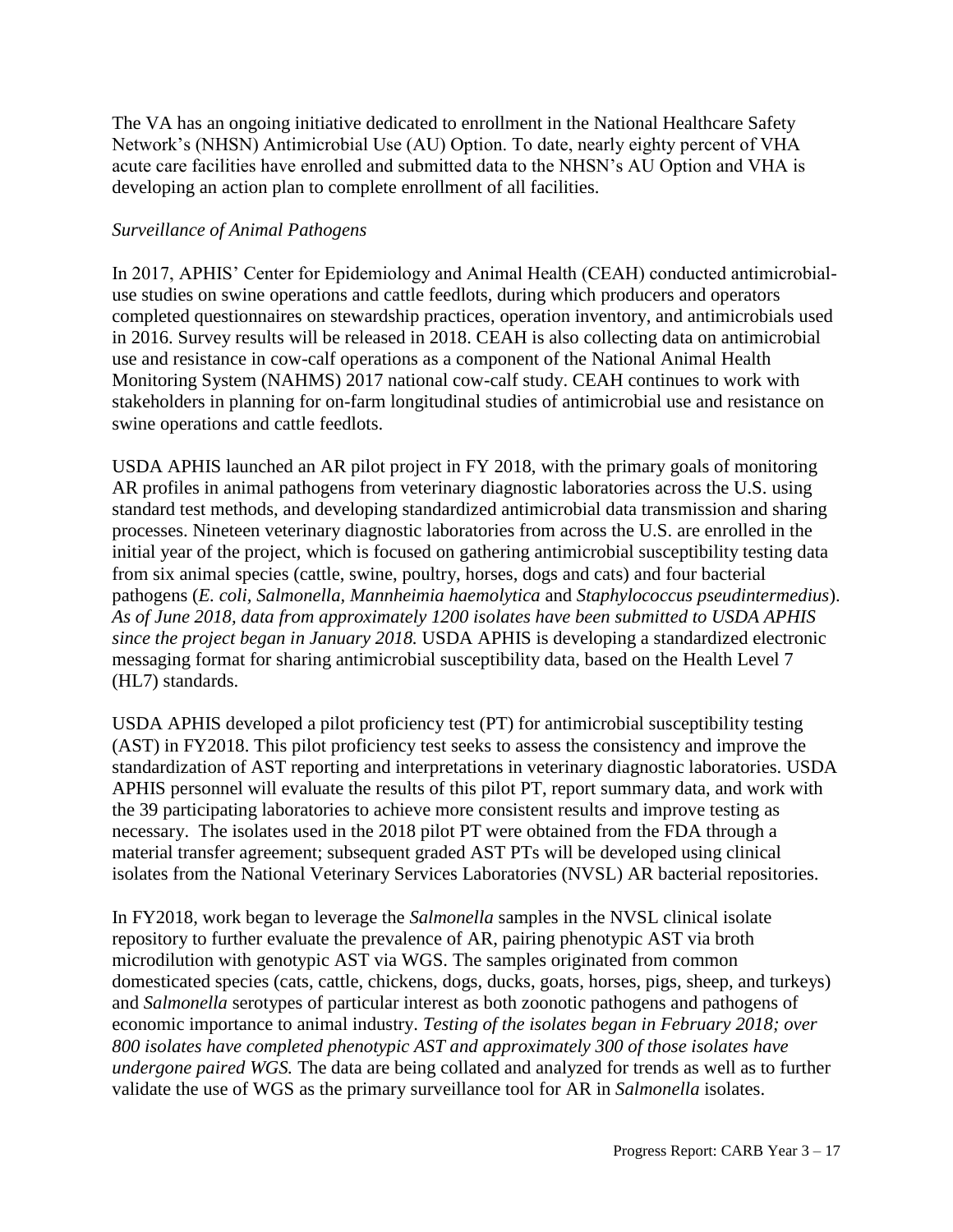The VA has an ongoing initiative dedicated to enrollment in the National Healthcare Safety Network's (NHSN) Antimicrobial Use (AU) Option. To date, nearly eighty percent of VHA acute care facilities have enrolled and submitted data to the NHSN's AU Option and VHA is developing an action plan to complete enrollment of all facilities.

*Surveillance of Animal Pathogens*

In 2017, APHIS' Center for Epidemiology and Animal Health (CEAH) conducted antimicrobial-use studies on swine operations and cattle feedlots, during which producers and operators completed questionnaires on stewardship practices, operation inventory, and antimicrobials used in 2016. Survey results will be released in 2018. CEAH is also collecting data on antimicrobial use and resistance in cow-calf operations as a component of the National Animal Health Monitoring System (NAHMS) 2017 national cow-calf study. CEAH continues to work with stakeholders in planning for on-farm longitudinal studies of antimicrobial use and resistance on swine operations and cattle feedlots.

USDA APHIS launched an AR pilot project in FY 2018, with the primary goals of monitoring AR profiles in animal pathogens from veterinary diagnostic laboratories across the U.S. using standard test methods, and developing standardized antimicrobial data transmission and sharing processes. Nineteen veterinary diagnostic laboratories from across the U.S. are enrolled in the initial year of the project, which is focused on gathering antimicrobial susceptibility testing data from six animal species (cattle, swine, poultry, horses, dogs and cats) and four bacterial pathogens (*E. coli, Salmonella, Mannheimia haemolytica* and *Staphylococcus pseudintermedius*). *As of June 2018, data from approximately 1200 isolates have been submitted to USDA APHIS since the project began in January 2018.* USDA APHIS is developing a standardized electronic messaging format for sharing antimicrobial susceptibility data, based on the Health Level 7 (HL7) standards.

USDA APHIS developed a pilot proficiency test (PT) for antimicrobial susceptibility testing (AST) in FY2018. This pilot proficiency test seeks to assess the consistency and improve the standardization of AST reporting and interpretations in veterinary diagnostic laboratories. USDA APHIS personnel will evaluate the results of this pilot PT, report summary data, and work with the 39 participating laboratories to achieve more consistent results and improve testing as necessary. The isolates used in the 2018 pilot PT were obtained from the FDA through a material transfer agreement; subsequent graded AST PTs will be developed using clinical isolates from the National Veterinary Services Laboratories (NVSL) AR bacterial repositories.

In FY2018, work began to leverage the *Salmonella* samples in the NVSL clinical isolate repository to further evaluate the prevalence of AR, pairing phenotypic AST via broth microdilution with genotypic AST via WGS. The samples originated from common domesticated species (cats, cattle, chickens, dogs, ducks, goats, horses, pigs, sheep, and turkeys) and *Salmonella* serotypes of particular interest as both zoonotic pathogens and pathogens of economic importance to animal industry. *Testing of the isolates began in February 2018; over 800 isolates have completed phenotypic AST and approximately 300 of those isolates have undergone paired WGS.* The data are being collated and analyzed for trends as well as to further validate the use of WGS as the primary surveillance tool for AR in *Salmonella* isolates.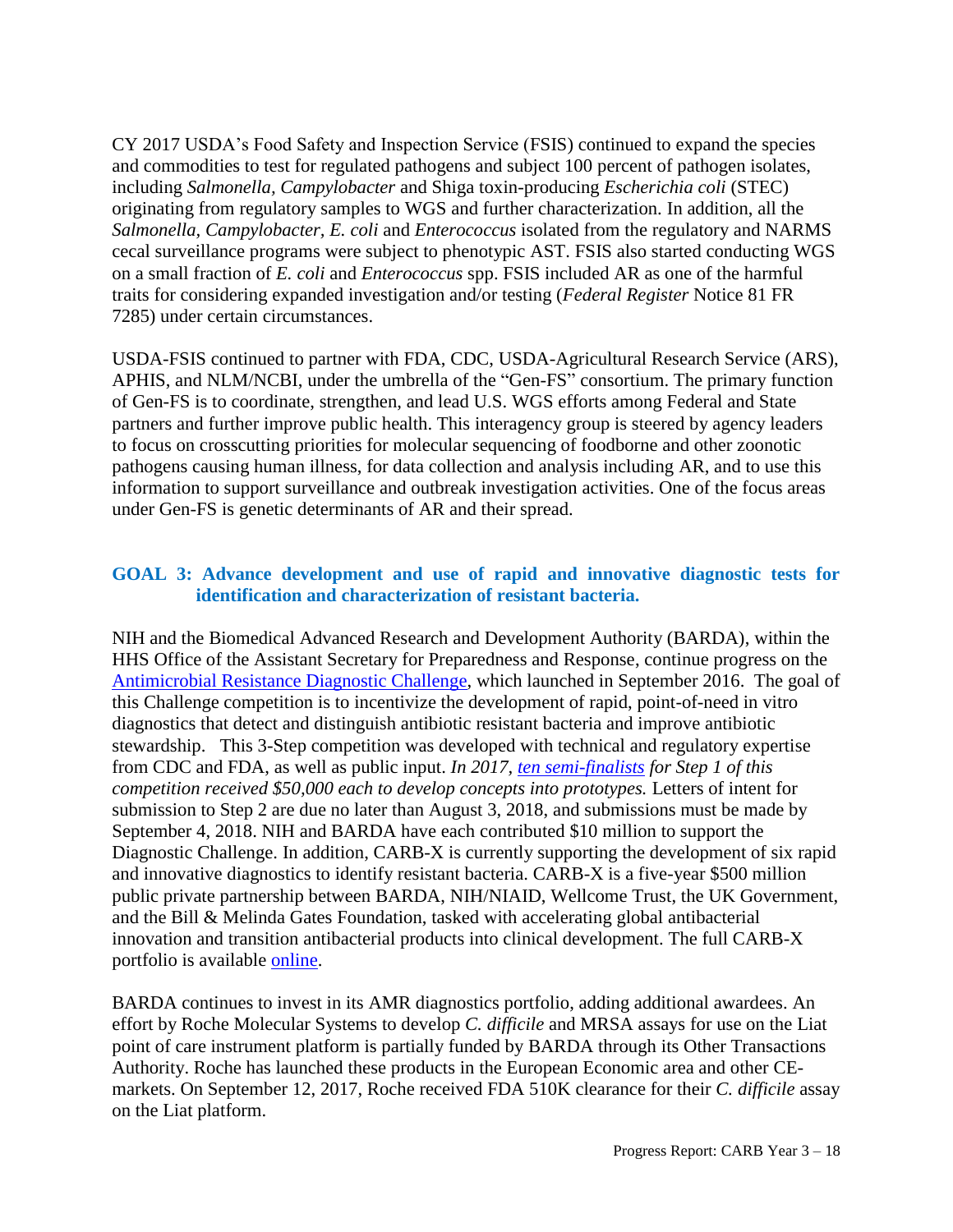CY 2017 USDA's Food Safety and Inspection Service (FSIS) continued to expand the species and commodities to test for regulated pathogens and subject 100 percent of pathogen isolates, including *Salmonella, Campylobacter* and Shiga toxin-producing *Escherichia coli* (STEC) originating from regulatory samples to WGS and further characterization. In addition, all the *Salmonella, Campylobacter, E. coli* and *Enterococcus* isolated from the regulatory and NARMS cecal surveillance programs were subject to phenotypic AST. FSIS also started conducting WGS on a small fraction of *E. coli* and *Enterococcus* spp. FSIS included AR as one of the harmful traits for considering expanded investigation and/or testing (*Federal Register* Notice 81 FR 7285) under certain circumstances.

USDA-FSIS continued to partner with FDA, CDC, USDA-Agricultural Research Service (ARS), APHIS, and NLM/NCBI, under the umbrella of the "Gen-FS" consortium. The primary function of Gen-FS is to coordinate, strengthen, and lead U.S. WGS efforts among Federal and State partners and further improve public health. This interagency group is steered by agency leaders to focus on crosscutting priorities for molecular sequencing of foodborne and other zoonotic pathogens causing human illness, for data collection and analysis including AR, and to use this information to support surveillance and outbreak investigation activities. One of the focus areas under Gen-FS is genetic determinants of AR and their spread.

### GOAL 3: Advance development and use of rapid and innovative diagnostic tests for identification and characterization of resistant bacteria.

NIH and the Biomedical Advanced Research and Development Authority (BARDA), within the HHS Office of the Assistant Secretary for Preparedness and Response, continue progress on the Antimicrobial Resistance Diagnostic Challenge, which launched in September 2016. The goal of this Challenge competition is to incentivize the development of rapid, point-of-need in vitro diagnostics that detect and distinguish antibiotic resistant bacteria and improve antibiotic stewardship. This 3-Step competition was developed with technical and regulatory expertise from CDC and FDA, as well as public input. *In 2017, ten semi-finalists for Step 1 of this competition received $50,000 each to develop concepts into prototypes.* Letters of intent for submission to Step 2 are due no later than August 3, 2018, and submissions must be made by September 4, 2018. NIH and BARDA have each contributed $10 million to support the Diagnostic Challenge. In addition, CARB-X is currently supporting the development of six rapid and innovative diagnostics to identify resistant bacteria. CARB-X is a five-year $500 million public private partnership between BARDA, NIH/NIAID, Wellcome Trust, the UK Government, and the Bill & Melinda Gates Foundation, tasked with accelerating global antibacterial innovation and transition antibacterial products into clinical development. The full CARB-X portfolio is available online.

BARDA continues to invest in its AMR diagnostics portfolio, adding additional awardees. An effort by Roche Molecular Systems to develop *C. difficile* and MRSA assays for use on the Liat point of care instrument platform is partially funded by BARDA through its Other Transactions Authority. Roche has launched these products in the European Economic area and other CE-markets. On September 12, 2017, Roche received FDA 510K clearance for their *C. difficile* assay on the Liat platform.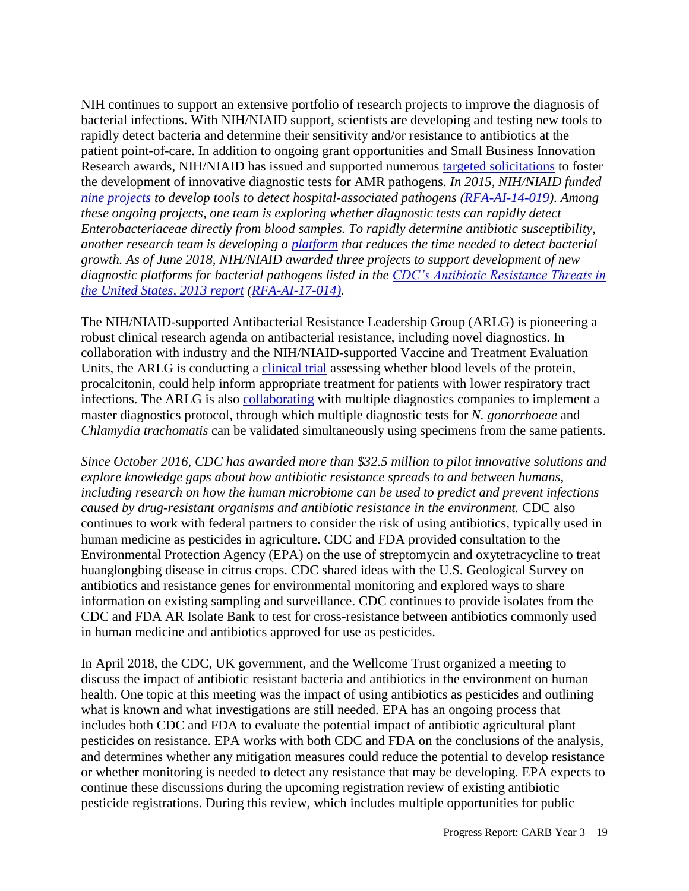NIH continues to support an extensive portfolio of research projects to improve the diagnosis of bacterial infections. With NIH/NIAID support, scientists are developing and testing new tools to rapidly detect bacteria and determine their sensitivity and/or resistance to antibiotics at the patient point-of-care. In addition to ongoing grant opportunities and Small Business Innovation Research awards, NIH/NIAID has issued and supported numerous targeted solicitations to foster the development of innovative diagnostic tests for AMR pathogens. *In 2015, NIH/NIAID funded nine projects to develop tools to detect hospital-associated pathogens (RFA-AI-14-019). Among these ongoing projects, one team is exploring whether diagnostic tests can rapidly detect Enterobacteriaceae directly from blood samples. To rapidly determine antibiotic susceptibility, another research team is developing a platform that reduces the time needed to detect bacterial growth. As of June 2018, NIH/NIAID awarded three projects to support development of new diagnostic platforms for bacterial pathogens listed in the CDC's Antibiotic Resistance Threats in the United States, 2013 report (RFA-AI-17-014).*

The NIH/NIAID-supported Antibacterial Resistance Leadership Group (ARLG) is pioneering a robust clinical research agenda on antibacterial resistance, including novel diagnostics. In collaboration with industry and the NIH/NIAID-supported Vaccine and Treatment Evaluation Units, the ARLG is conducting a clinical trial assessing whether blood levels of the protein, procalcitonin, could help inform appropriate treatment for patients with lower respiratory tract infections. The ARLG is also collaborating with multiple diagnostics companies to implement a master diagnostics protocol, through which multiple diagnostic tests for *N. gonorrhoeae* and *Chlamydia trachomatis* can be validated simultaneously using specimens from the same patients.

*Since October 2016, CDC has awarded more than $32.5 million to pilot innovative solutions and explore knowledge gaps about how antibiotic resistance spreads to and between humans, including research on how the human microbiome can be used to predict and prevent infections caused by drug-resistant organisms and antibiotic resistance in the environment.* CDC also continues to work with federal partners to consider the risk of using antibiotics, typically used in human medicine as pesticides in agriculture. CDC and FDA provided consultation to the Environmental Protection Agency (EPA) on the use of streptomycin and oxytetracycline to treat huanglongbing disease in citrus crops. CDC shared ideas with the U.S. Geological Survey on antibiotics and resistance genes for environmental monitoring and explored ways to share information on existing sampling and surveillance. CDC continues to provide isolates from the CDC and FDA AR Isolate Bank to test for cross-resistance between antibiotics commonly used in human medicine and antibiotics approved for use as pesticides.

In April 2018, the CDC, UK government, and the Wellcome Trust organized a meeting to discuss the impact of antibiotic resistant bacteria and antibiotics in the environment on human health. One topic at this meeting was the impact of using antibiotics as pesticides and outlining what is known and what investigations are still needed. EPA has an ongoing process that includes both CDC and FDA to evaluate the potential impact of antibiotic agricultural plant pesticides on resistance. EPA works with both CDC and FDA on the conclusions of the analysis, and determines whether any mitigation measures could reduce the potential to develop resistance or whether monitoring is needed to detect any resistance that may be developing. EPA expects to continue these discussions during the upcoming registration review of existing antibiotic pesticide registrations. During this review, which includes multiple opportunities for public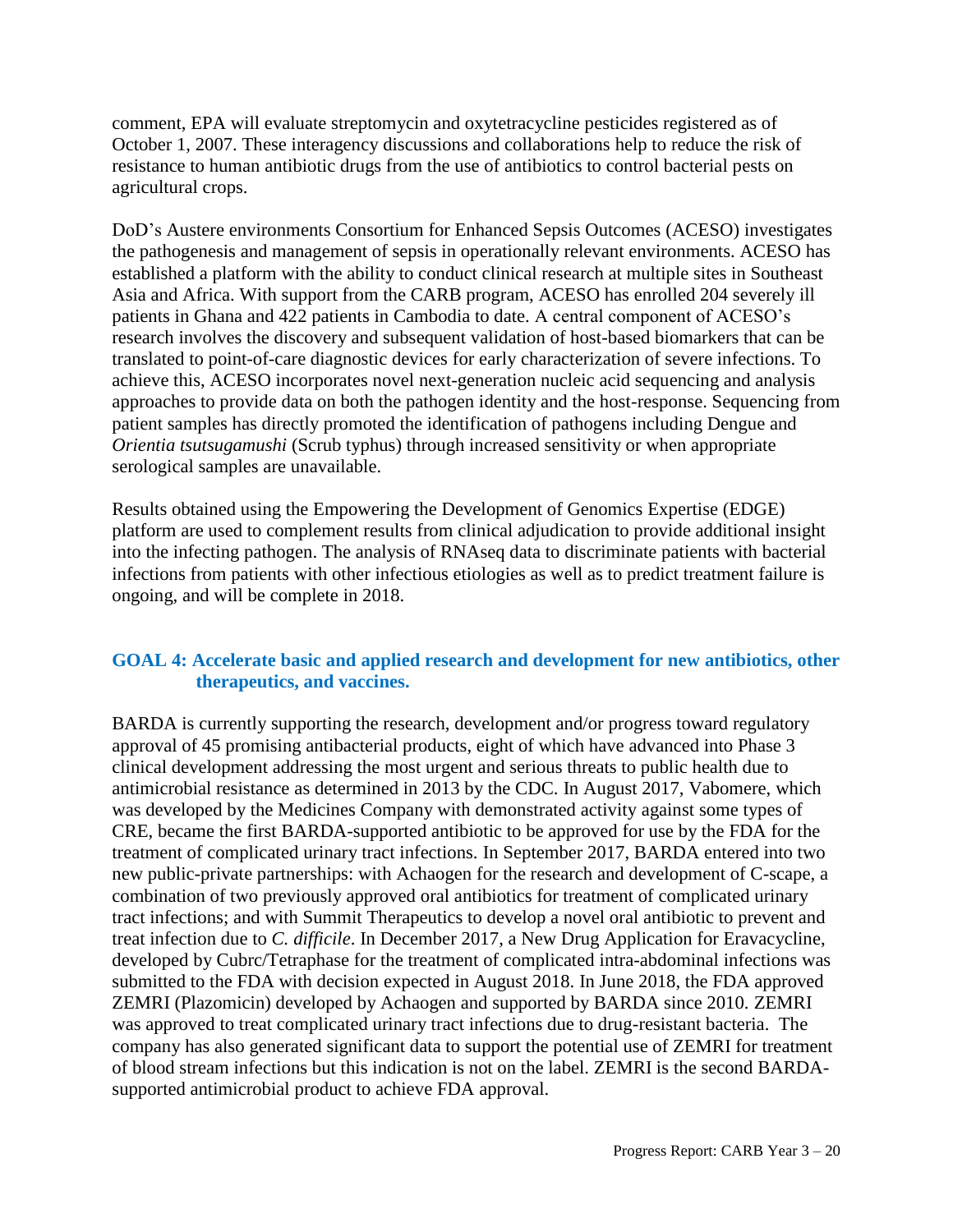comment, EPA will evaluate streptomycin and oxytetracycline pesticides registered as of October 1, 2007. These interagency discussions and collaborations help to reduce the risk of resistance to human antibiotic drugs from the use of antibiotics to control bacterial pests on agricultural crops.

DoD's Austere environments Consortium for Enhanced Sepsis Outcomes (ACESO) investigates the pathogenesis and management of sepsis in operationally relevant environments. ACESO has established a platform with the ability to conduct clinical research at multiple sites in Southeast Asia and Africa. With support from the CARB program, ACESO has enrolled 204 severely ill patients in Ghana and 422 patients in Cambodia to date. A central component of ACESO's research involves the discovery and subsequent validation of host-based biomarkers that can be translated to point-of-care diagnostic devices for early characterization of severe infections. To achieve this, ACESO incorporates novel next-generation nucleic acid sequencing and analysis approaches to provide data on both the pathogen identity and the host-response. Sequencing from patient samples has directly promoted the identification of pathogens including Dengue and *Orientia tsutsugamushi* (Scrub typhus) through increased sensitivity or when appropriate serological samples are unavailable.

Results obtained using the Empowering the Development of Genomics Expertise (EDGE) platform are used to complement results from clinical adjudication to provide additional insight into the infecting pathogen. The analysis of RNAseq data to discriminate patients with bacterial infections from patients with other infectious etiologies as well as to predict treatment failure is ongoing, and will be complete in 2018.

### GOAL 4: Accelerate basic and applied research and development for new antibiotics, other therapeutics, and vaccines.

BARDA is currently supporting the research, development and/or progress toward regulatory approval of 45 promising antibacterial products, eight of which have advanced into Phase 3 clinical development addressing the most urgent and serious threats to public health due to antimicrobial resistance as determined in 2013 by the CDC. In August 2017, Vabomere, which was developed by the Medicines Company with demonstrated activity against some types of CRE, became the first BARDA-supported antibiotic to be approved for use by the FDA for the treatment of complicated urinary tract infections. In September 2017, BARDA entered into two new public-private partnerships: with Achaogen for the research and development of C-scape, a combination of two previously approved oral antibiotics for treatment of complicated urinary tract infections; and with Summit Therapeutics to develop a novel oral antibiotic to prevent and treat infection due to *C. difficile*. In December 2017, a New Drug Application for Eravacycline, developed by Cubrc/Tetraphase for the treatment of complicated intra-abdominal infections was submitted to the FDA with decision expected in August 2018. In June 2018, the FDA approved ZEMRI (Plazomicin) developed by Achaogen and supported by BARDA since 2010. ZEMRI was approved to treat complicated urinary tract infections due to drug-resistant bacteria. The company has also generated significant data to support the potential use of ZEMRI for treatment of blood stream infections but this indication is not on the label. ZEMRI is the second BARDA-supported antimicrobial product to achieve FDA approval.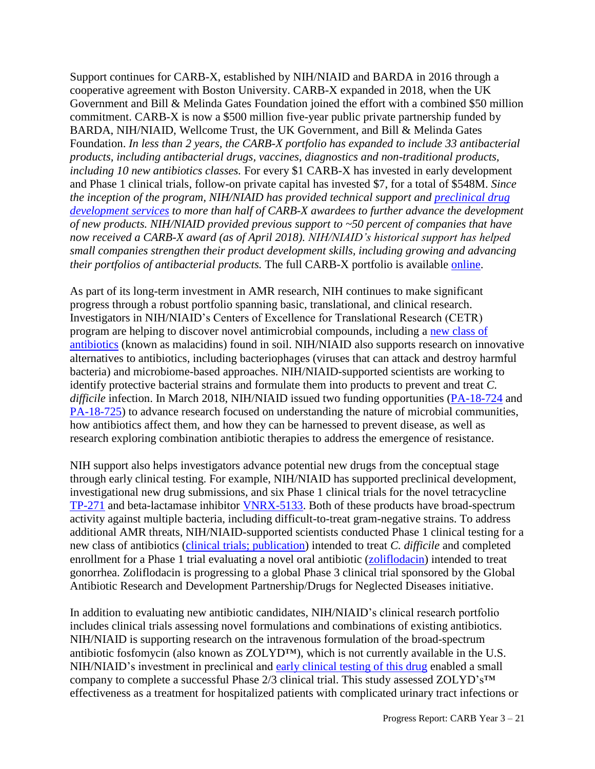Support continues for CARB-X, established by NIH/NIAID and BARDA in 2016 through a cooperative agreement with Boston University. CARB-X expanded in 2018, when the UK Government and Bill & Melinda Gates Foundation joined the effort with a combined $50 million commitment. CARB-X is now a $500 million five-year public private partnership funded by BARDA, NIH/NIAID, Wellcome Trust, the UK Government, and Bill & Melinda Gates Foundation. *In less than 2 years, the CARB-X portfolio has expanded to include 33 antibacterial products, including antibacterial drugs, vaccines, diagnostics and non-traditional products, including 10 new antibiotics classes.* For every $1 CARB-X has invested in early development and Phase 1 clinical trials, follow-on private capital has invested $7, for a total of $548M. *Since the inception of the program, NIH/NIAID has provided technical support and [preclinical drug development services] to more than half of CARB-X awardees to further advance the development of new products. NIH/NIAID provided previous support to ~50 percent of companies that have now received a CARB-X award (as of April 2018). NIH/NIAID's historical support has helped small companies strengthen their product development skills, including growing and advancing their portfolios of antibacterial products.* The full CARB-X portfolio is available [online].

As part of its long-term investment in AMR research, NIH continues to make significant progress through a robust portfolio spanning basic, translational, and clinical research. Investigators in NIH/NIAID's Centers of Excellence for Translational Research (CETR) program are helping to discover novel antimicrobial compounds, including a [new class of antibiotics] (known as malacidins) found in soil. NIH/NIAID also supports research on innovative alternatives to antibiotics, including bacteriophages (viruses that can attack and destroy harmful bacteria) and microbiome-based approaches. NIH/NIAID-supported scientists are working to identify protective bacterial strains and formulate them into products to prevent and treat *C. difficile* infection. In March 2018, NIH/NIAID issued two funding opportunities ([PA-18-724] and [PA-18-725]) to advance research focused on understanding the nature of microbial communities, how antibiotics affect them, and how they can be harnessed to prevent disease, as well as research exploring combination antibiotic therapies to address the emergence of resistance.

NIH support also helps investigators advance potential new drugs from the conceptual stage through early clinical testing. For example, NIH/NIAID has supported preclinical development, investigational new drug submissions, and six Phase 1 clinical trials for the novel tetracycline [TP-271] and beta-lactamase inhibitor [VNRX-5133]. Both of these products have broad-spectrum activity against multiple bacteria, including difficult-to-treat gram-negative strains. To address additional AMR threats, NIH/NIAID-supported scientists conducted Phase 1 clinical testing for a new class of antibiotics ([clinical trials; publication]) intended to treat *C. difficile* and completed enrollment for a Phase 1 trial evaluating a novel oral antibiotic ([zoliflodacin]) intended to treat gonorrhea. Zoliflodacin is progressing to a global Phase 3 clinical trial sponsored by the Global Antibiotic Research and Development Partnership/Drugs for Neglected Diseases initiative.

In addition to evaluating new antibiotic candidates, NIH/NIAID's clinical research portfolio includes clinical trials assessing novel formulations and combinations of existing antibiotics. NIH/NIAID is supporting research on the intravenous formulation of the broad-spectrum antibiotic fosfomycin (also known as ZOLYD™), which is not currently available in the U.S. NIH/NIAID's investment in preclinical and [early clinical testing of this drug] enabled a small company to complete a successful Phase 2/3 clinical trial. This study assessed ZOLYD's™ effectiveness as a treatment for hospitalized patients with complicated urinary tract infections or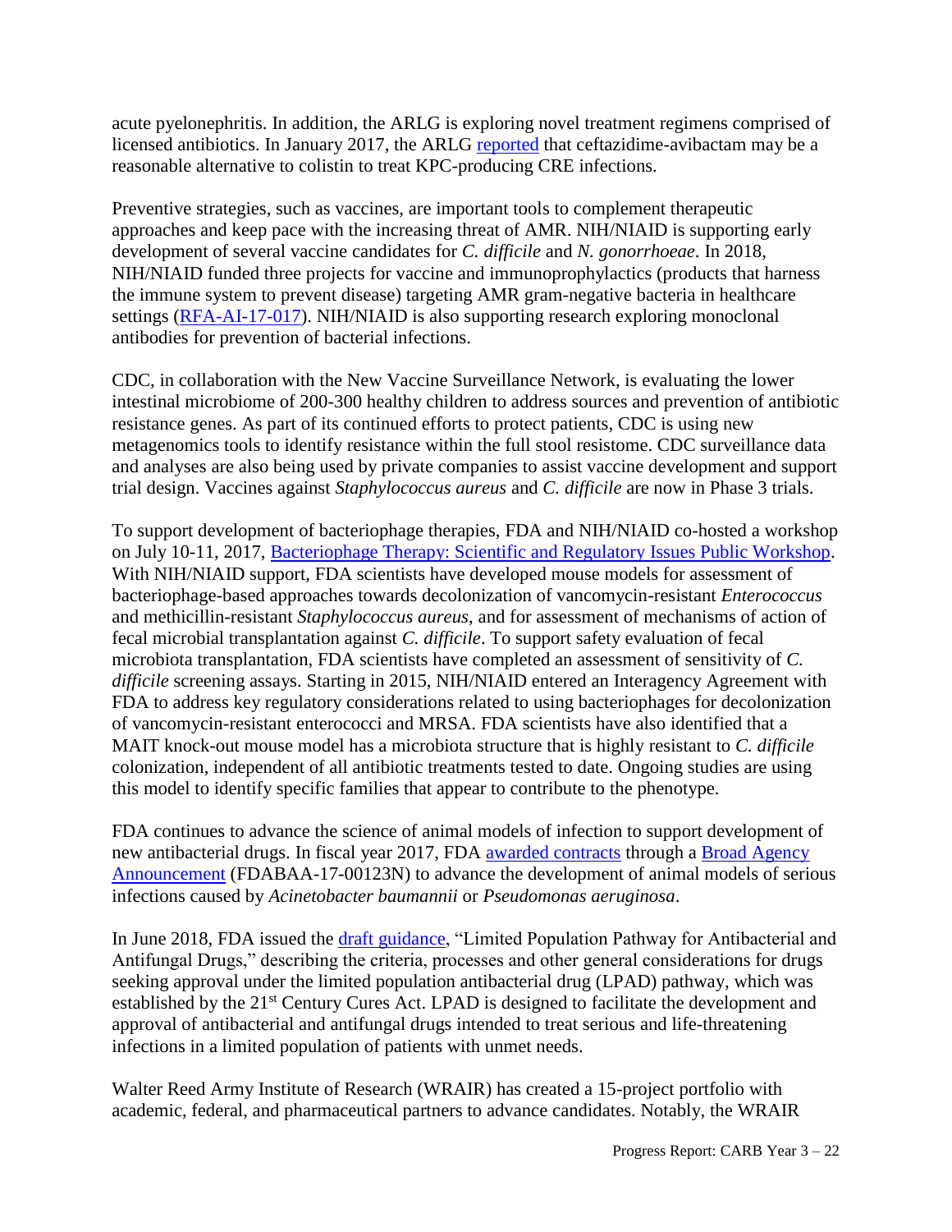acute pyelonephritis. In addition, the ARLG is exploring novel treatment regimens comprised of licensed antibiotics. In January 2017, the ARLG reported that ceftazidime-avibactam may be a reasonable alternative to colistin to treat KPC-producing CRE infections.

Preventive strategies, such as vaccines, are important tools to complement therapeutic approaches and keep pace with the increasing threat of AMR. NIH/NIAID is supporting early development of several vaccine candidates for *C. difficile* and *N. gonorrhoeae*. In 2018, NIH/NIAID funded three projects for vaccine and immunoprophylactics (products that harness the immune system to prevent disease) targeting AMR gram-negative bacteria in healthcare settings (RFA-AI-17-017). NIH/NIAID is also supporting research exploring monoclonal antibodies for prevention of bacterial infections.

CDC, in collaboration with the New Vaccine Surveillance Network, is evaluating the lower intestinal microbiome of 200-300 healthy children to address sources and prevention of antibiotic resistance genes. As part of its continued efforts to protect patients, CDC is using new metagenomics tools to identify resistance within the full stool resistome. CDC surveillance data and analyses are also being used by private companies to assist vaccine development and support trial design. Vaccines against *Staphylococcus aureus* and *C. difficile* are now in Phase 3 trials.

To support development of bacteriophage therapies, FDA and NIH/NIAID co-hosted a workshop on July 10-11, 2017, Bacteriophage Therapy: Scientific and Regulatory Issues Public Workshop. With NIH/NIAID support, FDA scientists have developed mouse models for assessment of bacteriophage-based approaches towards decolonization of vancomycin-resistant *Enterococcus* and methicillin-resistant *Staphylococcus aureus*, and for assessment of mechanisms of action of fecal microbial transplantation against *C. difficile*. To support safety evaluation of fecal microbiota transplantation, FDA scientists have completed an assessment of sensitivity of *C. difficile* screening assays. Starting in 2015, NIH/NIAID entered an Interagency Agreement with FDA to address key regulatory considerations related to using bacteriophages for decolonization of vancomycin-resistant enterococci and MRSA. FDA scientists have also identified that a MAIT knock-out mouse model has a microbiota structure that is highly resistant to *C. difficile* colonization, independent of all antibiotic treatments tested to date. Ongoing studies are using this model to identify specific families that appear to contribute to the phenotype.

FDA continues to advance the science of animal models of infection to support development of new antibacterial drugs. In fiscal year 2017, FDA awarded contracts through a Broad Agency Announcement (FDABAA-17-00123N) to advance the development of animal models of serious infections caused by *Acinetobacter baumannii* or *Pseudomonas aeruginosa*.

In June 2018, FDA issued the draft guidance, "Limited Population Pathway for Antibacterial and Antifungal Drugs," describing the criteria, processes and other general considerations for drugs seeking approval under the limited population antibacterial drug (LPAD) pathway, which was established by the 21st Century Cures Act. LPAD is designed to facilitate the development and approval of antibacterial and antifungal drugs intended to treat serious and life-threatening infections in a limited population of patients with unmet needs.

Walter Reed Army Institute of Research (WRAIR) has created a 15-project portfolio with academic, federal, and pharmaceutical partners to advance candidates. Notably, the WRAIR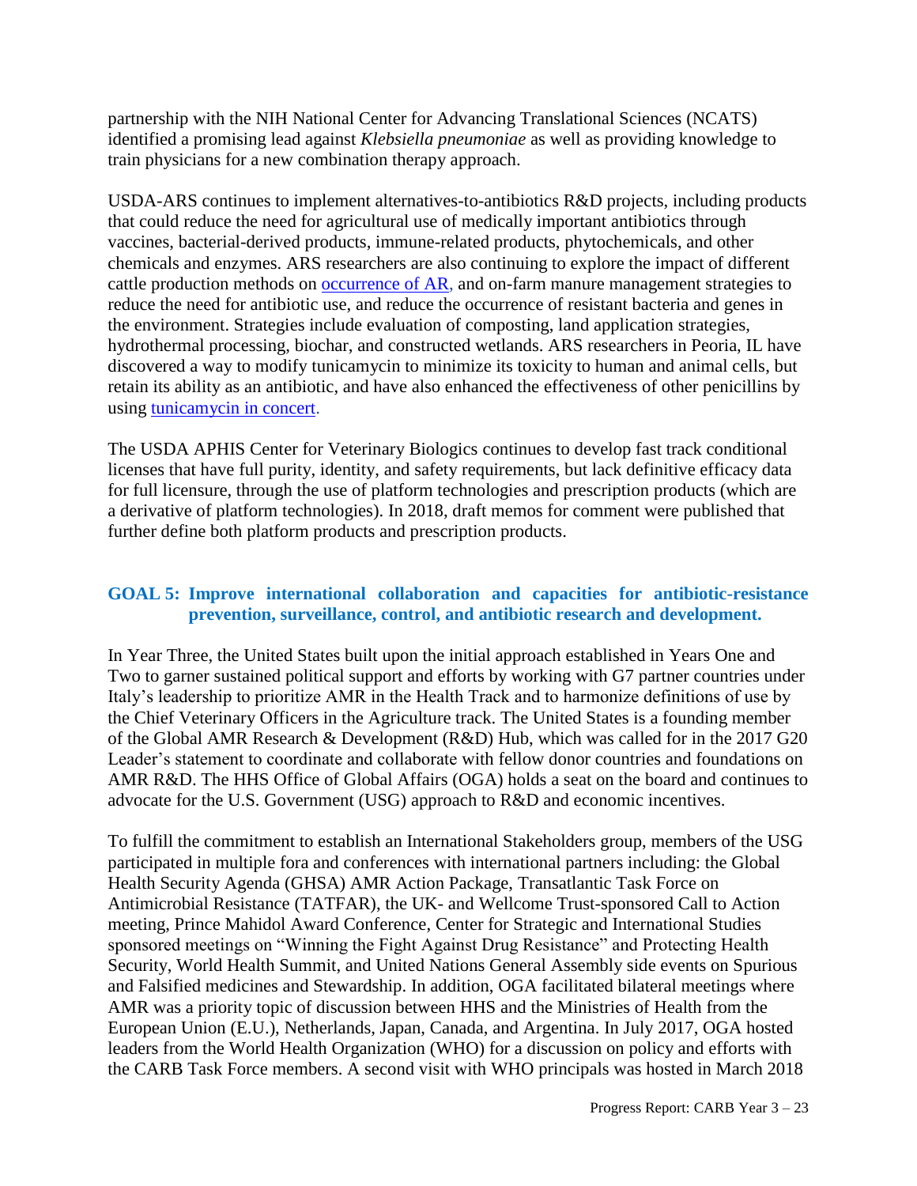partnership with the NIH National Center for Advancing Translational Sciences (NCATS) identified a promising lead against *Klebsiella pneumoniae* as well as providing knowledge to train physicians for a new combination therapy approach.

USDA-ARS continues to implement alternatives-to-antibiotics R&D projects, including products that could reduce the need for agricultural use of medically important antibiotics through vaccines, bacterial-derived products, immune-related products, phytochemicals, and other chemicals and enzymes. ARS researchers are also continuing to explore the impact of different cattle production methods on occurrence of AR, and on-farm manure management strategies to reduce the need for antibiotic use, and reduce the occurrence of resistant bacteria and genes in the environment. Strategies include evaluation of composting, land application strategies, hydrothermal processing, biochar, and constructed wetlands. ARS researchers in Peoria, IL have discovered a way to modify tunicamycin to minimize its toxicity to human and animal cells, but retain its ability as an antibiotic, and have also enhanced the effectiveness of other penicillins by using tunicamycin in concert.

The USDA APHIS Center for Veterinary Biologics continues to develop fast track conditional licenses that have full purity, identity, and safety requirements, but lack definitive efficacy data for full licensure, through the use of platform technologies and prescription products (which are a derivative of platform technologies). In 2018, draft memos for comment were published that further define both platform products and prescription products.

## GOAL 5: Improve international collaboration and capacities for antibiotic-resistance prevention, surveillance, control, and antibiotic research and development.

In Year Three, the United States built upon the initial approach established in Years One and Two to garner sustained political support and efforts by working with G7 partner countries under Italy's leadership to prioritize AMR in the Health Track and to harmonize definitions of use by the Chief Veterinary Officers in the Agriculture track. The United States is a founding member of the Global AMR Research & Development (R&D) Hub, which was called for in the 2017 G20 Leader's statement to coordinate and collaborate with fellow donor countries and foundations on AMR R&D. The HHS Office of Global Affairs (OGA) holds a seat on the board and continues to advocate for the U.S. Government (USG) approach to R&D and economic incentives.

To fulfill the commitment to establish an International Stakeholders group, members of the USG participated in multiple fora and conferences with international partners including: the Global Health Security Agenda (GHSA) AMR Action Package, Transatlantic Task Force on Antimicrobial Resistance (TATFAR), the UK- and Wellcome Trust-sponsored Call to Action meeting, Prince Mahidol Award Conference, Center for Strategic and International Studies sponsored meetings on "Winning the Fight Against Drug Resistance" and Protecting Health Security, World Health Summit, and United Nations General Assembly side events on Spurious and Falsified medicines and Stewardship. In addition, OGA facilitated bilateral meetings where AMR was a priority topic of discussion between HHS and the Ministries of Health from the European Union (E.U.), Netherlands, Japan, Canada, and Argentina. In July 2017, OGA hosted leaders from the World Health Organization (WHO) for a discussion on policy and efforts with the CARB Task Force members. A second visit with WHO principals was hosted in March 2018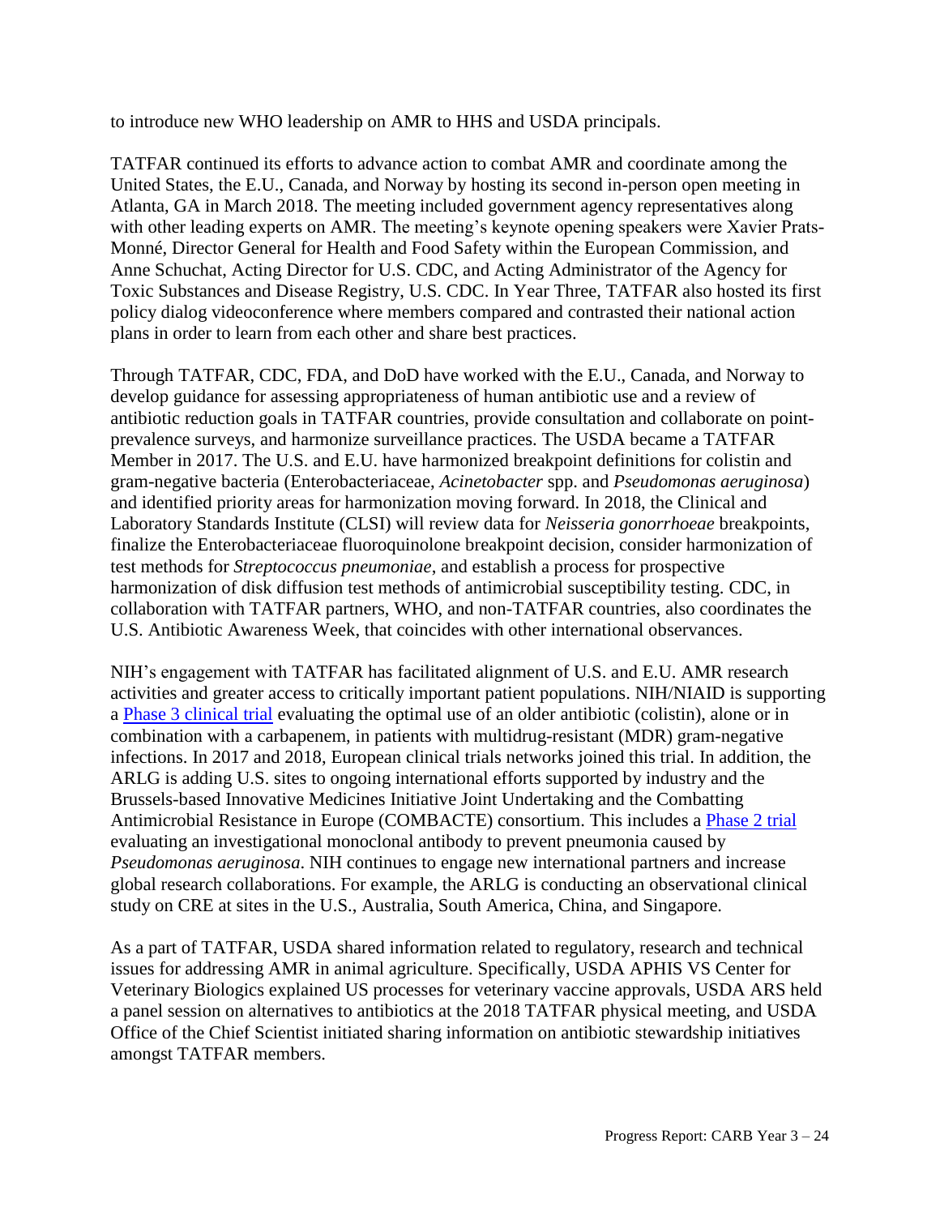to introduce new WHO leadership on AMR to HHS and USDA principals.

TATFAR continued its efforts to advance action to combat AMR and coordinate among the United States, the E.U., Canada, and Norway by hosting its second in-person open meeting in Atlanta, GA in March 2018. The meeting included government agency representatives along with other leading experts on AMR. The meeting's keynote opening speakers were Xavier Prats-Monné, Director General for Health and Food Safety within the European Commission, and Anne Schuchat, Acting Director for U.S. CDC, and Acting Administrator of the Agency for Toxic Substances and Disease Registry, U.S. CDC. In Year Three, TATFAR also hosted its first policy dialog videoconference where members compared and contrasted their national action plans in order to learn from each other and share best practices.

Through TATFAR, CDC, FDA, and DoD have worked with the E.U., Canada, and Norway to develop guidance for assessing appropriateness of human antibiotic use and a review of antibiotic reduction goals in TATFAR countries, provide consultation and collaborate on point-prevalence surveys, and harmonize surveillance practices. The USDA became a TATFAR Member in 2017. The U.S. and E.U. have harmonized breakpoint definitions for colistin and gram-negative bacteria (Enterobacteriaceae, *Acinetobacter* spp. and *Pseudomonas aeruginosa*) and identified priority areas for harmonization moving forward. In 2018, the Clinical and Laboratory Standards Institute (CLSI) will review data for *Neisseria gonorrhoeae* breakpoints, finalize the Enterobacteriaceae fluoroquinolone breakpoint decision, consider harmonization of test methods for *Streptococcus pneumoniae*, and establish a process for prospective harmonization of disk diffusion test methods of antimicrobial susceptibility testing. CDC, in collaboration with TATFAR partners, WHO, and non-TATFAR countries, also coordinates the U.S. Antibiotic Awareness Week, that coincides with other international observances.

NIH's engagement with TATFAR has facilitated alignment of U.S. and E.U. AMR research activities and greater access to critically important patient populations. NIH/NIAID is supporting a Phase 3 clinical trial evaluating the optimal use of an older antibiotic (colistin), alone or in combination with a carbapenem, in patients with multidrug-resistant (MDR) gram-negative infections. In 2017 and 2018, European clinical trials networks joined this trial. In addition, the ARLG is adding U.S. sites to ongoing international efforts supported by industry and the Brussels-based Innovative Medicines Initiative Joint Undertaking and the Combatting Antimicrobial Resistance in Europe (COMBACTE) consortium. This includes a Phase 2 trial evaluating an investigational monoclonal antibody to prevent pneumonia caused by *Pseudomonas aeruginosa*. NIH continues to engage new international partners and increase global research collaborations. For example, the ARLG is conducting an observational clinical study on CRE at sites in the U.S., Australia, South America, China, and Singapore.

As a part of TATFAR, USDA shared information related to regulatory, research and technical issues for addressing AMR in animal agriculture. Specifically, USDA APHIS VS Center for Veterinary Biologics explained US processes for veterinary vaccine approvals, USDA ARS held a panel session on alternatives to antibiotics at the 2018 TATFAR physical meeting, and USDA Office of the Chief Scientist initiated sharing information on antibiotic stewardship initiatives amongst TATFAR members.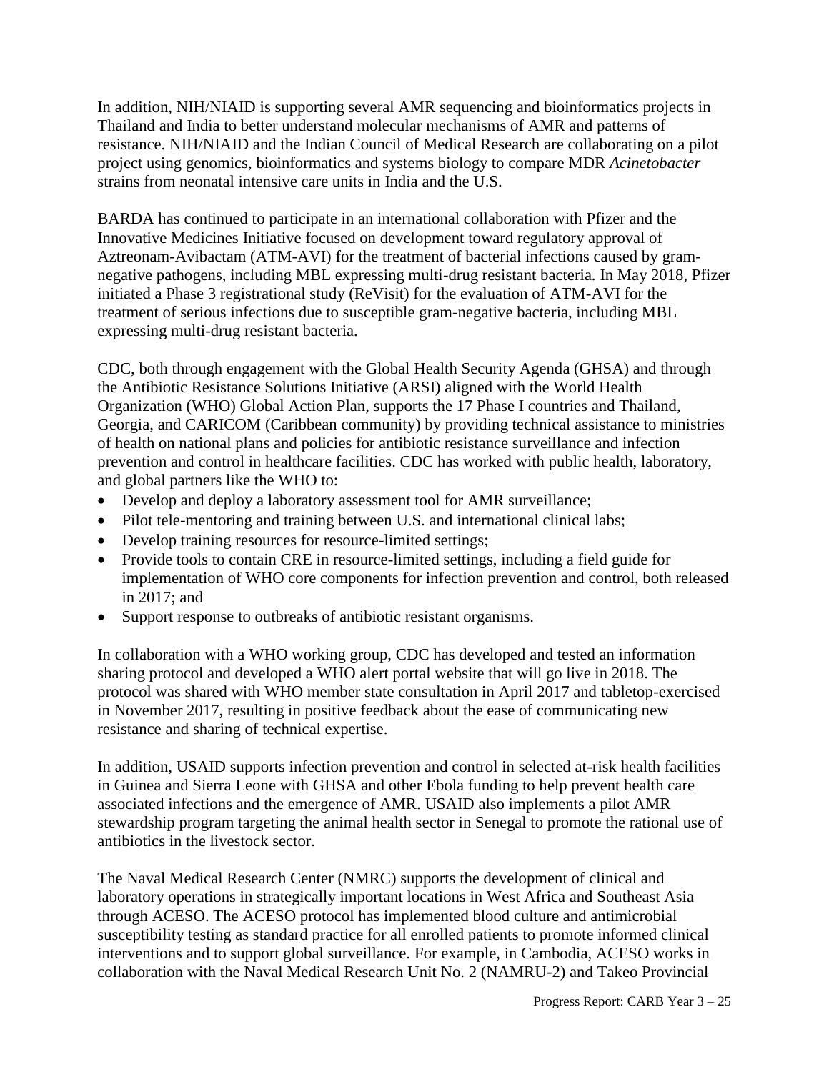In addition, NIH/NIAID is supporting several AMR sequencing and bioinformatics projects in Thailand and India to better understand molecular mechanisms of AMR and patterns of resistance. NIH/NIAID and the Indian Council of Medical Research are collaborating on a pilot project using genomics, bioinformatics and systems biology to compare MDR *Acinetobacter* strains from neonatal intensive care units in India and the U.S.

BARDA has continued to participate in an international collaboration with Pfizer and the Innovative Medicines Initiative focused on development toward regulatory approval of Aztreonam-Avibactam (ATM-AVI) for the treatment of bacterial infections caused by gram-negative pathogens, including MBL expressing multi-drug resistant bacteria. In May 2018, Pfizer initiated a Phase 3 registrational study (ReVisit) for the evaluation of ATM-AVI for the treatment of serious infections due to susceptible gram-negative bacteria, including MBL expressing multi-drug resistant bacteria.

CDC, both through engagement with the Global Health Security Agenda (GHSA) and through the Antibiotic Resistance Solutions Initiative (ARSI) aligned with the World Health Organization (WHO) Global Action Plan, supports the 17 Phase I countries and Thailand, Georgia, and CARICOM (Caribbean community) by providing technical assistance to ministries of health on national plans and policies for antibiotic resistance surveillance and infection prevention and control in healthcare facilities. CDC has worked with public health, laboratory, and global partners like the WHO to:

- Develop and deploy a laboratory assessment tool for AMR surveillance;
- Pilot tele-mentoring and training between U.S. and international clinical labs;
- Develop training resources for resource-limited settings;
- Provide tools to contain CRE in resource-limited settings, including a field guide for implementation of WHO core components for infection prevention and control, both released in 2017; and
- Support response to outbreaks of antibiotic resistant organisms.

In collaboration with a WHO working group, CDC has developed and tested an information sharing protocol and developed a WHO alert portal website that will go live in 2018. The protocol was shared with WHO member state consultation in April 2017 and tabletop-exercised in November 2017, resulting in positive feedback about the ease of communicating new resistance and sharing of technical expertise.

In addition, USAID supports infection prevention and control in selected at-risk health facilities in Guinea and Sierra Leone with GHSA and other Ebola funding to help prevent health care associated infections and the emergence of AMR. USAID also implements a pilot AMR stewardship program targeting the animal health sector in Senegal to promote the rational use of antibiotics in the livestock sector.

The Naval Medical Research Center (NMRC) supports the development of clinical and laboratory operations in strategically important locations in West Africa and Southeast Asia through ACESO. The ACESO protocol has implemented blood culture and antimicrobial susceptibility testing as standard practice for all enrolled patients to promote informed clinical interventions and to support global surveillance. For example, in Cambodia, ACESO works in collaboration with the Naval Medical Research Unit No. 2 (NAMRU-2) and Takeo Provincial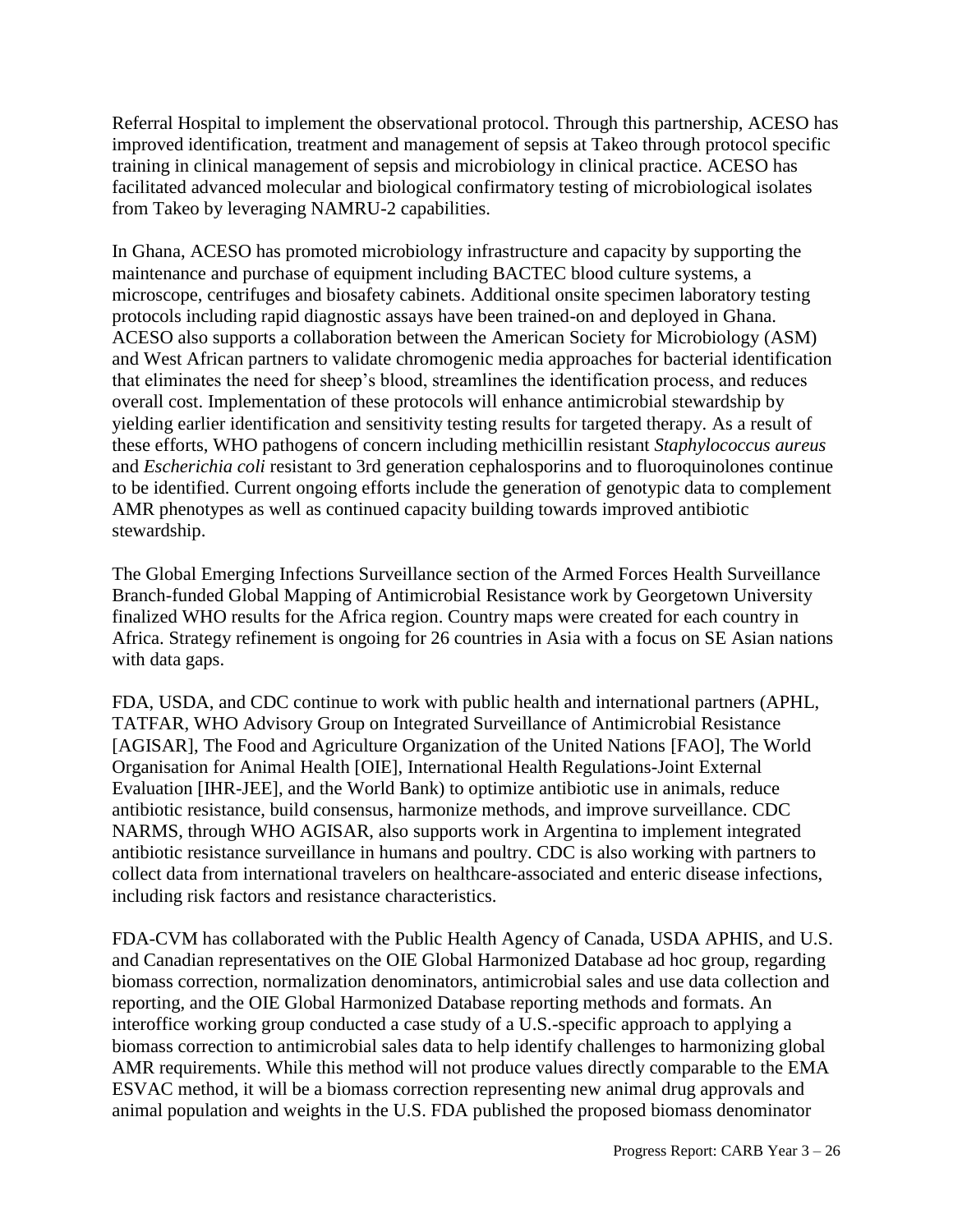Referral Hospital to implement the observational protocol. Through this partnership, ACESO has improved identification, treatment and management of sepsis at Takeo through protocol specific training in clinical management of sepsis and microbiology in clinical practice. ACESO has facilitated advanced molecular and biological confirmatory testing of microbiological isolates from Takeo by leveraging NAMRU-2 capabilities.

In Ghana, ACESO has promoted microbiology infrastructure and capacity by supporting the maintenance and purchase of equipment including BACTEC blood culture systems, a microscope, centrifuges and biosafety cabinets. Additional onsite specimen laboratory testing protocols including rapid diagnostic assays have been trained-on and deployed in Ghana. ACESO also supports a collaboration between the American Society for Microbiology (ASM) and West African partners to validate chromogenic media approaches for bacterial identification that eliminates the need for sheep's blood, streamlines the identification process, and reduces overall cost. Implementation of these protocols will enhance antimicrobial stewardship by yielding earlier identification and sensitivity testing results for targeted therapy. As a result of these efforts, WHO pathogens of concern including methicillin resistant *Staphylococcus aureus* and *Escherichia coli* resistant to 3rd generation cephalosporins and to fluoroquinolones continue to be identified. Current ongoing efforts include the generation of genotypic data to complement AMR phenotypes as well as continued capacity building towards improved antibiotic stewardship.

The Global Emerging Infections Surveillance section of the Armed Forces Health Surveillance Branch-funded Global Mapping of Antimicrobial Resistance work by Georgetown University finalized WHO results for the Africa region. Country maps were created for each country in Africa. Strategy refinement is ongoing for 26 countries in Asia with a focus on SE Asian nations with data gaps.

FDA, USDA, and CDC continue to work with public health and international partners (APHL, TATFAR, WHO Advisory Group on Integrated Surveillance of Antimicrobial Resistance [AGISAR], The Food and Agriculture Organization of the United Nations [FAO], The World Organisation for Animal Health [OIE], International Health Regulations-Joint External Evaluation [IHR-JEE], and the World Bank) to optimize antibiotic use in animals, reduce antibiotic resistance, build consensus, harmonize methods, and improve surveillance. CDC NARMS, through WHO AGISAR, also supports work in Argentina to implement integrated antibiotic resistance surveillance in humans and poultry. CDC is also working with partners to collect data from international travelers on healthcare-associated and enteric disease infections, including risk factors and resistance characteristics.

FDA-CVM has collaborated with the Public Health Agency of Canada, USDA APHIS, and U.S. and Canadian representatives on the OIE Global Harmonized Database ad hoc group, regarding biomass correction, normalization denominators, antimicrobial sales and use data collection and reporting, and the OIE Global Harmonized Database reporting methods and formats. An interoffice working group conducted a case study of a U.S.-specific approach to applying a biomass correction to antimicrobial sales data to help identify challenges to harmonizing global AMR requirements. While this method will not produce values directly comparable to the EMA ESVAC method, it will be a biomass correction representing new animal drug approvals and animal population and weights in the U.S. FDA published the proposed biomass denominator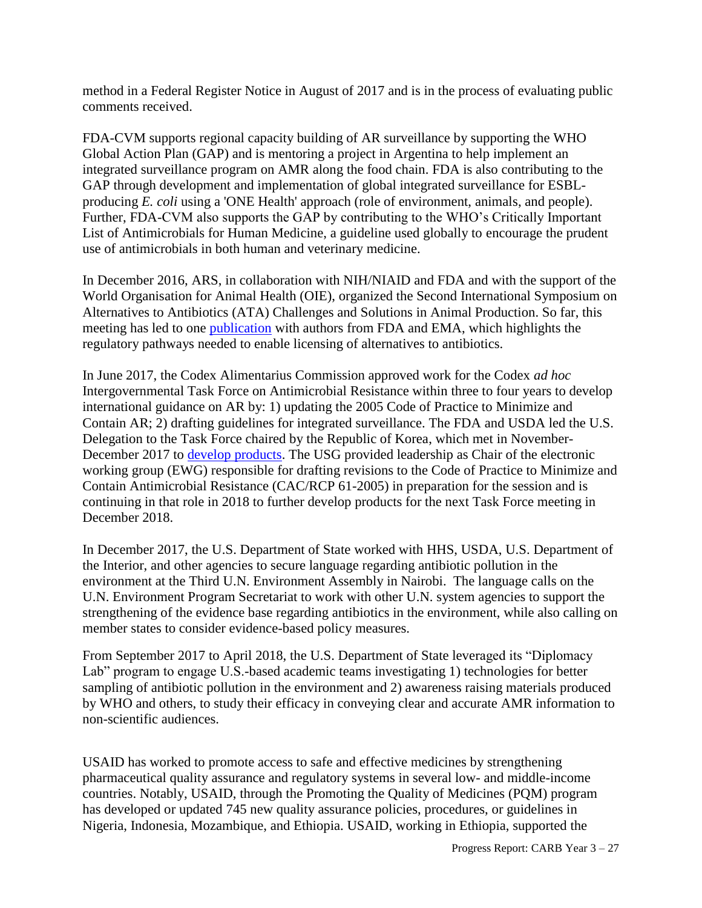method in a Federal Register Notice in August of 2017 and is in the process of evaluating public comments received.

FDA-CVM supports regional capacity building of AR surveillance by supporting the WHO Global Action Plan (GAP) and is mentoring a project in Argentina to help implement an integrated surveillance program on AMR along the food chain. FDA is also contributing to the GAP through development and implementation of global integrated surveillance for ESBL-producing *E. coli* using a 'ONE Health' approach (role of environment, animals, and people). Further, FDA-CVM also supports the GAP by contributing to the WHO's Critically Important List of Antimicrobials for Human Medicine, a guideline used globally to encourage the prudent use of antimicrobials in both human and veterinary medicine.

In December 2016, ARS, in collaboration with NIH/NIAID and FDA and with the support of the World Organisation for Animal Health (OIE), organized the Second International Symposium on Alternatives to Antibiotics (ATA) Challenges and Solutions in Animal Production. So far, this meeting has led to one publication with authors from FDA and EMA, which highlights the regulatory pathways needed to enable licensing of alternatives to antibiotics.

In June 2017, the Codex Alimentarius Commission approved work for the Codex *ad hoc* Intergovernmental Task Force on Antimicrobial Resistance within three to four years to develop international guidance on AR by: 1) updating the 2005 Code of Practice to Minimize and Contain AR; 2) drafting guidelines for integrated surveillance. The FDA and USDA led the U.S. Delegation to the Task Force chaired by the Republic of Korea, which met in November-December 2017 to develop products. The USG provided leadership as Chair of the electronic working group (EWG) responsible for drafting revisions to the Code of Practice to Minimize and Contain Antimicrobial Resistance (CAC/RCP 61-2005) in preparation for the session and is continuing in that role in 2018 to further develop products for the next Task Force meeting in December 2018.

In December 2017, the U.S. Department of State worked with HHS, USDA, U.S. Department of the Interior, and other agencies to secure language regarding antibiotic pollution in the environment at the Third U.N. Environment Assembly in Nairobi. The language calls on the U.N. Environment Program Secretariat to work with other U.N. system agencies to support the strengthening of the evidence base regarding antibiotics in the environment, while also calling on member states to consider evidence-based policy measures.

From September 2017 to April 2018, the U.S. Department of State leveraged its "Diplomacy Lab" program to engage U.S.-based academic teams investigating 1) technologies for better sampling of antibiotic pollution in the environment and 2) awareness raising materials produced by WHO and others, to study their efficacy in conveying clear and accurate AMR information to non-scientific audiences.

USAID has worked to promote access to safe and effective medicines by strengthening pharmaceutical quality assurance and regulatory systems in several low- and middle-income countries. Notably, USAID, through the Promoting the Quality of Medicines (PQM) program has developed or updated 745 new quality assurance policies, procedures, or guidelines in Nigeria, Indonesia, Mozambique, and Ethiopia. USAID, working in Ethiopia, supported the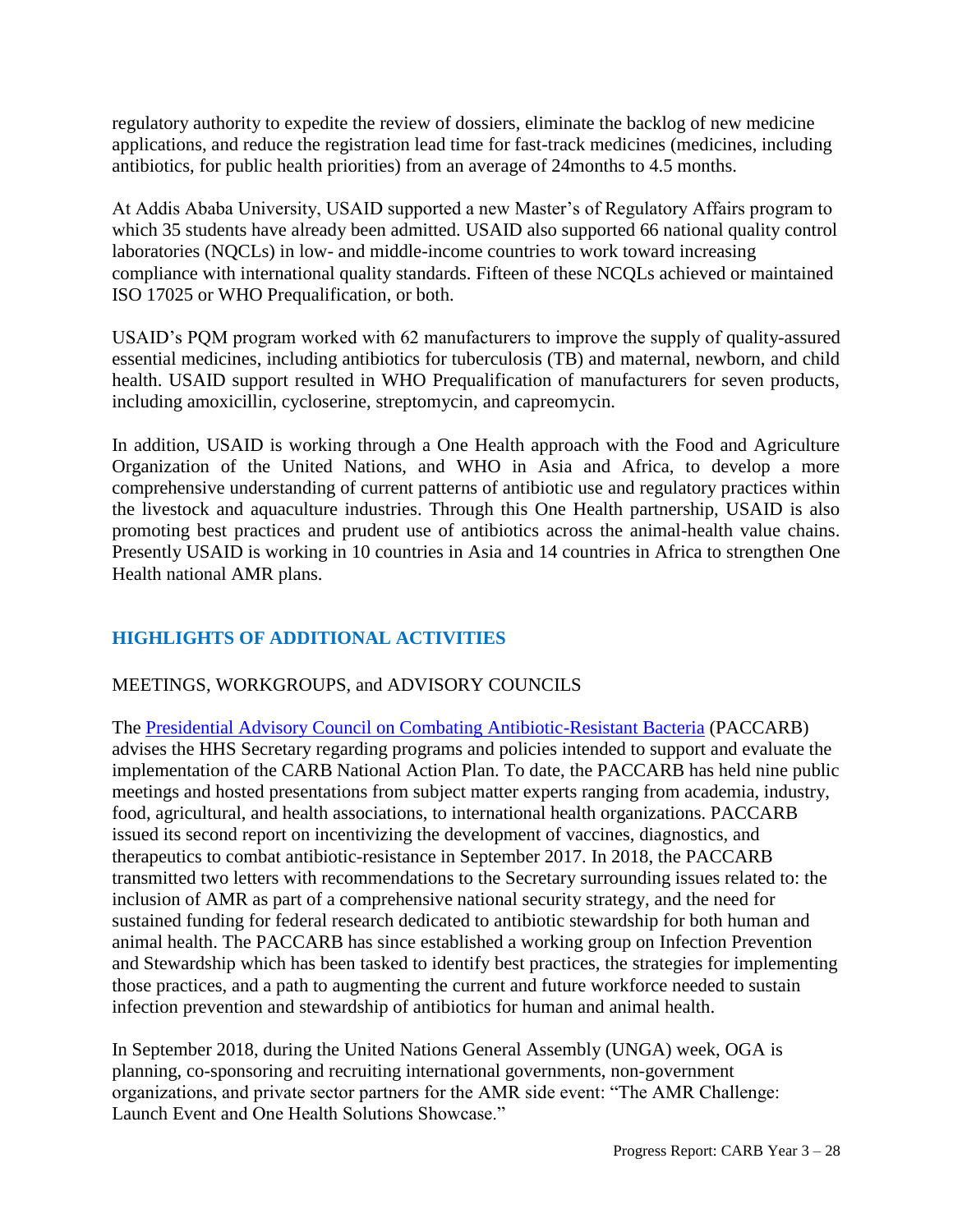regulatory authority to expedite the review of dossiers, eliminate the backlog of new medicine applications, and reduce the registration lead time for fast-track medicines (medicines, including antibiotics, for public health priorities) from an average of 24months to 4.5 months.

At Addis Ababa University, USAID supported a new Master's of Regulatory Affairs program to which 35 students have already been admitted. USAID also supported 66 national quality control laboratories (NQCLs) in low- and middle-income countries to work toward increasing compliance with international quality standards. Fifteen of these NCQLs achieved or maintained ISO 17025 or WHO Prequalification, or both.

USAID's PQM program worked with 62 manufacturers to improve the supply of quality-assured essential medicines, including antibiotics for tuberculosis (TB) and maternal, newborn, and child health. USAID support resulted in WHO Prequalification of manufacturers for seven products, including amoxicillin, cycloserine, streptomycin, and capreomycin.

In addition, USAID is working through a One Health approach with the Food and Agriculture Organization of the United Nations, and WHO in Asia and Africa, to develop a more comprehensive understanding of current patterns of antibiotic use and regulatory practices within the livestock and aquaculture industries. Through this One Health partnership, USAID is also promoting best practices and prudent use of antibiotics across the animal-health value chains. Presently USAID is working in 10 countries in Asia and 14 countries in Africa to strengthen One Health national AMR plans.

## HIGHLIGHTS OF ADDITIONAL ACTIVITIES

MEETINGS, WORKGROUPS, and ADVISORY COUNCILS

The Presidential Advisory Council on Combating Antibiotic-Resistant Bacteria (PACCARB) advises the HHS Secretary regarding programs and policies intended to support and evaluate the implementation of the CARB National Action Plan. To date, the PACCARB has held nine public meetings and hosted presentations from subject matter experts ranging from academia, industry, food, agricultural, and health associations, to international health organizations. PACCARB issued its second report on incentivizing the development of vaccines, diagnostics, and therapeutics to combat antibiotic-resistance in September 2017. In 2018, the PACCARB transmitted two letters with recommendations to the Secretary surrounding issues related to: the inclusion of AMR as part of a comprehensive national security strategy, and the need for sustained funding for federal research dedicated to antibiotic stewardship for both human and animal health. The PACCARB has since established a working group on Infection Prevention and Stewardship which has been tasked to identify best practices, the strategies for implementing those practices, and a path to augmenting the current and future workforce needed to sustain infection prevention and stewardship of antibiotics for human and animal health.

In September 2018, during the United Nations General Assembly (UNGA) week, OGA is planning, co-sponsoring and recruiting international governments, non-government organizations, and private sector partners for the AMR side event: "The AMR Challenge: Launch Event and One Health Solutions Showcase."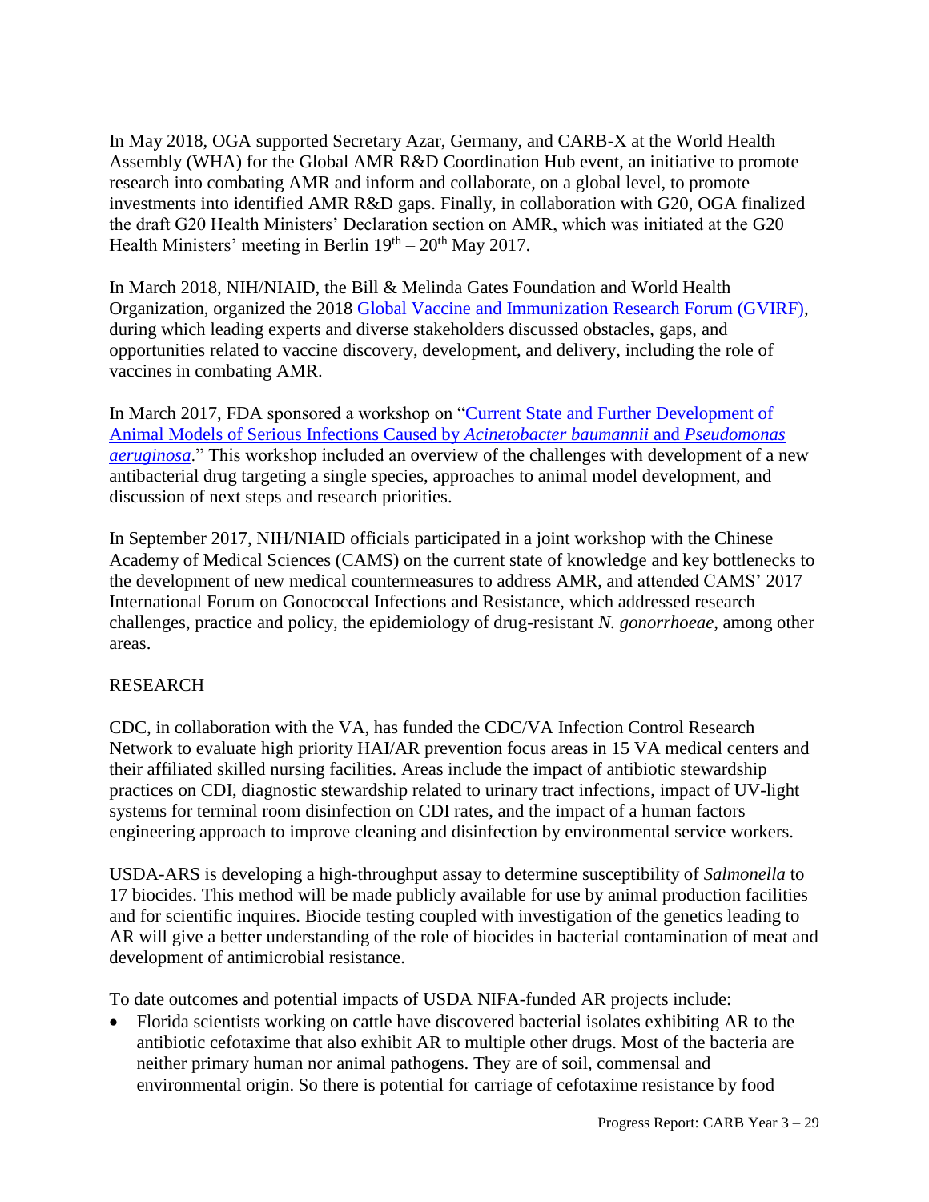In May 2018, OGA supported Secretary Azar, Germany, and CARB-X at the World Health Assembly (WHA) for the Global AMR R&D Coordination Hub event, an initiative to promote research into combating AMR and inform and collaborate, on a global level, to promote investments into identified AMR R&D gaps. Finally, in collaboration with G20, OGA finalized the draft G20 Health Ministers' Declaration section on AMR, which was initiated at the G20 Health Ministers' meeting in Berlin 19th – 20th May 2017.

In March 2018, NIH/NIAID, the Bill & Melinda Gates Foundation and World Health Organization, organized the 2018 Global Vaccine and Immunization Research Forum (GVIRF), during which leading experts and diverse stakeholders discussed obstacles, gaps, and opportunities related to vaccine discovery, development, and delivery, including the role of vaccines in combating AMR.

In March 2017, FDA sponsored a workshop on "Current State and Further Development of Animal Models of Serious Infections Caused by *Acinetobacter baumannii* and *Pseudomonas aeruginosa*." This workshop included an overview of the challenges with development of a new antibacterial drug targeting a single species, approaches to animal model development, and discussion of next steps and research priorities.

In September 2017, NIH/NIAID officials participated in a joint workshop with the Chinese Academy of Medical Sciences (CAMS) on the current state of knowledge and key bottlenecks to the development of new medical countermeasures to address AMR, and attended CAMS' 2017 International Forum on Gonococcal Infections and Resistance, which addressed research challenges, practice and policy, the epidemiology of drug-resistant *N. gonorrhoeae*, among other areas.

## RESEARCH

CDC, in collaboration with the VA, has funded the CDC/VA Infection Control Research Network to evaluate high priority HAI/AR prevention focus areas in 15 VA medical centers and their affiliated skilled nursing facilities. Areas include the impact of antibiotic stewardship practices on CDI, diagnostic stewardship related to urinary tract infections, impact of UV-light systems for terminal room disinfection on CDI rates, and the impact of a human factors engineering approach to improve cleaning and disinfection by environmental service workers.

USDA-ARS is developing a high-throughput assay to determine susceptibility of *Salmonella* to 17 biocides. This method will be made publicly available for use by animal production facilities and for scientific inquires. Biocide testing coupled with investigation of the genetics leading to AR will give a better understanding of the role of biocides in bacterial contamination of meat and development of antimicrobial resistance.

To date outcomes and potential impacts of USDA NIFA-funded AR projects include:

- Florida scientists working on cattle have discovered bacterial isolates exhibiting AR to the antibiotic cefotaxime that also exhibit AR to multiple other drugs. Most of the bacteria are neither primary human nor animal pathogens. They are of soil, commensal and environmental origin. So there is potential for carriage of cefotaxime resistance by food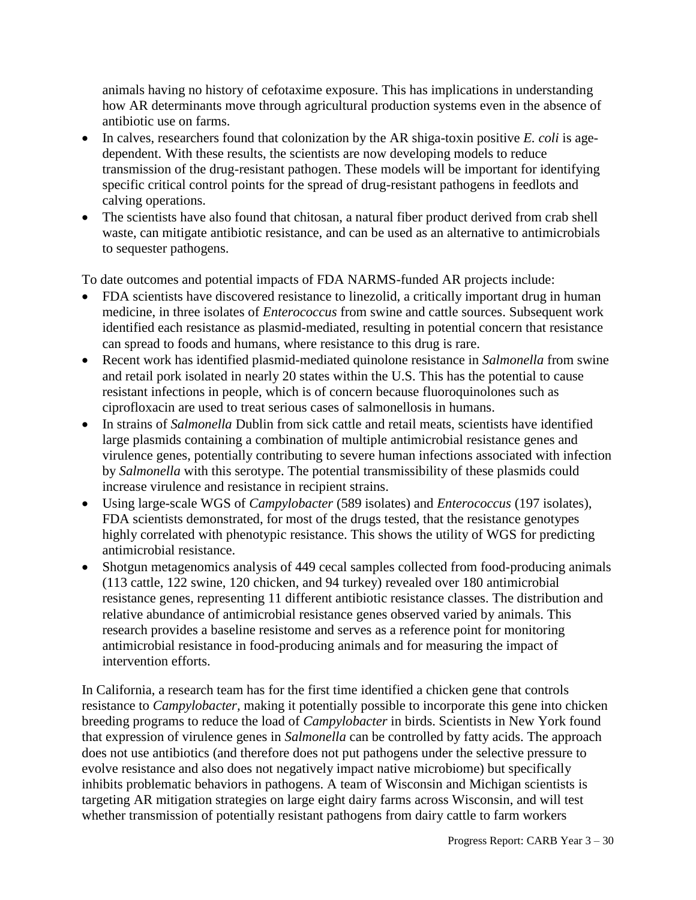animals having no history of cefotaxime exposure. This has implications in understanding how AR determinants move through agricultural production systems even in the absence of antibiotic use on farms.

- In calves, researchers found that colonization by the AR shiga-toxin positive *E. coli* is age-dependent. With these results, the scientists are now developing models to reduce transmission of the drug-resistant pathogen. These models will be important for identifying specific critical control points for the spread of drug-resistant pathogens in feedlots and calving operations.
- The scientists have also found that chitosan, a natural fiber product derived from crab shell waste, can mitigate antibiotic resistance, and can be used as an alternative to antimicrobials to sequester pathogens.

To date outcomes and potential impacts of FDA NARMS-funded AR projects include:

- FDA scientists have discovered resistance to linezolid, a critically important drug in human medicine, in three isolates of *Enterococcus* from swine and cattle sources. Subsequent work identified each resistance as plasmid-mediated, resulting in potential concern that resistance can spread to foods and humans, where resistance to this drug is rare.
- Recent work has identified plasmid-mediated quinolone resistance in *Salmonella* from swine and retail pork isolated in nearly 20 states within the U.S. This has the potential to cause resistant infections in people, which is of concern because fluoroquinolones such as ciprofloxacin are used to treat serious cases of salmonellosis in humans.
- In strains of *Salmonella* Dublin from sick cattle and retail meats, scientists have identified large plasmids containing a combination of multiple antimicrobial resistance genes and virulence genes, potentially contributing to severe human infections associated with infection by *Salmonella* with this serotype. The potential transmissibility of these plasmids could increase virulence and resistance in recipient strains.
- Using large-scale WGS of *Campylobacter* (589 isolates) and *Enterococcus* (197 isolates), FDA scientists demonstrated, for most of the drugs tested, that the resistance genotypes highly correlated with phenotypic resistance. This shows the utility of WGS for predicting antimicrobial resistance.
- Shotgun metagenomics analysis of 449 cecal samples collected from food-producing animals (113 cattle, 122 swine, 120 chicken, and 94 turkey) revealed over 180 antimicrobial resistance genes, representing 11 different antibiotic resistance classes. The distribution and relative abundance of antimicrobial resistance genes observed varied by animals. This research provides a baseline resistome and serves as a reference point for monitoring antimicrobial resistance in food-producing animals and for measuring the impact of intervention efforts.

In California, a research team has for the first time identified a chicken gene that controls resistance to *Campylobacter*, making it potentially possible to incorporate this gene into chicken breeding programs to reduce the load of *Campylobacter* in birds. Scientists in New York found that expression of virulence genes in *Salmonella* can be controlled by fatty acids. The approach does not use antibiotics (and therefore does not put pathogens under the selective pressure to evolve resistance and also does not negatively impact native microbiome) but specifically inhibits problematic behaviors in pathogens. A team of Wisconsin and Michigan scientists is targeting AR mitigation strategies on large eight dairy farms across Wisconsin, and will test whether transmission of potentially resistant pathogens from dairy cattle to farm workers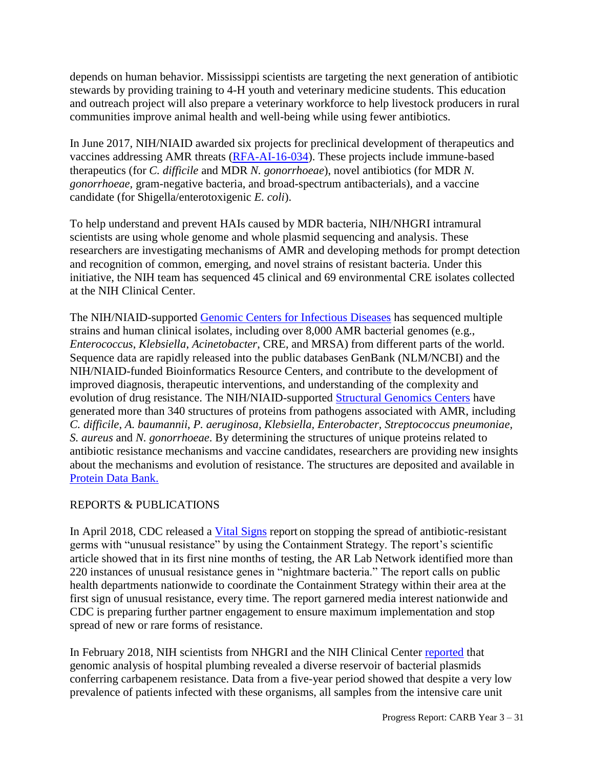depends on human behavior. Mississippi scientists are targeting the next generation of antibiotic stewards by providing training to 4-H youth and veterinary medicine students. This education and outreach project will also prepare a veterinary workforce to help livestock producers in rural communities improve animal health and well-being while using fewer antibiotics.

In June 2017, NIH/NIAID awarded six projects for preclinical development of therapeutics and vaccines addressing AMR threats (RFA-AI-16-034). These projects include immune-based therapeutics (for *C. difficile* and MDR *N. gonorrhoeae*), novel antibiotics (for MDR *N. gonorrhoeae*, gram-negative bacteria, and broad-spectrum antibacterials), and a vaccine candidate (for Shigella/enterotoxigenic *E. coli*).

To help understand and prevent HAIs caused by MDR bacteria, NIH/NHGRI intramural scientists are using whole genome and whole plasmid sequencing and analysis. These researchers are investigating mechanisms of AMR and developing methods for prompt detection and recognition of common, emerging, and novel strains of resistant bacteria. Under this initiative, the NIH team has sequenced 45 clinical and 69 environmental CRE isolates collected at the NIH Clinical Center.

The NIH/NIAID-supported Genomic Centers for Infectious Diseases has sequenced multiple strains and human clinical isolates, including over 8,000 AMR bacterial genomes (e.g., *Enterococcus*, *Klebsiella*, *Acinetobacter*, CRE, and MRSA) from different parts of the world. Sequence data are rapidly released into the public databases GenBank (NLM/NCBI) and the NIH/NIAID-funded Bioinformatics Resource Centers, and contribute to the development of improved diagnosis, therapeutic interventions, and understanding of the complexity and evolution of drug resistance. The NIH/NIAID-supported Structural Genomics Centers have generated more than 340 structures of proteins from pathogens associated with AMR, including *C. difficile*, *A. baumannii*, *P. aeruginosa, Klebsiella, Enterobacter, Streptococcus pneumoniae, S. aureus* and *N. gonorrhoeae*. By determining the structures of unique proteins related to antibiotic resistance mechanisms and vaccine candidates, researchers are providing new insights about the mechanisms and evolution of resistance. The structures are deposited and available in Protein Data Bank.

REPORTS & PUBLICATIONS

In April 2018, CDC released a Vital Signs report on stopping the spread of antibiotic-resistant germs with "unusual resistance" by using the Containment Strategy. The report's scientific article showed that in its first nine months of testing, the AR Lab Network identified more than 220 instances of unusual resistance genes in "nightmare bacteria." The report calls on public health departments nationwide to coordinate the Containment Strategy within their area at the first sign of unusual resistance, every time. The report garnered media interest nationwide and CDC is preparing further partner engagement to ensure maximum implementation and stop spread of new or rare forms of resistance.

In February 2018, NIH scientists from NHGRI and the NIH Clinical Center reported that genomic analysis of hospital plumbing revealed a diverse reservoir of bacterial plasmids conferring carbapenem resistance. Data from a five-year period showed that despite a very low prevalence of patients infected with these organisms, all samples from the intensive care unit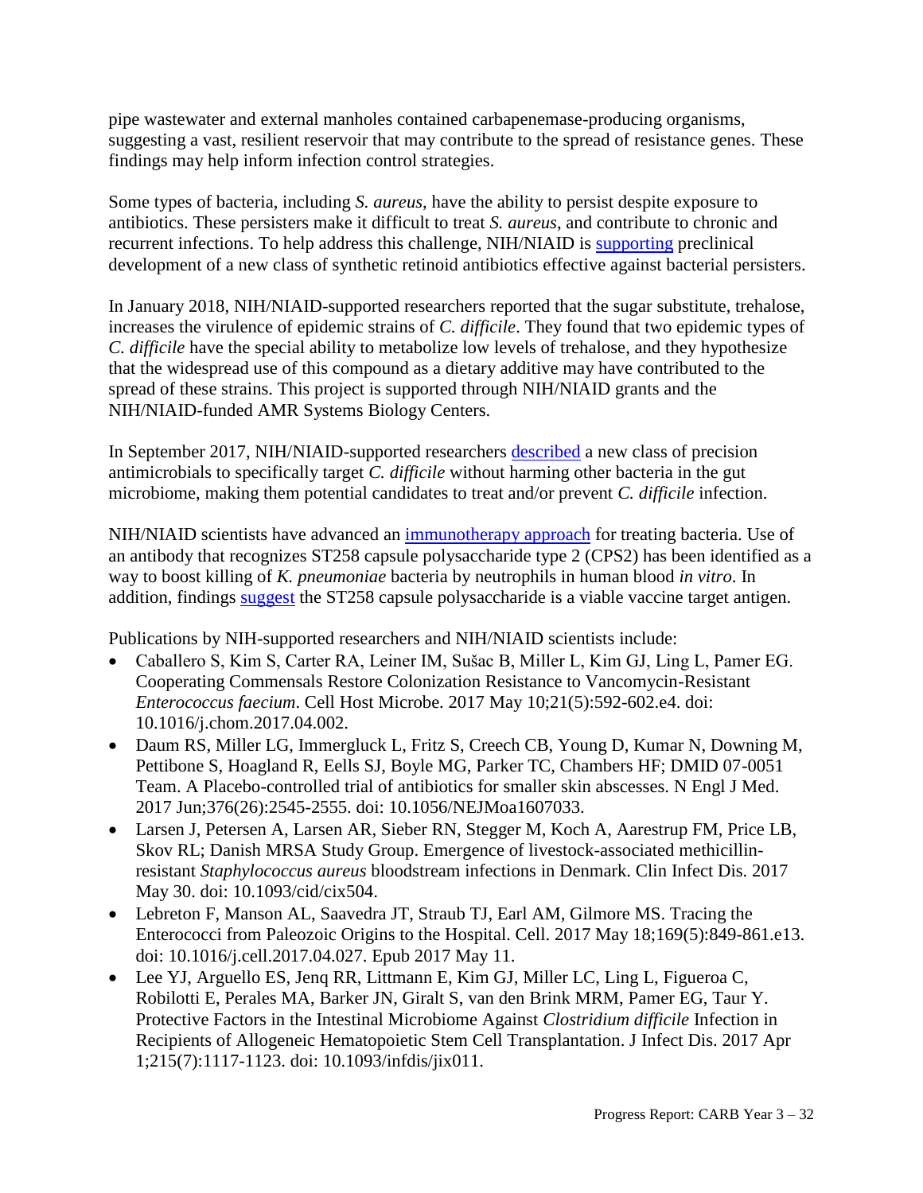pipe wastewater and external manholes contained carbapenemase-producing organisms, suggesting a vast, resilient reservoir that may contribute to the spread of resistance genes. These findings may help inform infection control strategies.

Some types of bacteria, including *S. aureus*, have the ability to persist despite exposure to antibiotics. These persisters make it difficult to treat *S. aureus*, and contribute to chronic and recurrent infections. To help address this challenge, NIH/NIAID is supporting preclinical development of a new class of synthetic retinoid antibiotics effective against bacterial persisters.

In January 2018, NIH/NIAID-supported researchers reported that the sugar substitute, trehalose, increases the virulence of epidemic strains of *C. difficile*. They found that two epidemic types of *C. difficile* have the special ability to metabolize low levels of trehalose, and they hypothesize that the widespread use of this compound as a dietary additive may have contributed to the spread of these strains. This project is supported through NIH/NIAID grants and the NIH/NIAID-funded AMR Systems Biology Centers.

In September 2017, NIH/NIAID-supported researchers described a new class of precision antimicrobials to specifically target *C. difficile* without harming other bacteria in the gut microbiome, making them potential candidates to treat and/or prevent *C. difficile* infection.

NIH/NIAID scientists have advanced an immunotherapy approach for treating bacteria. Use of an antibody that recognizes ST258 capsule polysaccharide type 2 (CPS2) has been identified as a way to boost killing of *K. pneumoniae* bacteria by neutrophils in human blood *in vitro*. In addition, findings suggest the ST258 capsule polysaccharide is a viable vaccine target antigen.

Publications by NIH-supported researchers and NIH/NIAID scientists include:

- Caballero S, Kim S, Carter RA, Leiner IM, Sušac B, Miller L, Kim GJ, Ling L, Pamer EG. Cooperating Commensals Restore Colonization Resistance to Vancomycin-Resistant *Enterococcus faecium*. Cell Host Microbe. 2017 May 10;21(5):592-602.e4. doi: 10.1016/j.chom.2017.04.002.
- Daum RS, Miller LG, Immergluck L, Fritz S, Creech CB, Young D, Kumar N, Downing M, Pettibone S, Hoagland R, Eells SJ, Boyle MG, Parker TC, Chambers HF; DMID 07-0051 Team. A Placebo-controlled trial of antibiotics for smaller skin abscesses. N Engl J Med. 2017 Jun;376(26):2545-2555. doi: 10.1056/NEJMoa1607033.
- Larsen J, Petersen A, Larsen AR, Sieber RN, Stegger M, Koch A, Aarestrup FM, Price LB, Skov RL; Danish MRSA Study Group. Emergence of livestock-associated methicillin-resistant *Staphylococcus aureus* bloodstream infections in Denmark. Clin Infect Dis. 2017 May 30. doi: 10.1093/cid/cix504.
- Lebreton F, Manson AL, Saavedra JT, Straub TJ, Earl AM, Gilmore MS. Tracing the Enterococci from Paleozoic Origins to the Hospital. Cell. 2017 May 18;169(5):849-861.e13. doi: 10.1016/j.cell.2017.04.027. Epub 2017 May 11.
- Lee YJ, Arguello ES, Jenq RR, Littmann E, Kim GJ, Miller LC, Ling L, Figueroa C, Robilotti E, Perales MA, Barker JN, Giralt S, van den Brink MRM, Pamer EG, Taur Y. Protective Factors in the Intestinal Microbiome Against *Clostridium difficile* Infection in Recipients of Allogeneic Hematopoietic Stem Cell Transplantation. J Infect Dis. 2017 Apr 1;215(7):1117-1123. doi: 10.1093/infdis/jix011.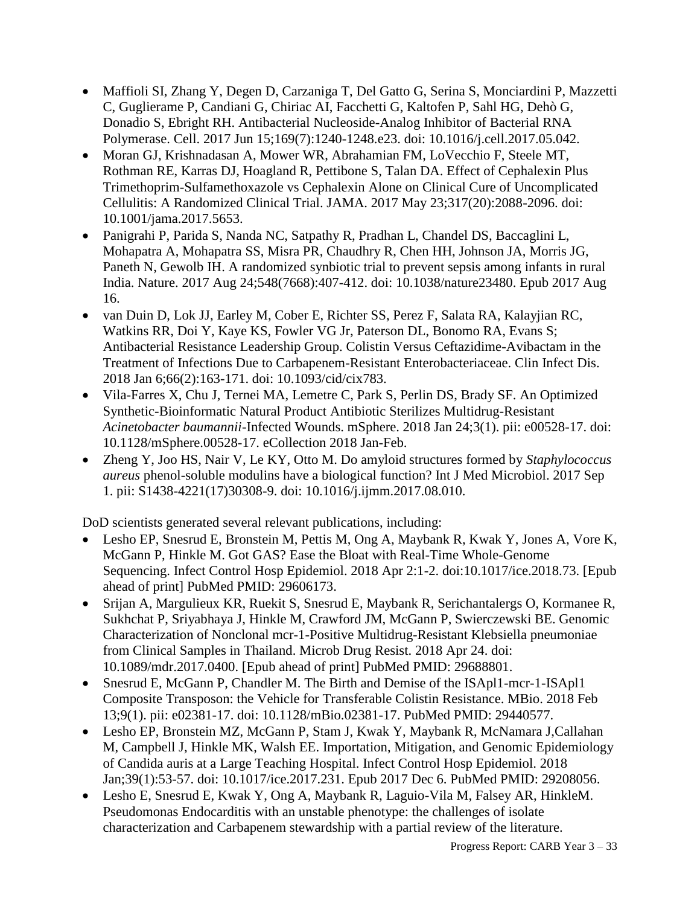- Maffioli SI, Zhang Y, Degen D, Carzaniga T, Del Gatto G, Serina S, Monciardini P, Mazzetti C, Guglierame P, Candiani G, Chiriac AI, Facchetti G, Kaltofen P, Sahl HG, Dehò G, Donadio S, Ebright RH. Antibacterial Nucleoside-Analog Inhibitor of Bacterial RNA Polymerase. Cell. 2017 Jun 15;169(7):1240-1248.e23. doi: 10.1016/j.cell.2017.05.042.
- Moran GJ, Krishnadasan A, Mower WR, Abrahamian FM, LoVecchio F, Steele MT, Rothman RE, Karras DJ, Hoagland R, Pettibone S, Talan DA. Effect of Cephalexin Plus Trimethoprim-Sulfamethoxazole vs Cephalexin Alone on Clinical Cure of Uncomplicated Cellulitis: A Randomized Clinical Trial. JAMA. 2017 May 23;317(20):2088-2096. doi: 10.1001/jama.2017.5653.
- Panigrahi P, Parida S, Nanda NC, Satpathy R, Pradhan L, Chandel DS, Baccaglini L, Mohapatra A, Mohapatra SS, Misra PR, Chaudhry R, Chen HH, Johnson JA, Morris JG, Paneth N, Gewolb IH. A randomized synbiotic trial to prevent sepsis among infants in rural India. Nature. 2017 Aug 24;548(7668):407-412. doi: 10.1038/nature23480. Epub 2017 Aug 16.
- van Duin D, Lok JJ, Earley M, Cober E, Richter SS, Perez F, Salata RA, Kalayjian RC, Watkins RR, Doi Y, Kaye KS, Fowler VG Jr, Paterson DL, Bonomo RA, Evans S; Antibacterial Resistance Leadership Group. Colistin Versus Ceftazidime-Avibactam in the Treatment of Infections Due to Carbapenem-Resistant Enterobacteriaceae. Clin Infect Dis. 2018 Jan 6;66(2):163-171. doi: 10.1093/cid/cix783.
- Vila-Farres X, Chu J, Ternei MA, Lemetre C, Park S, Perlin DS, Brady SF. An Optimized Synthetic-Bioinformatic Natural Product Antibiotic Sterilizes Multidrug-Resistant *Acinetobacter baumannii*-Infected Wounds. mSphere. 2018 Jan 24;3(1). pii: e00528-17. doi: 10.1128/mSphere.00528-17. eCollection 2018 Jan-Feb.
- Zheng Y, Joo HS, Nair V, Le KY, Otto M. Do amyloid structures formed by *Staphylococcus aureus* phenol-soluble modulins have a biological function? Int J Med Microbiol. 2017 Sep 1. pii: S1438-4221(17)30308-9. doi: 10.1016/j.ijmm.2017.08.010.

DoD scientists generated several relevant publications, including:

- Lesho EP, Snesrud E, Bronstein M, Pettis M, Ong A, Maybank R, Kwak Y, Jones A, Vore K, McGann P, Hinkle M. Got GAS? Ease the Bloat with Real-Time Whole-Genome Sequencing. Infect Control Hosp Epidemiol. 2018 Apr 2:1-2. doi:10.1017/ice.2018.73. [Epub ahead of print] PubMed PMID: 29606173.
- Srijan A, Margulieux KR, Ruekit S, Snesrud E, Maybank R, Serichantalergs O, Kormanee R, Sukhchat P, Sriyabhaya J, Hinkle M, Crawford JM, McGann P, Swierczewski BE. Genomic Characterization of Nonclonal mcr-1-Positive Multidrug-Resistant Klebsiella pneumoniae from Clinical Samples in Thailand. Microb Drug Resist. 2018 Apr 24. doi: 10.1089/mdr.2017.0400. [Epub ahead of print] PubMed PMID: 29688801.
- Snesrud E, McGann P, Chandler M. The Birth and Demise of the ISApl1-mcr-1-ISApl1 Composite Transposon: the Vehicle for Transferable Colistin Resistance. MBio. 2018 Feb 13;9(1). pii: e02381-17. doi: 10.1128/mBio.02381-17. PubMed PMID: 29440577.
- Lesho EP, Bronstein MZ, McGann P, Stam J, Kwak Y, Maybank R, McNamara J,Callahan M, Campbell J, Hinkle MK, Walsh EE. Importation, Mitigation, and Genomic Epidemiology of Candida auris at a Large Teaching Hospital. Infect Control Hosp Epidemiol. 2018 Jan;39(1):53-57. doi: 10.1017/ice.2017.231. Epub 2017 Dec 6. PubMed PMID: 29208056.
- Lesho E, Snesrud E, Kwak Y, Ong A, Maybank R, Laguio-Vila M, Falsey AR, HinkleM. Pseudomonas Endocarditis with an unstable phenotype: the challenges of isolate characterization and Carbapenem stewardship with a partial review of the literature.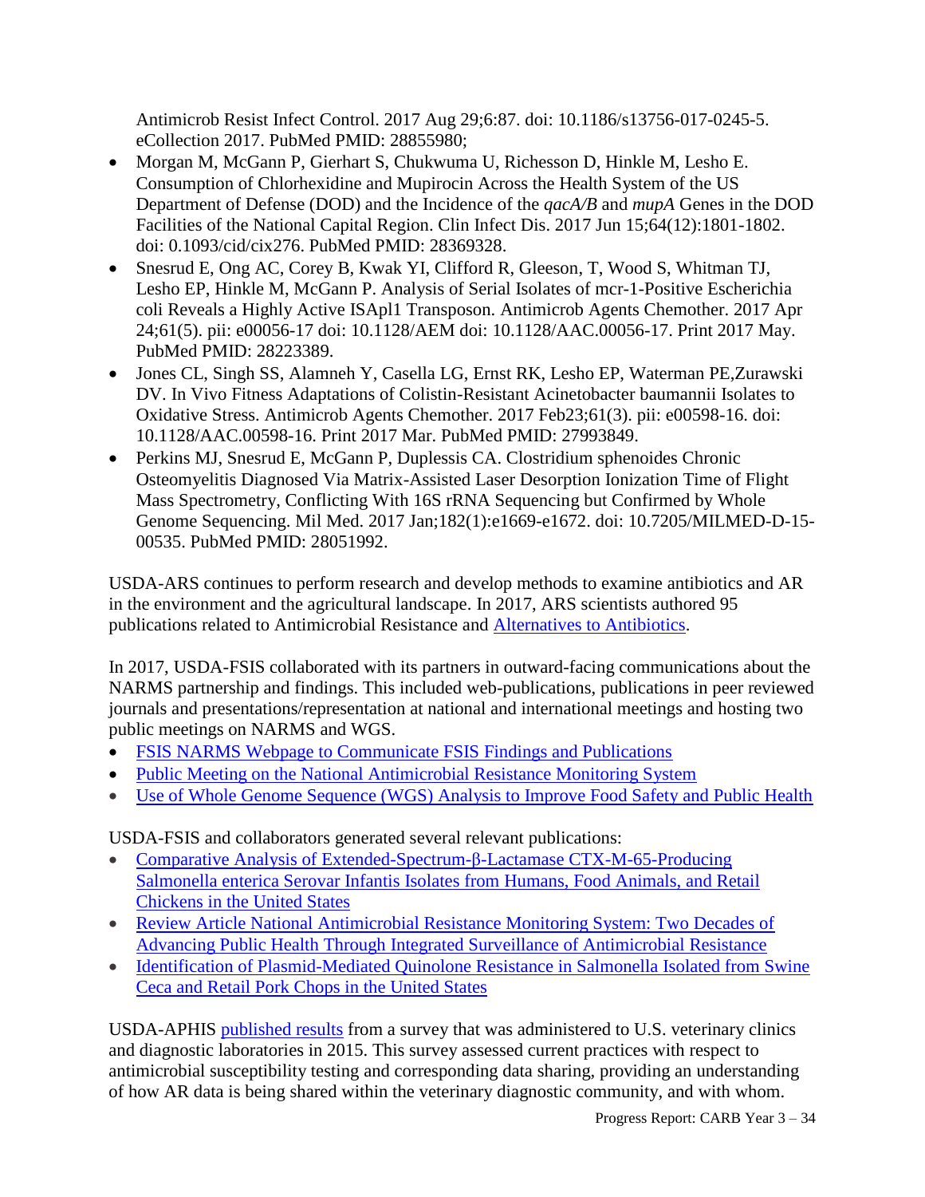Antimicrob Resist Infect Control. 2017 Aug 29;6:87. doi: 10.1186/s13756-017-0245-5. eCollection 2017. PubMed PMID: 28855980;

- Morgan M, McGann P, Gierhart S, Chukwuma U, Richesson D, Hinkle M, Lesho E. Consumption of Chlorhexidine and Mupirocin Across the Health System of the US Department of Defense (DOD) and the Incidence of the *qacA/B* and *mupA* Genes in the DOD Facilities of the National Capital Region. Clin Infect Dis. 2017 Jun 15;64(12):1801-1802. doi: 0.1093/cid/cix276. PubMed PMID: 28369328.
- Snesrud E, Ong AC, Corey B, Kwak YI, Clifford R, Gleeson, T, Wood S, Whitman TJ, Lesho EP, Hinkle M, McGann P. Analysis of Serial Isolates of mcr-1-Positive Escherichia coli Reveals a Highly Active ISApl1 Transposon. Antimicrob Agents Chemother. 2017 Apr 24;61(5). pii: e00056-17 doi: 10.1128/AEM doi: 10.1128/AAC.00056-17. Print 2017 May. PubMed PMID: 28223389.
- Jones CL, Singh SS, Alamneh Y, Casella LG, Ernst RK, Lesho EP, Waterman PE,Zurawski DV. In Vivo Fitness Adaptations of Colistin-Resistant Acinetobacter baumannii Isolates to Oxidative Stress. Antimicrob Agents Chemother. 2017 Feb23;61(3). pii: e00598-16. doi: 10.1128/AAC.00598-16. Print 2017 Mar. PubMed PMID: 27993849.
- Perkins MJ, Snesrud E, McGann P, Duplessis CA. Clostridium sphenoides Chronic Osteomyelitis Diagnosed Via Matrix-Assisted Laser Desorption Ionization Time of Flight Mass Spectrometry, Conflicting With 16S rRNA Sequencing but Confirmed by Whole Genome Sequencing. Mil Med. 2017 Jan;182(1):e1669-e1672. doi: 10.7205/MILMED-D-15-00535. PubMed PMID: 28051992.

USDA-ARS continues to perform research and develop methods to examine antibiotics and AR in the environment and the agricultural landscape. In 2017, ARS scientists authored 95 publications related to Antimicrobial Resistance and Alternatives to Antibiotics.

In 2017, USDA-FSIS collaborated with its partners in outward-facing communications about the NARMS partnership and findings. This included web-publications, publications in peer reviewed journals and presentations/representation at national and international meetings and hosting two public meetings on NARMS and WGS.

- FSIS NARMS Webpage to Communicate FSIS Findings and Publications
- Public Meeting on the National Antimicrobial Resistance Monitoring System
- Use of Whole Genome Sequence (WGS) Analysis to Improve Food Safety and Public Health

USDA-FSIS and collaborators generated several relevant publications:

- Comparative Analysis of Extended-Spectrum-β-Lactamase CTX-M-65-Producing Salmonella enterica Serovar Infantis Isolates from Humans, Food Animals, and Retail Chickens in the United States
- Review Article National Antimicrobial Resistance Monitoring System: Two Decades of Advancing Public Health Through Integrated Surveillance of Antimicrobial Resistance
- Identification of Plasmid-Mediated Quinolone Resistance in Salmonella Isolated from Swine Ceca and Retail Pork Chops in the United States

USDA-APHIS published results from a survey that was administered to U.S. veterinary clinics and diagnostic laboratories in 2015. This survey assessed current practices with respect to antimicrobial susceptibility testing and corresponding data sharing, providing an understanding of how AR data is being shared within the veterinary diagnostic community, and with whom.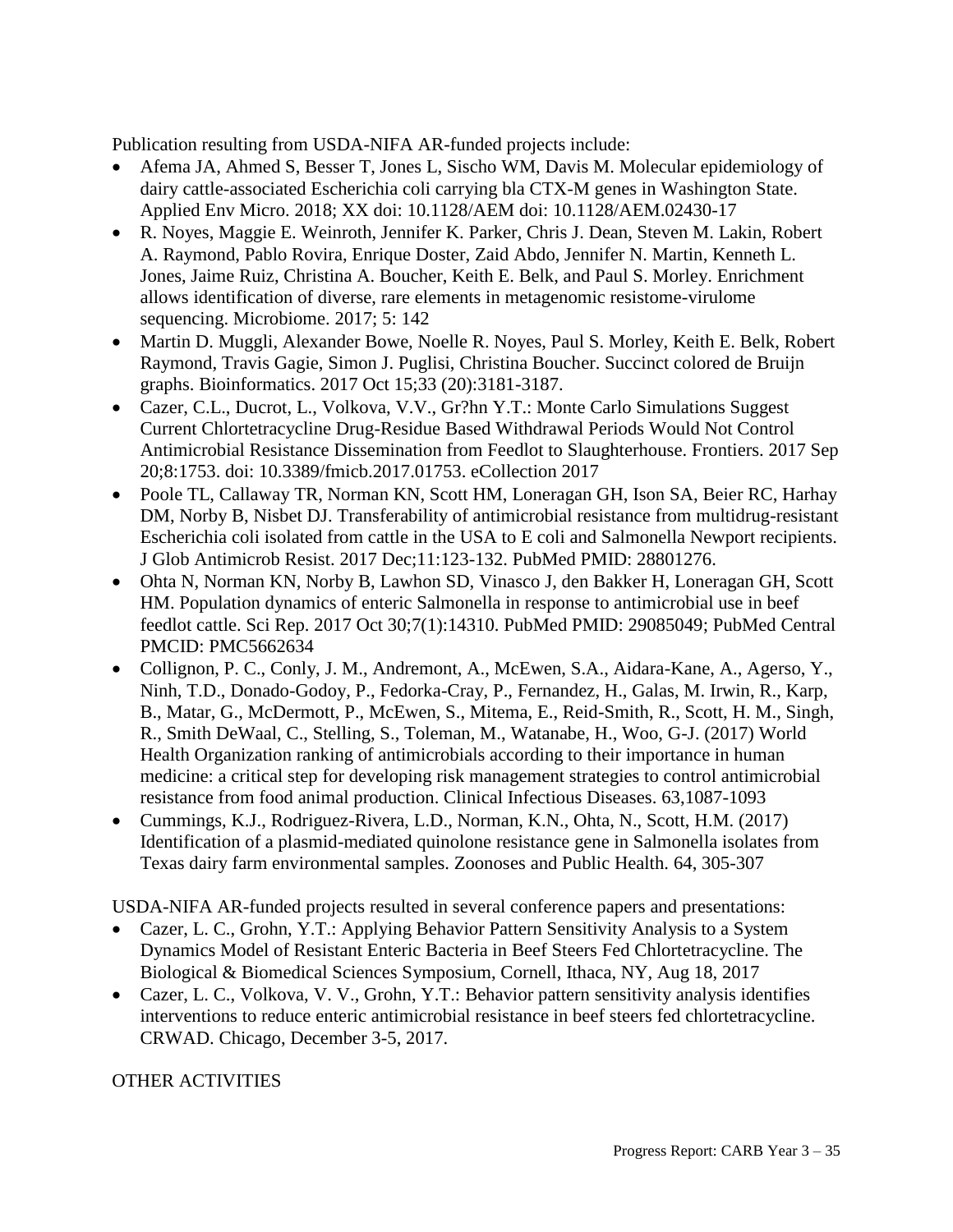Publication resulting from USDA-NIFA AR-funded projects include:

- Afema JA, Ahmed S, Besser T, Jones L, Sischo WM, Davis M. Molecular epidemiology of dairy cattle-associated Escherichia coli carrying bla CTX-M genes in Washington State. Applied Env Micro. 2018; XX doi: 10.1128/AEM doi: 10.1128/AEM.02430-17
- R. Noyes, Maggie E. Weinroth, Jennifer K. Parker, Chris J. Dean, Steven M. Lakin, Robert A. Raymond, Pablo Rovira, Enrique Doster, Zaid Abdo, Jennifer N. Martin, Kenneth L. Jones, Jaime Ruiz, Christina A. Boucher, Keith E. Belk, and Paul S. Morley. Enrichment allows identification of diverse, rare elements in metagenomic resistome-virulome sequencing. Microbiome. 2017; 5: 142
- Martin D. Muggli, Alexander Bowe, Noelle R. Noyes, Paul S. Morley, Keith E. Belk, Robert Raymond, Travis Gagie, Simon J. Puglisi, Christina Boucher. Succinct colored de Bruijn graphs. Bioinformatics. 2017 Oct 15;33 (20):3181-3187.
- Cazer, C.L., Ducrot, L., Volkova, V.V., Gr?hn Y.T.: Monte Carlo Simulations Suggest Current Chlortetracycline Drug-Residue Based Withdrawal Periods Would Not Control Antimicrobial Resistance Dissemination from Feedlot to Slaughterhouse. Frontiers. 2017 Sep 20;8:1753. doi: 10.3389/fmicb.2017.01753. eCollection 2017
- Poole TL, Callaway TR, Norman KN, Scott HM, Loneragan GH, Ison SA, Beier RC, Harhay DM, Norby B, Nisbet DJ. Transferability of antimicrobial resistance from multidrug-resistant Escherichia coli isolated from cattle in the USA to E coli and Salmonella Newport recipients. J Glob Antimicrob Resist. 2017 Dec;11:123-132. PubMed PMID: 28801276.
- Ohta N, Norman KN, Norby B, Lawhon SD, Vinasco J, den Bakker H, Loneragan GH, Scott HM. Population dynamics of enteric Salmonella in response to antimicrobial use in beef feedlot cattle. Sci Rep. 2017 Oct 30;7(1):14310. PubMed PMID: 29085049; PubMed Central PMCID: PMC5662634
- Collignon, P. C., Conly, J. M., Andremont, A., McEwen, S.A., Aidara-Kane, A., Agerso, Y., Ninh, T.D., Donado-Godoy, P., Fedorka-Cray, P., Fernandez, H., Galas, M. Irwin, R., Karp, B., Matar, G., McDermott, P., McEwen, S., Mitema, E., Reid-Smith, R., Scott, H. M., Singh, R., Smith DeWaal, C., Stelling, S., Toleman, M., Watanabe, H., Woo, G-J. (2017) World Health Organization ranking of antimicrobials according to their importance in human medicine: a critical step for developing risk management strategies to control antimicrobial resistance from food animal production. Clinical Infectious Diseases. 63,1087-1093
- Cummings, K.J., Rodriguez-Rivera, L.D., Norman, K.N., Ohta, N., Scott, H.M. (2017) Identification of a plasmid-mediated quinolone resistance gene in Salmonella isolates from Texas dairy farm environmental samples. Zoonoses and Public Health. 64, 305-307

USDA-NIFA AR-funded projects resulted in several conference papers and presentations:

- Cazer, L. C., Grohn, Y.T.: Applying Behavior Pattern Sensitivity Analysis to a System Dynamics Model of Resistant Enteric Bacteria in Beef Steers Fed Chlortetracycline. The Biological & Biomedical Sciences Symposium, Cornell, Ithaca, NY, Aug 18, 2017
- Cazer, L. C., Volkova, V. V., Grohn, Y.T.: Behavior pattern sensitivity analysis identifies interventions to reduce enteric antimicrobial resistance in beef steers fed chlortetracycline. CRWAD. Chicago, December 3-5, 2017.

OTHER ACTIVITIES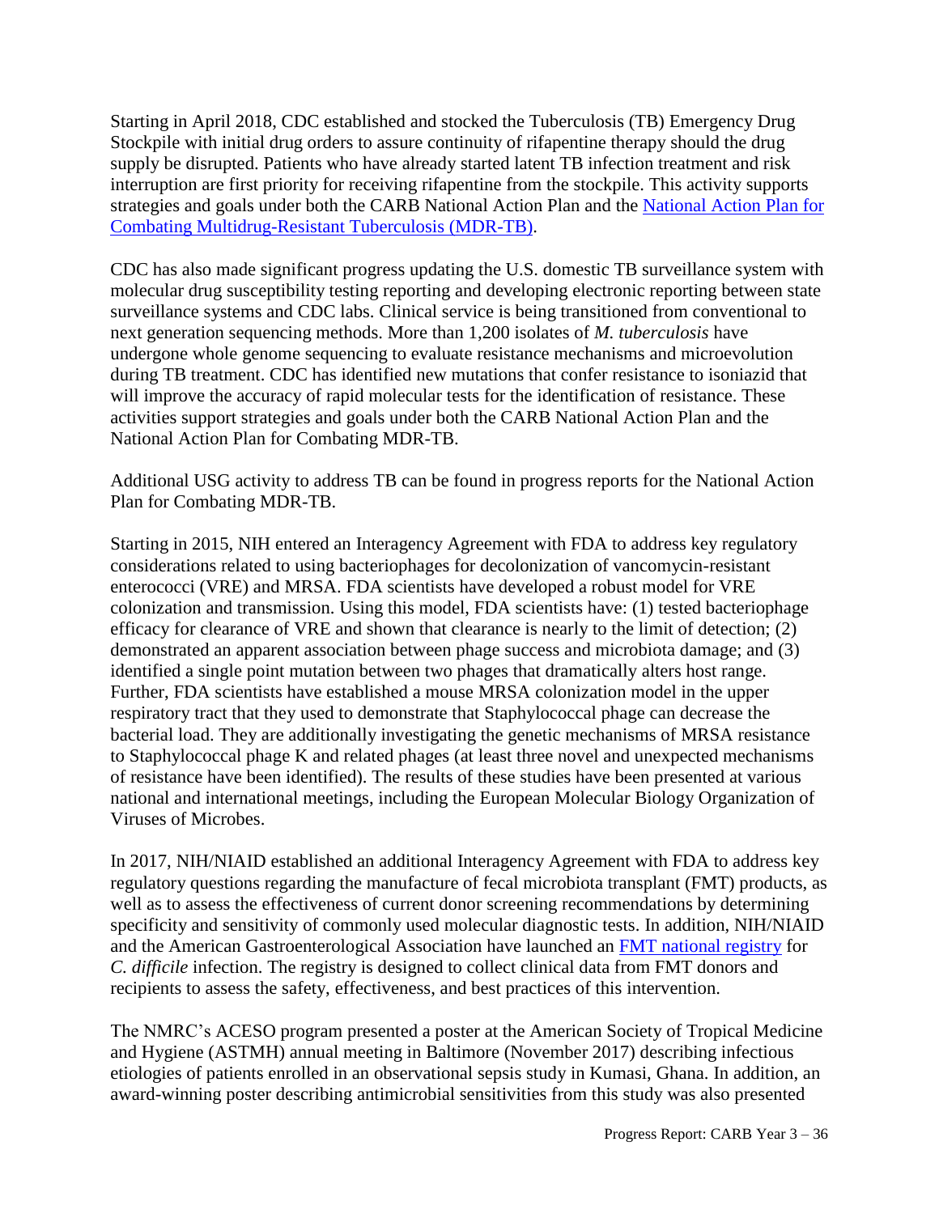Starting in April 2018, CDC established and stocked the Tuberculosis (TB) Emergency Drug Stockpile with initial drug orders to assure continuity of rifapentine therapy should the drug supply be disrupted. Patients who have already started latent TB infection treatment and risk interruption are first priority for receiving rifapentine from the stockpile. This activity supports strategies and goals under both the CARB National Action Plan and the [National Action Plan for Combating Multidrug-Resistant Tuberculosis (MDR-TB)](#).

CDC has also made significant progress updating the U.S. domestic TB surveillance system with molecular drug susceptibility testing reporting and developing electronic reporting between state surveillance systems and CDC labs. Clinical service is being transitioned from conventional to next generation sequencing methods. More than 1,200 isolates of *M. tuberculosis* have undergone whole genome sequencing to evaluate resistance mechanisms and microevolution during TB treatment. CDC has identified new mutations that confer resistance to isoniazid that will improve the accuracy of rapid molecular tests for the identification of resistance. These activities support strategies and goals under both the CARB National Action Plan and the National Action Plan for Combating MDR-TB.

Additional USG activity to address TB can be found in progress reports for the National Action Plan for Combating MDR-TB.

Starting in 2015, NIH entered an Interagency Agreement with FDA to address key regulatory considerations related to using bacteriophages for decolonization of vancomycin-resistant enterococci (VRE) and MRSA. FDA scientists have developed a robust model for VRE colonization and transmission. Using this model, FDA scientists have: (1) tested bacteriophage efficacy for clearance of VRE and shown that clearance is nearly to the limit of detection; (2) demonstrated an apparent association between phage success and microbiota damage; and (3) identified a single point mutation between two phages that dramatically alters host range. Further, FDA scientists have established a mouse MRSA colonization model in the upper respiratory tract that they used to demonstrate that Staphylococcal phage can decrease the bacterial load. They are additionally investigating the genetic mechanisms of MRSA resistance to Staphylococcal phage K and related phages (at least three novel and unexpected mechanisms of resistance have been identified). The results of these studies have been presented at various national and international meetings, including the European Molecular Biology Organization of Viruses of Microbes.

In 2017, NIH/NIAID established an additional Interagency Agreement with FDA to address key regulatory questions regarding the manufacture of fecal microbiota transplant (FMT) products, as well as to assess the effectiveness of current donor screening recommendations by determining specificity and sensitivity of commonly used molecular diagnostic tests. In addition, NIH/NIAID and the American Gastroenterological Association have launched an [FMT national registry](#) for *C. difficile* infection. The registry is designed to collect clinical data from FMT donors and recipients to assess the safety, effectiveness, and best practices of this intervention.

The NMRC's ACESO program presented a poster at the American Society of Tropical Medicine and Hygiene (ASTMH) annual meeting in Baltimore (November 2017) describing infectious etiologies of patients enrolled in an observational sepsis study in Kumasi, Ghana. In addition, an award-winning poster describing antimicrobial sensitivities from this study was also presented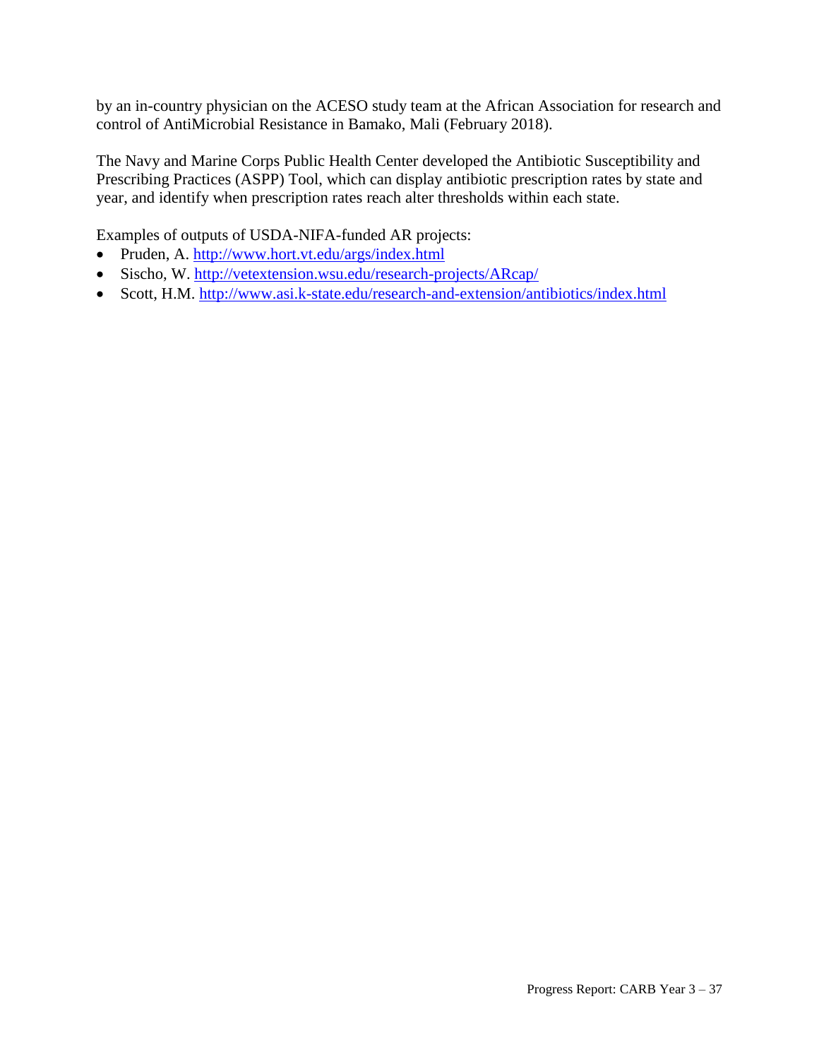by an in-country physician on the ACESO study team at the African Association for research and control of AntiMicrobial Resistance in Bamako, Mali (February 2018).

The Navy and Marine Corps Public Health Center developed the Antibiotic Susceptibility and Prescribing Practices (ASPP) Tool, which can display antibiotic prescription rates by state and year, and identify when prescription rates reach alter thresholds within each state.

Examples of outputs of USDA-NIFA-funded AR projects:

- Pruden, A. http://www.hort.vt.edu/args/index.html
- Sischo, W. http://vetextension.wsu.edu/research-projects/ARcap/
- Scott, H.M. http://www.asi.k-state.edu/research-and-extension/antibiotics/index.html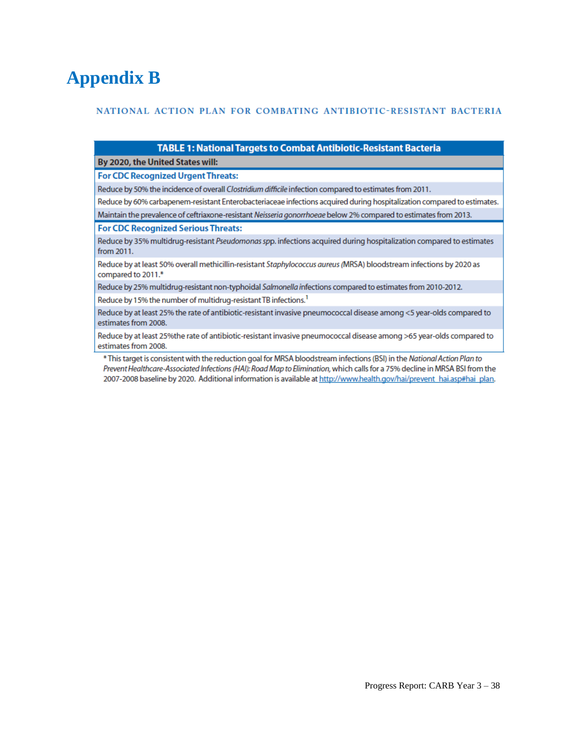# Appendix B

NATIONAL ACTION PLAN FOR COMBATING ANTIBIOTIC-RESISTANT BACTERIA

| TABLE 1: National Targets to Combat Antibiotic-Resistant Bacteria |
|---|
| **By 2020, the United States will:** |
| **For CDC Recognized Urgent Threats:** |
| Reduce by 50% the incidence of overall *Clostridium difficile* infection compared to estimates from 2011. |
| Reduce by 60% carbapenem-resistant Enterobacteriaceae infections acquired during hospitalization compared to estimates. |
| Maintain the prevalence of ceftriaxone-resistant *Neisseria gonorrhoeae* below 2% compared to estimates from 2013. |
| **For CDC Recognized Serious Threats:** |
| Reduce by 35% multidrug-resistant *Pseudomonas* spp. infections acquired during hospitalization compared to estimates from 2011. |
| Reduce by at least 50% overall methicillin-resistant *Staphylococcus aureus* (MRSA) bloodstream infections by 2020 as compared to 2011.* |
| Reduce by 25% multidrug-resistant non-typhoidal *Salmonella* infections compared to estimates from 2010-2012. |
| Reduce by 15% the number of multidrug-resistant TB infections.[1] |
| Reduce by at least 25% the rate of antibiotic-resistant invasive pneumococcal disease among <5 year-olds compared to estimates from 2008. |
| Reduce by at least 25%the rate of antibiotic-resistant invasive pneumococcal disease among >65 year-olds compared to estimates from 2008. |

* This target is consistent with the reduction goal for MRSA bloodstream infections (BSI) in the *National Action Plan to Prevent Healthcare-Associated Infections (HAI): Road Map to Elimination*, which calls for a 75% decline in MRSA BSI from the 2007-2008 baseline by 2020. Additional information is available at http://www.health.gov/hai/prevent_hai.asp#hai_plan.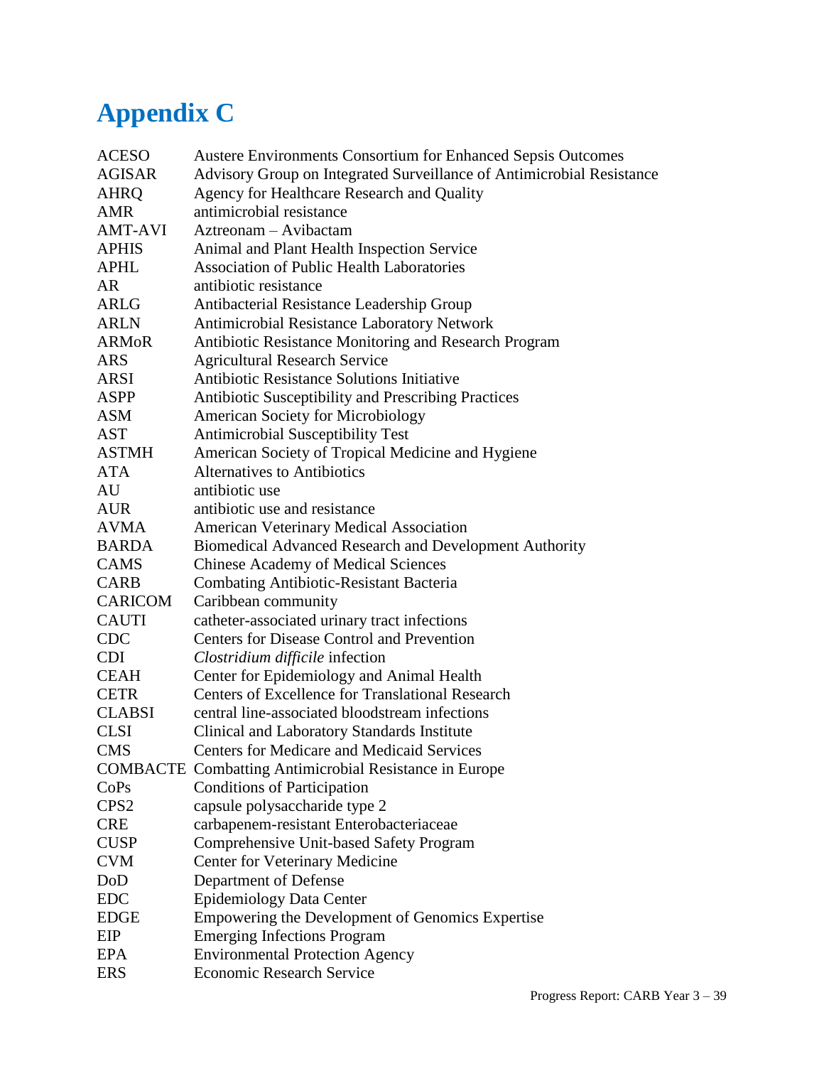# Appendix C

| | |
|---|---|
| ACESO | Austere Environments Consortium for Enhanced Sepsis Outcomes |
| AGISAR | Advisory Group on Integrated Surveillance of Antimicrobial Resistance |
| AHRQ | Agency for Healthcare Research and Quality |
| AMR | antimicrobial resistance |
| AMT-AVI | Aztreonam – Avibactam |
| APHIS | Animal and Plant Health Inspection Service |
| APHL | Association of Public Health Laboratories |
| AR | antibiotic resistance |
| ARLG | Antibacterial Resistance Leadership Group |
| ARLN | Antimicrobial Resistance Laboratory Network |
| ARMoR | Antibiotic Resistance Monitoring and Research Program |
| ARS | Agricultural Research Service |
| ARSI | Antibiotic Resistance Solutions Initiative |
| ASPP | Antibiotic Susceptibility and Prescribing Practices |
| ASM | American Society for Microbiology |
| AST | Antimicrobial Susceptibility Test |
| ASTMH | American Society of Tropical Medicine and Hygiene |
| ATA | Alternatives to Antibiotics |
| AU | antibiotic use |
| AUR | antibiotic use and resistance |
| AVMA | American Veterinary Medical Association |
| BARDA | Biomedical Advanced Research and Development Authority |
| CAMS | Chinese Academy of Medical Sciences |
| CARB | Combating Antibiotic-Resistant Bacteria |
| CARICOM | Caribbean community |
| CAUTI | catheter-associated urinary tract infections |
| CDC | Centers for Disease Control and Prevention |
| CDI | *Clostridium difficile* infection |
| CEAH | Center for Epidemiology and Animal Health |
| CETR | Centers of Excellence for Translational Research |
| CLABSI | central line-associated bloodstream infections |
| CLSI | Clinical and Laboratory Standards Institute |
| CMS | Centers for Medicare and Medicaid Services |
| COMBACTE | Combatting Antimicrobial Resistance in Europe |
| CoPs | Conditions of Participation |
| CPS2 | capsule polysaccharide type 2 |
| CRE | carbapenem-resistant Enterobacteriaceae |
| CUSP | Comprehensive Unit-based Safety Program |
| CVM | Center for Veterinary Medicine |
| DoD | Department of Defense |
| EDC | Epidemiology Data Center |
| EDGE | Empowering the Development of Genomics Expertise |
| EIP | Emerging Infections Program |
| EPA | Environmental Protection Agency |
| ERS | Economic Research Service |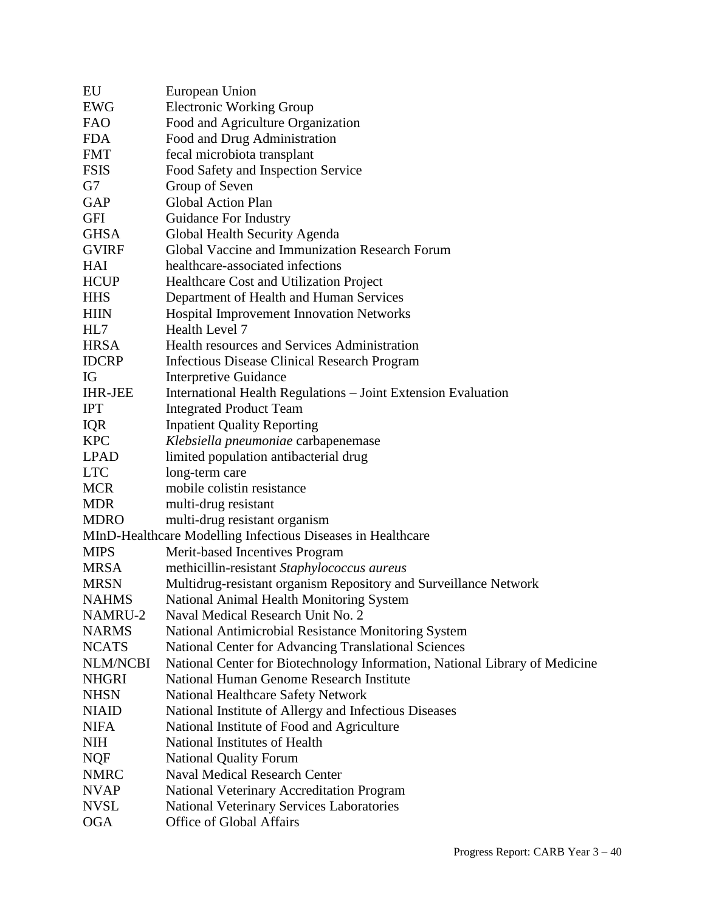| | |
|---|---|
| EU | European Union |
| EWG | Electronic Working Group |
| FAO | Food and Agriculture Organization |
| FDA | Food and Drug Administration |
| FMT | fecal microbiota transplant |
| FSIS | Food Safety and Inspection Service |
| G7 | Group of Seven |
| GAP | Global Action Plan |
| GFI | Guidance For Industry |
| GHSA | Global Health Security Agenda |
| GVIRF | Global Vaccine and Immunization Research Forum |
| HAI | healthcare-associated infections |
| HCUP | Healthcare Cost and Utilization Project |
| HHS | Department of Health and Human Services |
| HIIN | Hospital Improvement Innovation Networks |
| HL7 | Health Level 7 |
| HRSA | Health resources and Services Administration |
| IDCRP | Infectious Disease Clinical Research Program |
| IG | Interpretive Guidance |
| IHR-JEE | International Health Regulations – Joint Extension Evaluation |
| IPT | Integrated Product Team |
| IQR | Inpatient Quality Reporting |
| KPC | *Klebsiella pneumoniae* carbapenemase |
| LPAD | limited population antibacterial drug |
| LTC | long-term care |
| MCR | mobile colistin resistance |
| MDR | multi-drug resistant |
| MDRO | multi-drug resistant organism |
| MInD-Healthcare | Modelling Infectious Diseases in Healthcare |
| MIPS | Merit-based Incentives Program |
| MRSA | methicillin-resistant *Staphylococcus aureus* |
| MRSN | Multidrug-resistant organism Repository and Surveillance Network |
| NAHMS | National Animal Health Monitoring System |
| NAMRU-2 | Naval Medical Research Unit No. 2 |
| NARMS | National Antimicrobial Resistance Monitoring System |
| NCATS | National Center for Advancing Translational Sciences |
| NLM/NCBI | National Center for Biotechnology Information, National Library of Medicine |
| NHGRI | National Human Genome Research Institute |
| NHSN | National Healthcare Safety Network |
| NIAID | National Institute of Allergy and Infectious Diseases |
| NIFA | National Institute of Food and Agriculture |
| NIH | National Institutes of Health |
| NQF | National Quality Forum |
| NMRC | Naval Medical Research Center |
| NVAP | National Veterinary Accreditation Program |
| NVSL | National Veterinary Services Laboratories |
| OGA | Office of Global Affairs |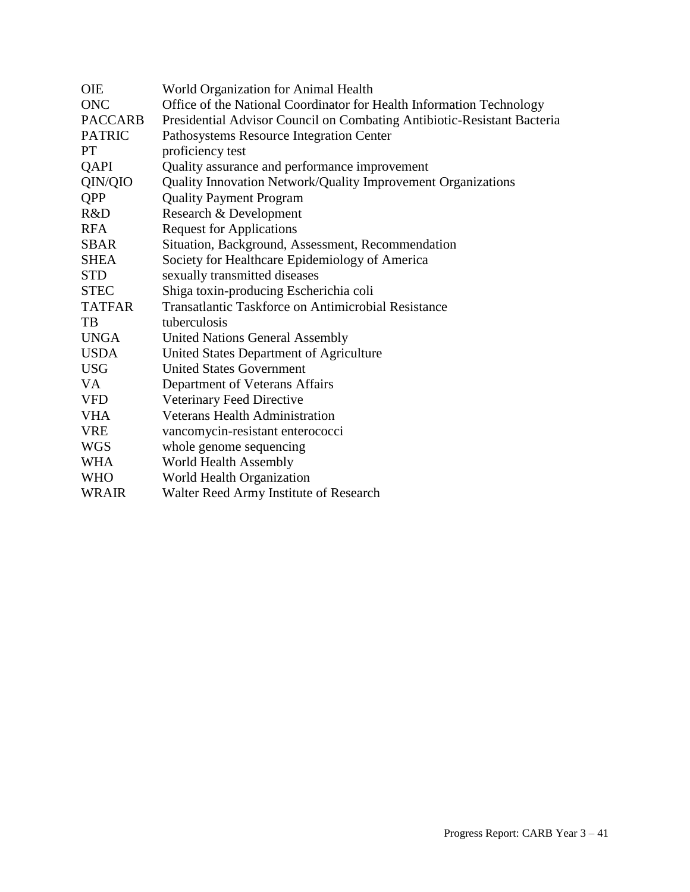| | |
|---|---|
| OIE | World Organization for Animal Health |
| ONC | Office of the National Coordinator for Health Information Technology |
| PACCARB | Presidential Advisor Council on Combating Antibiotic-Resistant Bacteria |
| PATRIC | Pathosystems Resource Integration Center |
| PT | proficiency test |
| QAPI | Quality assurance and performance improvement |
| QIN/QIO | Quality Innovation Network/Quality Improvement Organizations |
| QPP | Quality Payment Program |
| R&D | Research & Development |
| RFA | Request for Applications |
| SBAR | Situation, Background, Assessment, Recommendation |
| SHEA | Society for Healthcare Epidemiology of America |
| STD | sexually transmitted diseases |
| STEC | Shiga toxin-producing Escherichia coli |
| TATFAR | Transatlantic Taskforce on Antimicrobial Resistance |
| TB | tuberculosis |
| UNGA | United Nations General Assembly |
| USDA | United States Department of Agriculture |
| USG | United States Government |
| VA | Department of Veterans Affairs |
| VFD | Veterinary Feed Directive |
| VHA | Veterans Health Administration |
| VRE | vancomycin-resistant enterococci |
| WGS | whole genome sequencing |
| WHA | World Health Assembly |
| WHO | World Health Organization |
| WRAIR | Walter Reed Army Institute of Research |